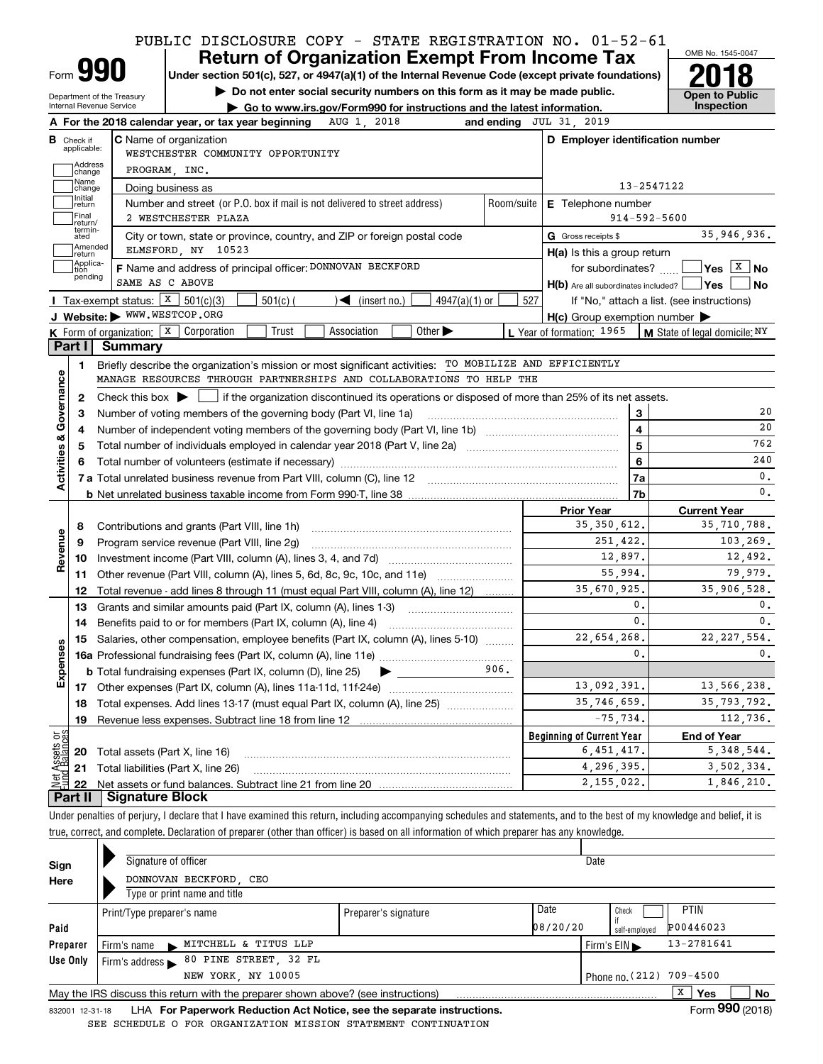PUBLIC DISCLOSURE COPY - STATE REGISTRATION NO. 01-52-61

# Form 990 — Return of Organization Exempt From Income Tax (2018)

Under section 501(c), 527, or 4947(a)(1) of the Internal Revenue Code (except private foundations)

▶ Do not enter social security numbers on this form as it may be made public.

▶ Go to www.irs.gov/Form990 for instructions and the latest information.

Department of the Treasury, Internal Revenue Service — OMB No. 1545-0047 — Open to Public Inspection

**A** For the 2018 calendar year, or tax year beginning AUG 1, 2018 and ending JUL 31, 2019

**B** Check if applicable: Address change / Name change / Initial return / Final return/terminated / Amended return / Application pending

**C** Name of organization: WESTCHESTER COMMUNITY OPPORTUNITY PROGRAM, INC.

Doing business as

Number and street (or P.O. box if mail is not delivered to street address): 2 WESTCHESTER PLAZA — Room/suite

City or town, state or province, country, and ZIP or foreign postal code: ELMSFORD, NY 10523

**D** Employer identification number: 13-2547122

**E** Telephone number: 914-592-5600

**G** Gross receipts $ 35,946,936.

**F** Name and address of principal officer: DONNOVAN BECKFORD, SAME AS C ABOVE

**H(a)** Is this a group return for subordinates? ☐ Yes ☒ No

**H(b)** Are all subordinates included? ☐ Yes ☐ No — If "No," attach a list. (see instructions)

**H(c)** Group exemption number ▶

**I** Tax-exempt status: ☒ 501(c)(3) ☐ 501(c)( ) ◀ (insert no.) ☐ 4947(a)(1) or ☐ 527

**J** Website: ▶ WWW.WESTCOP.ORG

**K** Form of organization: ☒ Corporation ☐ Trust ☐ Association ☐ Other ▶

**L** Year of formation: 1965 **M** State of legal domicile: NY

## Part I Summary

### Activities & Governance

1 Briefly describe the organization's mission or most significant activities: TO MOBILIZE AND EFFICIENTLY MANAGE RESOURCES THROUGH PARTNERSHIPS AND COLLABORATIONS TO HELP THE

2 Check this box ▶ ☐ if the organization discontinued its operations or disposed of more than 25% of its net assets.

| Line | Description | | Value |
|---|---|---|---|
| 3 | Number of voting members of the governing body (Part VI, line 1a) | 3 | 20 |
| 4 | Number of independent voting members of the governing body (Part VI, line 1b) | 4 | 20 |
| 5 | Total number of individuals employed in calendar year 2018 (Part V, line 2a) | 5 | 762 |
| 6 | Total number of volunteers (estimate if necessary) | 6 | 240 |
| 7a | Total unrelated business revenue from Part VIII, column (C), line 12 | 7a | 0. |
| 7b | Net unrelated business taxable income from Form 990-T, line 38 | 7b | 0. |

### Revenue / Expenses / Net Assets

| Line | Description | Prior Year | Current Year |
|---|---|---|---|
| 8 | Contributions and grants (Part VIII, line 1h) | 35,350,612. | 35,710,788. |
| 9 | Program service revenue (Part VIII, line 2g) | 251,422. | 103,269. |
| 10 | Investment income (Part VIII, column (A), lines 3, 4, and 7d) | 12,897. | 12,492. |
| 11 | Other revenue (Part VIII, column (A), lines 5, 6d, 8c, 9c, 10c, and 11e) | 55,994. | 79,979. |
| 12 | Total revenue - add lines 8 through 11 (must equal Part VIII, column (A), line 12) | 35,670,925. | 35,906,528. |
| 13 | Grants and similar amounts paid (Part IX, column (A), lines 1-3) | 0. | 0. |
| 14 | Benefits paid to or for members (Part IX, column (A), line 4) | 0. | 0. |
| 15 | Salaries, other compensation, employee benefits (Part IX, column (A), lines 5-10) | 22,654,268. | 22,227,554. |
| 16a | Professional fundraising fees (Part IX, column (A), line 11e) | 0. | 0. |
| b | Total fundraising expenses (Part IX, column (D), line 25) ▶ 906. | | |
| 17 | Other expenses (Part IX, column (A), lines 11a-11d, 11f-24e) | 13,092,391. | 13,566,238. |
| 18 | Total expenses. Add lines 13-17 (must equal Part IX, column (A), line 25) | 35,746,659. | 35,793,792. |
| 19 | Revenue less expenses. Subtract line 18 from line 12 | -75,734. | 112,736. |

| Line | Description | Beginning of Current Year | End of Year |
|---|---|---|---|
| 20 | Total assets (Part X, line 16) | 6,451,417. | 5,348,544. |
| 21 | Total liabilities (Part X, line 26) | 4,296,395. | 3,502,334. |
| 22 | Net assets or fund balances. Subtract line 21 from line 20 | 2,155,022. | 1,846,210. |

## Part II Signature Block

Under penalties of perjury, I declare that I have examined this return, including accompanying schedules and statements, and to the best of my knowledge and belief, it is true, correct, and complete. Declaration of preparer (other than officer) is based on all information of which preparer has any knowledge.

**Sign Here**

Signature of officer — Date

DONNOVAN BECKFORD, CEO

Type or print name and title

**Paid Preparer Use Only**

| Print/Type preparer's name | Preparer's signature | Date | Check if self-employed | PTIN |
|---|---|---|---|---|
| | | 08/20/20 | ☐ | P00446023 |

Firm's name ▶ MITCHELL & TITUS LLP — Firm's EIN ▶ 13-2781641

Firm's address ▶ 80 PINE STREET, 32 FL, NEW YORK, NY 10005 — Phone no. (212) 709-4500

May the IRS discuss this return with the preparer shown above? (see instructions) ☒ Yes ☐ No

832001 12-31-18 LHA For Paperwork Reduction Act Notice, see the separate instructions. Form 990 (2018)

SEE SCHEDULE O FOR ORGANIZATION MISSION STATEMENT CONTINUATION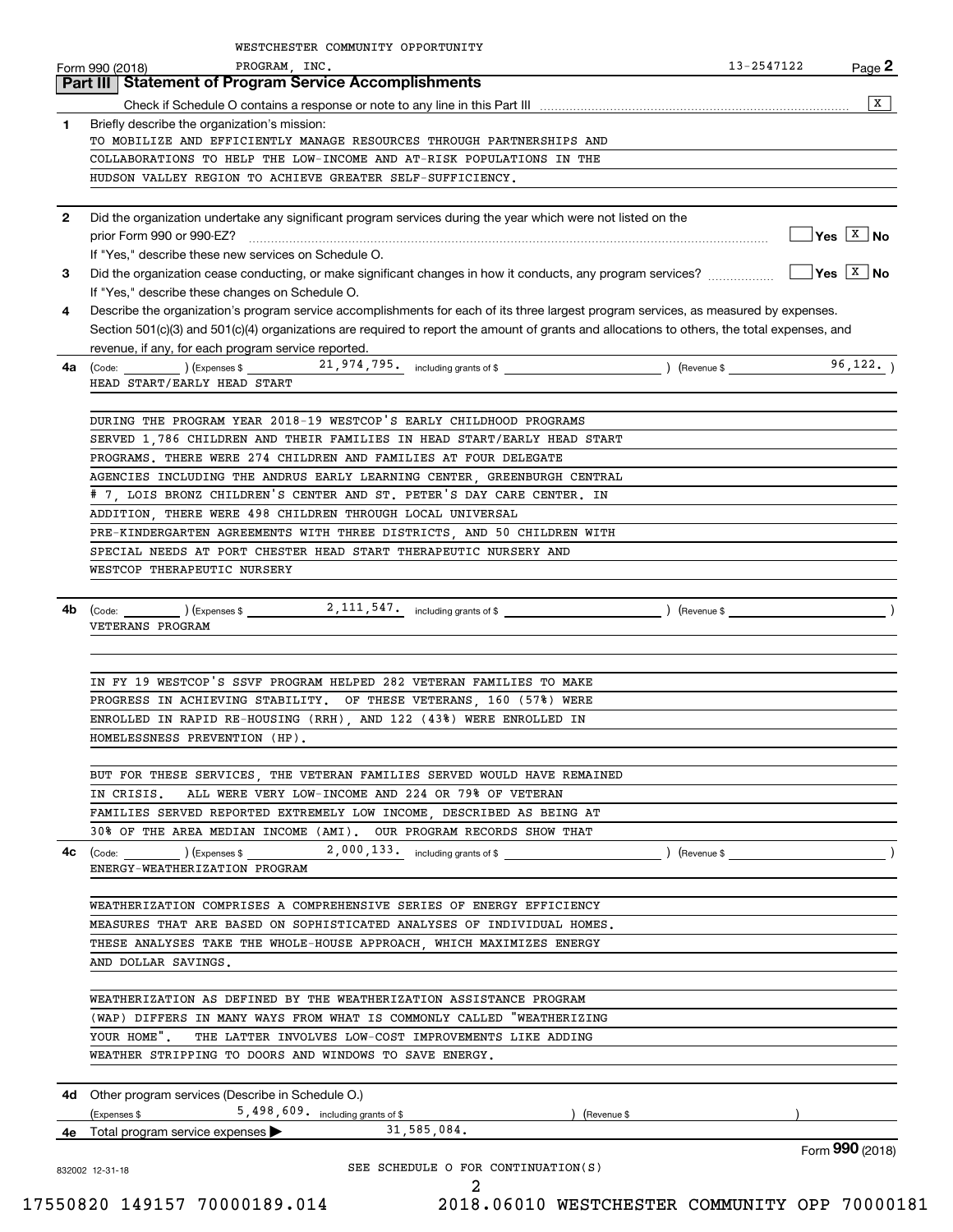WESTCHESTER COMMUNITY OPPORTUNITY PROGRAM, INC. 13-2547122

## Part III Statement of Program Service Accomplishments

Check if Schedule O contains a response or note to any line in this Part III [X]

**1** Briefly describe the organization's mission:

TO MOBILIZE AND EFFICIENTLY MANAGE RESOURCES THROUGH PARTNERSHIPS AND COLLABORATIONS TO HELP THE LOW-INCOME AND AT-RISK POPULATIONS IN THE HUDSON VALLEY REGION TO ACHIEVE GREATER SELF-SUFFICIENCY.

**2** Did the organization undertake any significant program services during the year which were not listed on the prior Form 990 or 990-EZ? [ ] Yes [X] No

If "Yes," describe these new services on Schedule O.

**3** Did the organization cease conducting, or make significant changes in how it conducts, any program services? [ ] Yes [X] No

If "Yes," describe these changes on Schedule O.

**4** Describe the organization's program service accomplishments for each of its three largest program services, as measured by expenses. Section 501(c)(3) and 501(c)(4) organizations are required to report the amount of grants and allocations to others, the total expenses, and revenue, if any, for each program service reported.

**4a** (Code: ) (Expenses $ 21,974,795. including grants of $ ) (Revenue $ 96,122. )

HEAD START/EARLY HEAD START

DURING THE PROGRAM YEAR 2018-19 WESTCOP'S EARLY CHILDHOOD PROGRAMS SERVED 1,786 CHILDREN AND THEIR FAMILIES IN HEAD START/EARLY HEAD START PROGRAMS. THERE WERE 274 CHILDREN AND FAMILIES AT FOUR DELEGATE AGENCIES INCLUDING THE ANDRUS EARLY LEARNING CENTER, GREENBURGH CENTRAL # 7, LOIS BRONZ CHILDREN'S CENTER AND ST. PETER'S DAY CARE CENTER. IN ADDITION, THERE WERE 498 CHILDREN THROUGH LOCAL UNIVERSAL PRE-KINDERGARTEN AGREEMENTS WITH THREE DISTRICTS, AND 50 CHILDREN WITH SPECIAL NEEDS AT PORT CHESTER HEAD START THERAPEUTIC NURSERY AND WESTCOP THERAPEUTIC NURSERY

**4b** (Code: ) (Expenses $ 2,111,547. including grants of $ ) (Revenue $ )

VETERANS PROGRAM

IN FY 19 WESTCOP'S SSVF PROGRAM HELPED 282 VETERAN FAMILIES TO MAKE PROGRESS IN ACHIEVING STABILITY. OF THESE VETERANS, 160 (57%) WERE ENROLLED IN RAPID RE-HOUSING (RRH), AND 122 (43%) WERE ENROLLED IN HOMELESSNESS PREVENTION (HP).

BUT FOR THESE SERVICES, THE VETERAN FAMILIES SERVED WOULD HAVE REMAINED IN CRISIS. ALL WERE VERY LOW-INCOME AND 224 OR 79% OF VETERAN FAMILIES SERVED REPORTED EXTREMELY LOW INCOME, DESCRIBED AS BEING AT 30% OF THE AREA MEDIAN INCOME (AMI). OUR PROGRAM RECORDS SHOW THAT

**4c** (Code: ) (Expenses $ 2,000,133. including grants of $ ) (Revenue $ )

ENERGY-WEATHERIZATION PROGRAM

WEATHERIZATION COMPRISES A COMPREHENSIVE SERIES OF ENERGY EFFICIENCY MEASURES THAT ARE BASED ON SOPHISTICATED ANALYSES OF INDIVIDUAL HOMES. THESE ANALYSES TAKE THE WHOLE-HOUSE APPROACH, WHICH MAXIMIZES ENERGY AND DOLLAR SAVINGS.

WEATHERIZATION AS DEFINED BY THE WEATHERIZATION ASSISTANCE PROGRAM (WAP) DIFFERS IN MANY WAYS FROM WHAT IS COMMONLY CALLED "WEATHERIZING YOUR HOME". THE LATTER INVOLVES LOW-COST IMPROVEMENTS LIKE ADDING WEATHER STRIPPING TO DOORS AND WINDOWS TO SAVE ENERGY.

**4d** Other program services (Describe in Schedule O.)

(Expenses $ 5,498,609. including grants of $ ) (Revenue $ )

**4e** Total program service expenses ▶ 31,585,084.

SEE SCHEDULE O FOR CONTINUATION(S)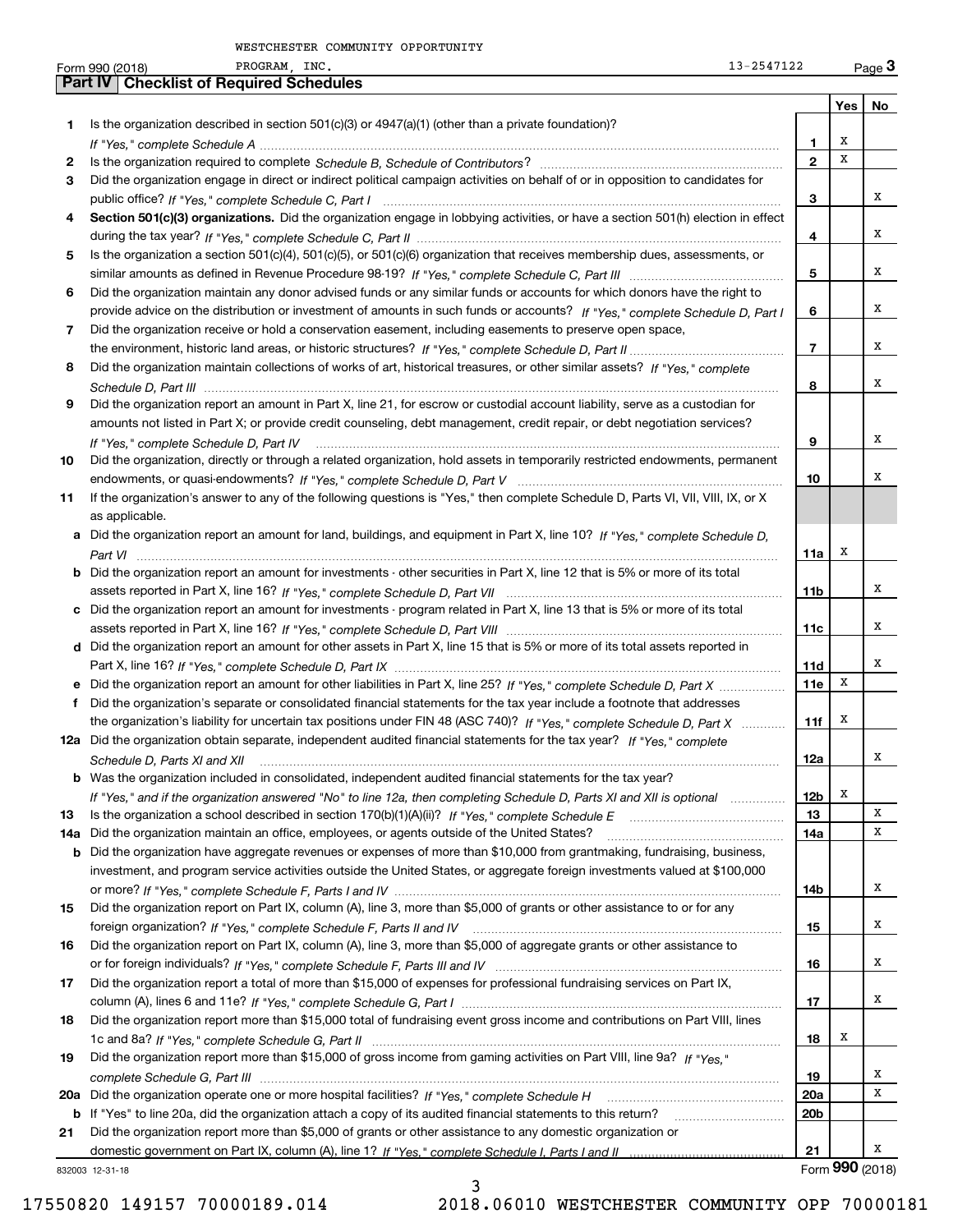WESTCHESTER COMMUNITY OPPORTUNITY PROGRAM, INC. 13-2547122

Form 990 (2018) Page **3**

## Part IV Checklist of Required Schedules

| | | | Yes | No |
|---|---|---|---|---|
| **1** | Is the organization described in section 501(c)(3) or 4947(a)(1) (other than a private foundation)? *If "Yes," complete Schedule A* | **1** | X | |
| **2** | Is the organization required to complete *Schedule B, Schedule of Contributors*? | **2** | X | |
| **3** | Did the organization engage in direct or indirect political campaign activities on behalf of or in opposition to candidates for public office? *If "Yes," complete Schedule C, Part I* | **3** | | X |
| **4** | **Section 501(c)(3) organizations.** Did the organization engage in lobbying activities, or have a section 501(h) election in effect during the tax year? *If "Yes," complete Schedule C, Part II* | **4** | | X |
| **5** | Is the organization a section 501(c)(4), 501(c)(5), or 501(c)(6) organization that receives membership dues, assessments, or similar amounts as defined in Revenue Procedure 98-19? *If "Yes," complete Schedule C, Part III* | **5** | | X |
| **6** | Did the organization maintain any donor advised funds or any similar funds or accounts for which donors have the right to provide advice on the distribution or investment of amounts in such funds or accounts? *If "Yes," complete Schedule D, Part I* | **6** | | X |
| **7** | Did the organization receive or hold a conservation easement, including easements to preserve open space, the environment, historic land areas, or historic structures? *If "Yes," complete Schedule D, Part II* | **7** | | X |
| **8** | Did the organization maintain collections of works of art, historical treasures, or other similar assets? *If "Yes," complete Schedule D, Part III* | **8** | | X |
| **9** | Did the organization report an amount in Part X, line 21, for escrow or custodial account liability, serve as a custodian for amounts not listed in Part X; or provide credit counseling, debt management, credit repair, or debt negotiation services? *If "Yes," complete Schedule D, Part IV* | **9** | | X |
| **10** | Did the organization, directly or through a related organization, hold assets in temporarily restricted endowments, permanent endowments, or quasi-endowments? *If "Yes," complete Schedule D, Part V* | **10** | | X |
| **11** | If the organization's answer to any of the following questions is "Yes," then complete Schedule D, Parts VI, VII, VIII, IX, or X as applicable. | | | |
| **a** | Did the organization report an amount for land, buildings, and equipment in Part X, line 10? *If "Yes," complete Schedule D, Part VI* | **11a** | X | |
| **b** | Did the organization report an amount for investments - other securities in Part X, line 12 that is 5% or more of its total assets reported in Part X, line 16? *If "Yes," complete Schedule D, Part VII* | **11b** | | X |
| **c** | Did the organization report an amount for investments - program related in Part X, line 13 that is 5% or more of its total assets reported in Part X, line 16? *If "Yes," complete Schedule D, Part VIII* | **11c** | | X |
| **d** | Did the organization report an amount for other assets in Part X, line 15 that is 5% or more of its total assets reported in Part X, line 16? *If "Yes," complete Schedule D, Part IX* | **11d** | | X |
| **e** | Did the organization report an amount for other liabilities in Part X, line 25? *If "Yes," complete Schedule D, Part X* | **11e** | X | |
| **f** | Did the organization's separate or consolidated financial statements for the tax year include a footnote that addresses the organization's liability for uncertain tax positions under FIN 48 (ASC 740)? *If "Yes," complete Schedule D, Part X* | **11f** | X | |
| **12a** | Did the organization obtain separate, independent audited financial statements for the tax year? *If "Yes," complete Schedule D, Parts XI and XII* | **12a** | | X |
| **b** | Was the organization included in consolidated, independent audited financial statements for the tax year? *If "Yes," and if the organization answered "No" to line 12a, then completing Schedule D, Parts XI and XII is optional* | **12b** | X | |
| **13** | Is the organization a school described in section 170(b)(1)(A)(ii)? *If "Yes," complete Schedule E* | **13** | | X |
| **14a** | Did the organization maintain an office, employees, or agents outside of the United States? | **14a** | | X |
| **b** | Did the organization have aggregate revenues or expenses of more than $10,000 from grantmaking, fundraising, business, investment, and program service activities outside the United States, or aggregate foreign investments valued at $100,000 or more? *If "Yes," complete Schedule F, Parts I and IV* | **14b** | | X |
| **15** | Did the organization report on Part IX, column (A), line 3, more than $5,000 of grants or other assistance to or for any foreign organization? *If "Yes," complete Schedule F, Parts II and IV* | **15** | | X |
| **16** | Did the organization report on Part IX, column (A), line 3, more than $5,000 of aggregate grants or other assistance to or for foreign individuals? *If "Yes," complete Schedule F, Parts III and IV* | **16** | | X |
| **17** | Did the organization report a total of more than $15,000 of expenses for professional fundraising services on Part IX, column (A), lines 6 and 11e? *If "Yes," complete Schedule G, Part I* | **17** | | X |
| **18** | Did the organization report more than $15,000 total of fundraising event gross income and contributions on Part VIII, lines 1c and 8a? *If "Yes," complete Schedule G, Part II* | **18** | X | |
| **19** | Did the organization report more than $15,000 of gross income from gaming activities on Part VIII, line 9a? *If "Yes," complete Schedule G, Part III* | **19** | | X |
| **20a** | Did the organization operate one or more hospital facilities? *If "Yes," complete Schedule H* | **20a** | | X |
| **b** | If "Yes" to line 20a, did the organization attach a copy of its audited financial statements to this return? | **20b** | | |
| **21** | Did the organization report more than $5,000 of grants or other assistance to any domestic organization or domestic government on Part IX, column (A), line 1? *If "Yes," complete Schedule I, Parts I and II* | **21** | | X |

832003 12-31-18 Form **990** (2018)

17550820 149157 70000189.014 2018.06010 WESTCHESTER COMMUNITY OPP 70000181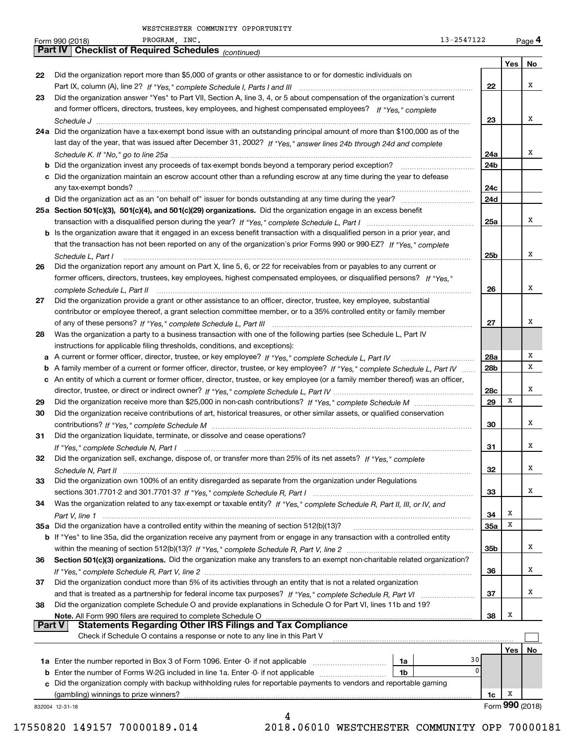WESTCHESTER COMMUNITY OPPORTUNITY PROGRAM, INC. 13-2547122

Form 990 (2018)

## Part IV | Checklist of Required Schedules *(continued)*

| | | | Yes | No |
|---|---|---|---|---|
| 22 | Did the organization report more than $5,000 of grants or other assistance to or for domestic individuals on Part IX, column (A), line 2? *If "Yes," complete Schedule I, Parts I and III* | 22 | | X |
| 23 | Did the organization answer "Yes" to Part VII, Section A, line 3, 4, or 5 about compensation of the organization's current and former officers, directors, trustees, key employees, and highest compensated employees? *If "Yes," complete Schedule J* | 23 | | X |
| 24a | Did the organization have a tax-exempt bond issue with an outstanding principal amount of more than $100,000 as of the last day of the year, that was issued after December 31, 2002? *If "Yes," answer lines 24b through 24d and complete Schedule K. If "No," go to line 25a* | 24a | | X |
| b | Did the organization invest any proceeds of tax-exempt bonds beyond a temporary period exception? | 24b | | |
| c | Did the organization maintain an escrow account other than a refunding escrow at any time during the year to defease any tax-exempt bonds? | 24c | | |
| d | Did the organization act as an "on behalf of" issuer for bonds outstanding at any time during the year? | 24d | | |
| 25a | **Section 501(c)(3), 501(c)(4), and 501(c)(29) organizations.** Did the organization engage in an excess benefit transaction with a disqualified person during the year? *If "Yes," complete Schedule L, Part I* | 25a | | X |
| b | Is the organization aware that it engaged in an excess benefit transaction with a disqualified person in a prior year, and that the transaction has not been reported on any of the organization's prior Forms 990 or 990-EZ? *If "Yes," complete Schedule L, Part I* | 25b | | X |
| 26 | Did the organization report any amount on Part X, line 5, 6, or 22 for receivables from or payables to any current or former officers, directors, trustees, key employees, highest compensated employees, or disqualified persons? *If "Yes," complete Schedule L, Part II* | 26 | | X |
| 27 | Did the organization provide a grant or other assistance to an officer, director, trustee, key employee, substantial contributor or employee thereof, a grant selection committee member, or to a 35% controlled entity or family member of any of these persons? *If "Yes," complete Schedule L, Part III* | 27 | | X |
| 28 | Was the organization a party to a business transaction with one of the following parties (see Schedule L, Part IV instructions for applicable filing thresholds, conditions, and exceptions): | | | |
| a | A current or former officer, director, trustee, or key employee? *If "Yes," complete Schedule L, Part IV* | 28a | | X |
| b | A family member of a current or former officer, director, trustee, or key employee? *If "Yes," complete Schedule L, Part IV* | 28b | | X |
| c | An entity of which a current or former officer, director, trustee, or key employee (or a family member thereof) was an officer, director, trustee, or direct or indirect owner? *If "Yes," complete Schedule L, Part IV* | 28c | | X |
| 29 | Did the organization receive more than $25,000 in non-cash contributions? *If "Yes," complete Schedule M* | 29 | X | |
| 30 | Did the organization receive contributions of art, historical treasures, or other similar assets, or qualified conservation contributions? *If "Yes," complete Schedule M* | 30 | | X |
| 31 | Did the organization liquidate, terminate, or dissolve and cease operations? *If "Yes," complete Schedule N, Part I* | 31 | | X |
| 32 | Did the organization sell, exchange, dispose of, or transfer more than 25% of its net assets? *If "Yes," complete Schedule N, Part II* | 32 | | X |
| 33 | Did the organization own 100% of an entity disregarded as separate from the organization under Regulations sections 301.7701-2 and 301.7701-3? *If "Yes," complete Schedule R, Part I* | 33 | | X |
| 34 | Was the organization related to any tax-exempt or taxable entity? *If "Yes," complete Schedule R, Part II, III, or IV, and Part V, line 1* | 34 | X | |
| 35a | Did the organization have a controlled entity within the meaning of section 512(b)(13)? | 35a | X | |
| b | If "Yes" to line 35a, did the organization receive any payment from or engage in any transaction with a controlled entity within the meaning of section 512(b)(13)? *If "Yes," complete Schedule R, Part V, line 2* | 35b | | X |
| 36 | **Section 501(c)(3) organizations.** Did the organization make any transfers to an exempt non-charitable related organization? *If "Yes," complete Schedule R, Part V, line 2* | 36 | | X |
| 37 | Did the organization conduct more than 5% of its activities through an entity that is not a related organization and that is treated as a partnership for federal income tax purposes? *If "Yes," complete Schedule R, Part VI* | 37 | | X |
| 38 | Did the organization complete Schedule O and provide explanations in Schedule O for Part VI, lines 11b and 19? **Note.** All Form 990 filers are required to complete Schedule O | 38 | X | |

## Part V | Statements Regarding Other IRS Filings and Tax Compliance

Check if Schedule O contains a response or note to any line in this Part V ☐

| | | | | | Yes | No |
|---|---|---|---|---|---|---|
| 1a | Enter the number reported in Box 3 of Form 1096. Enter -0- if not applicable | 1a | 30 | | | |
| b | Enter the number of Forms W-2G included in line 1a. Enter -0- if not applicable | 1b | 0 | | | |
| c | Did the organization comply with backup withholding rules for reportable payments to vendors and reportable gaming (gambling) winnings to prize winners? | | | 1c | X | |

832004 12-31-18

Form **990** (2018)

17550820 149157 70000189.014 2018.06010 WESTCHESTER COMMUNITY OPP 70000181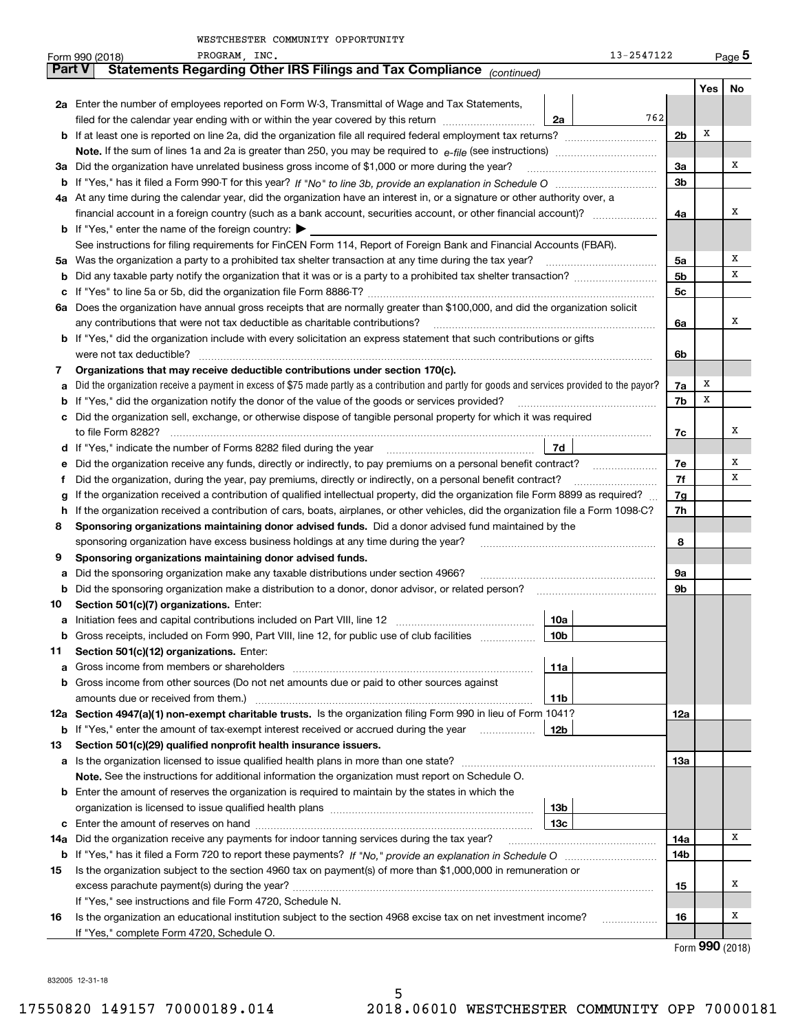WESTCHESTER COMMUNITY OPPORTUNITY PROGRAM, INC. 13-2547122

Form 990 (2018)

## Part V Statements Regarding Other IRS Filings and Tax Compliance *(continued)*

| | | | | Yes | No |
|---|---|---|---|---|---|
| **2a** | Enter the number of employees reported on Form W-3, Transmittal of Wage and Tax Statements, filed for the calendar year ending with or within the year covered by this return | 2a | 762 | | |
| **b** | If at least one is reported on line 2a, did the organization file all required federal employment tax returns? | | 2b | X | |
| | **Note.** If the sum of lines 1a and 2a is greater than 250, you may be required to *e-file* (see instructions) | | | | |
| **3a** | Did the organization have unrelated business gross income of $1,000 or more during the year? | | 3a | | X |
| **b** | If "Yes," has it filed a Form 990-T for this year? *If "No" to line 3b, provide an explanation in Schedule O* | | 3b | | |
| **4a** | At any time during the calendar year, did the organization have an interest in, or a signature or other authority over, a financial account in a foreign country (such as a bank account, securities account, or other financial account)? | | 4a | | X |
| **b** | If "Yes," enter the name of the foreign country: ▶ | | | | |
| | See instructions for filing requirements for FinCEN Form 114, Report of Foreign Bank and Financial Accounts (FBAR). | | | | |
| **5a** | Was the organization a party to a prohibited tax shelter transaction at any time during the tax year? | | 5a | | X |
| **b** | Did any taxable party notify the organization that it was or is a party to a prohibited tax shelter transaction? | | 5b | | X |
| **c** | If "Yes" to line 5a or 5b, did the organization file Form 8886-T? | | 5c | | |
| **6a** | Does the organization have annual gross receipts that are normally greater than $100,000, and did the organization solicit any contributions that were not tax deductible as charitable contributions? | | 6a | | X |
| **b** | If "Yes," did the organization include with every solicitation an express statement that such contributions or gifts were not tax deductible? | | 6b | | |
| **7** | **Organizations that may receive deductible contributions under section 170(c).** | | | | |
| **a** | Did the organization receive a payment in excess of $75 made partly as a contribution and partly for goods and services provided to the payor? | | 7a | X | |
| **b** | If "Yes," did the organization notify the donor of the value of the goods or services provided? | | 7b | X | |
| **c** | Did the organization sell, exchange, or otherwise dispose of tangible personal property for which it was required to file Form 8282? | | 7c | | X |
| **d** | If "Yes," indicate the number of Forms 8282 filed during the year | 7d | | | |
| **e** | Did the organization receive any funds, directly or indirectly, to pay premiums on a personal benefit contract? | | 7e | | X |
| **f** | Did the organization, during the year, pay premiums, directly or indirectly, on a personal benefit contract? | | 7f | | X |
| **g** | If the organization received a contribution of qualified intellectual property, did the organization file Form 8899 as required? | | 7g | | |
| **h** | If the organization received a contribution of cars, boats, airplanes, or other vehicles, did the organization file a Form 1098-C? | | 7h | | |
| **8** | **Sponsoring organizations maintaining donor advised funds.** Did a donor advised fund maintained by the sponsoring organization have excess business holdings at any time during the year? | | 8 | | |
| **9** | **Sponsoring organizations maintaining donor advised funds.** | | | | |
| **a** | Did the sponsoring organization make any taxable distributions under section 4966? | | 9a | | |
| **b** | Did the sponsoring organization make a distribution to a donor, donor advisor, or related person? | | 9b | | |
| **10** | **Section 501(c)(7) organizations.** Enter: | | | | |
| **a** | Initiation fees and capital contributions included on Part VIII, line 12 | 10a | | | |
| **b** | Gross receipts, included on Form 990, Part VIII, line 12, for public use of club facilities | 10b | | | |
| **11** | **Section 501(c)(12) organizations.** Enter: | | | | |
| **a** | Gross income from members or shareholders | 11a | | | |
| **b** | Gross income from other sources (Do not net amounts due or paid to other sources against amounts due or received from them.) | 11b | | | |
| **12a** | **Section 4947(a)(1) non-exempt charitable trusts.** Is the organization filing Form 990 in lieu of Form 1041? | | 12a | | |
| **b** | If "Yes," enter the amount of tax-exempt interest received or accrued during the year | 12b | | | |
| **13** | **Section 501(c)(29) qualified nonprofit health insurance issuers.** | | | | |
| **a** | Is the organization licensed to issue qualified health plans in more than one state? | | 13a | | |
| | **Note.** See the instructions for additional information the organization must report on Schedule O. | | | | |
| **b** | Enter the amount of reserves the organization is required to maintain by the states in which the organization is licensed to issue qualified health plans | 13b | | | |
| **c** | Enter the amount of reserves on hand | 13c | | | |
| **14a** | Did the organization receive any payments for indoor tanning services during the tax year? | | 14a | | X |
| **b** | If "Yes," has it filed a Form 720 to report these payments? *If "No," provide an explanation in Schedule O* | | 14b | | |
| **15** | Is the organization subject to the section 4960 tax on payment(s) of more than $1,000,000 in remuneration or excess parachute payment(s) during the year? | | 15 | | X |
| | If "Yes," see instructions and file Form 4720, Schedule N. | | | | |
| **16** | Is the organization an educational institution subject to the section 4968 excise tax on net investment income? | | 16 | | X |
| | If "Yes," complete Form 4720, Schedule O. | | | | |

Form **990** (2018)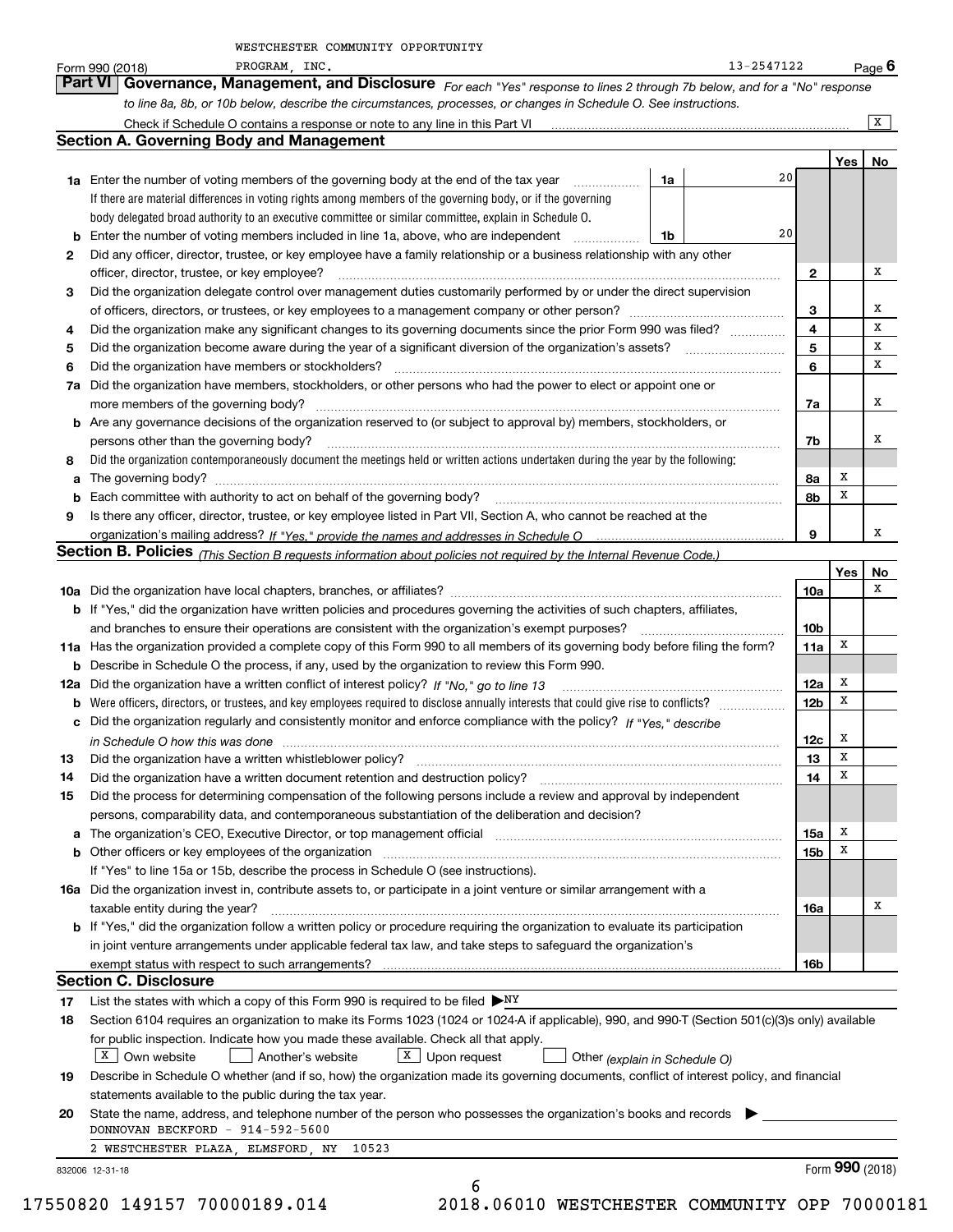WESTCHESTER COMMUNITY OPPORTUNITY PROGRAM, INC. 13-2547122

Form 990 (2018) Page **6**

## Part VI Governance, Management, and Disclosure

*For each "Yes" response to lines 2 through 7b below, and for a "No" response to line 8a, 8b, or 10b below, describe the circumstances, processes, or changes in Schedule O. See instructions.*

Check if Schedule O contains a response or note to any line in this Part VI .......... [X]

### Section A. Governing Body and Management

| | | | | Yes | No |
|---|---|---|---|---|---|
| **1a** | Enter the number of voting members of the governing body at the end of the tax year. If there are material differences in voting rights among members of the governing body, or if the governing body delegated broad authority to an executive committee or similar committee, explain in Schedule O. | **1a** 20 | | | |
| **b** | Enter the number of voting members included in line 1a, above, who are independent | **1b** 20 | | | |
| **2** | Did any officer, director, trustee, or key employee have a family relationship or a business relationship with any other officer, director, trustee, or key employee? | | **2** | | X |
| **3** | Did the organization delegate control over management duties customarily performed by or under the direct supervision of officers, directors, or trustees, or key employees to a management company or other person? | | **3** | | X |
| **4** | Did the organization make any significant changes to its governing documents since the prior Form 990 was filed? | | **4** | | X |
| **5** | Did the organization become aware during the year of a significant diversion of the organization's assets? | | **5** | | X |
| **6** | Did the organization have members or stockholders? | | **6** | | X |
| **7a** | Did the organization have members, stockholders, or other persons who had the power to elect or appoint one or more members of the governing body? | | **7a** | | X |
| **b** | Are any governance decisions of the organization reserved to (or subject to approval by) members, stockholders, or persons other than the governing body? | | **7b** | | X |
| **8** | Did the organization contemporaneously document the meetings held or written actions undertaken during the year by the following: | | | | |
| **a** | The governing body? | | **8a** | X | |
| **b** | Each committee with authority to act on behalf of the governing body? | | **8b** | X | |
| **9** | Is there any officer, director, trustee, or key employee listed in Part VII, Section A, who cannot be reached at the organization's mailing address? *If "Yes," provide the names and addresses in Schedule O* | | **9** | | X |

### Section B. Policies *(This Section B requests information about policies not required by the Internal Revenue Code.)*

| | | | Yes | No |
|---|---|---|---|---|
| **10a** | Did the organization have local chapters, branches, or affiliates? | **10a** | | X |
| **b** | If "Yes," did the organization have written policies and procedures governing the activities of such chapters, affiliates, and branches to ensure their operations are consistent with the organization's exempt purposes? | **10b** | | |
| **11a** | Has the organization provided a complete copy of this Form 990 to all members of its governing body before filing the form? | **11a** | X | |
| **b** | Describe in Schedule O the process, if any, used by the organization to review this Form 990. | | | |
| **12a** | Did the organization have a written conflict of interest policy? *If "No," go to line 13* | **12a** | X | |
| **b** | Were officers, directors, or trustees, and key employees required to disclose annually interests that could give rise to conflicts? | **12b** | X | |
| **c** | Did the organization regularly and consistently monitor and enforce compliance with the policy? *If "Yes," describe in Schedule O how this was done* | **12c** | X | |
| **13** | Did the organization have a written whistleblower policy? | **13** | X | |
| **14** | Did the organization have a written document retention and destruction policy? | **14** | X | |
| **15** | Did the process for determining compensation of the following persons include a review and approval by independent persons, comparability data, and contemporaneous substantiation of the deliberation and decision? | | | |
| **a** | The organization's CEO, Executive Director, or top management official | **15a** | X | |
| **b** | Other officers or key employees of the organization | **15b** | X | |
| | If "Yes" to line 15a or 15b, describe the process in Schedule O (see instructions). | | | |
| **16a** | Did the organization invest in, contribute assets to, or participate in a joint venture or similar arrangement with a taxable entity during the year? | **16a** | | X |
| **b** | If "Yes," did the organization follow a written policy or procedure requiring the organization to evaluate its participation in joint venture arrangements under applicable federal tax law, and take steps to safeguard the organization's exempt status with respect to such arrangements? | **16b** | | |

### Section C. Disclosure

**17** List the states with which a copy of this Form 990 is required to be filed ▶ NY

**18** Section 6104 requires an organization to make its Forms 1023 (1024 or 1024-A if applicable), 990, and 990-T (Section 501(c)(3)s only) available for public inspection. Indicate how you made these available. Check all that apply.

[X] Own website [ ] Another's website [X] Upon request [ ] Other *(explain in Schedule O)*

**19** Describe in Schedule O whether (and if so, how) the organization made its governing documents, conflict of interest policy, and financial statements available to the public during the tax year.

**20** State the name, address, and telephone number of the person who possesses the organization's books and records ▶

DONNOVAN BECKFORD - 914-592-5600
2 WESTCHESTER PLAZA, ELMSFORD, NY 10523

832006 12-31-18 Form **990** (2018)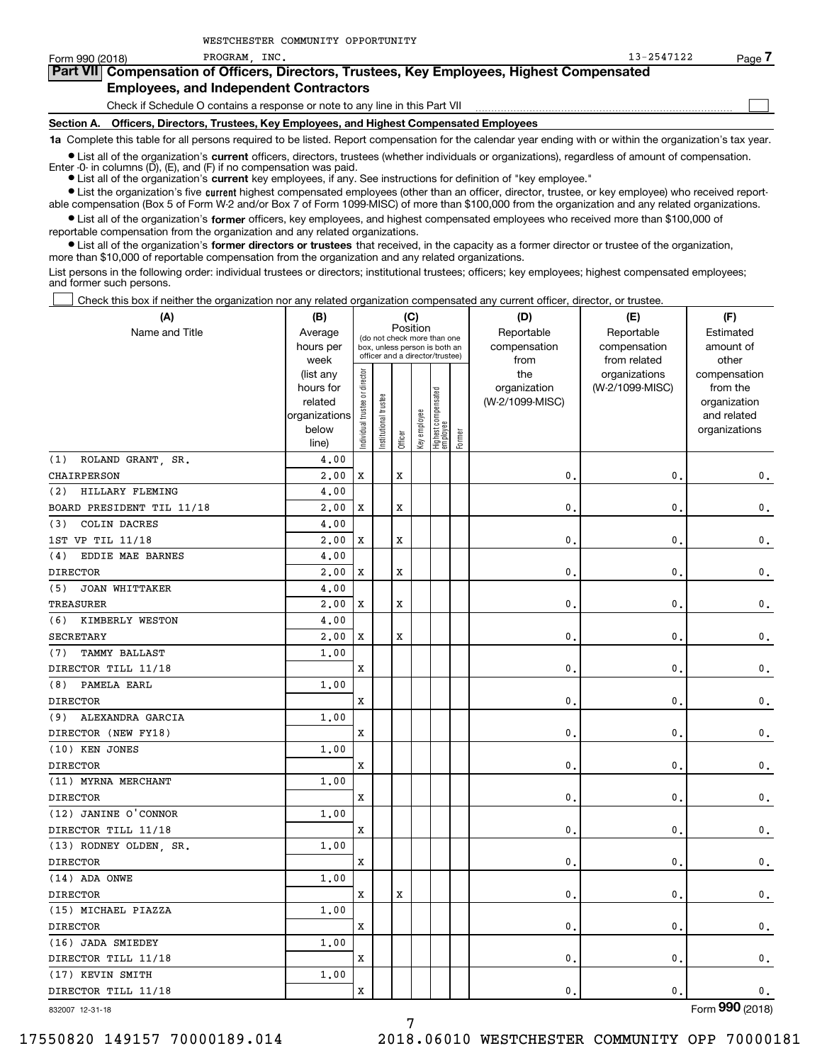WESTCHESTER COMMUNITY OPPORTUNITY PROGRAM, INC. 13-2547122

## Part VII Compensation of Officers, Directors, Trustees, Key Employees, Highest Compensated Employees, and Independent Contractors

Check if Schedule O contains a response or note to any line in this Part VII ☐

### Section A. Officers, Directors, Trustees, Key Employees, and Highest Compensated Employees

**1a** Complete this table for all persons required to be listed. Report compensation for the calendar year ending with or within the organization's tax year.

- List all of the organization's **current** officers, directors, trustees (whether individuals or organizations), regardless of amount of compensation. Enter -0- in columns (D), (E), and (F) if no compensation was paid.
- List all of the organization's **current** key employees, if any. See instructions for definition of "key employee."
- List the organization's five **current** highest compensated employees (other than an officer, director, trustee, or key employee) who received reportable compensation (Box 5 of Form W-2 and/or Box 7 of Form 1099-MISC) of more than $100,000 from the organization and any related organizations.
- List all of the organization's **former** officers, key employees, and highest compensated employees who received more than $100,000 of reportable compensation from the organization and any related organizations.
- List all of the organization's **former directors or trustees** that received, in the capacity as a former director or trustee of the organization, more than $10,000 of reportable compensation from the organization and any related organizations.

List persons in the following order: individual trustees or directors; institutional trustees; officers; key employees; highest compensated employees; and former such persons.

☐ Check this box if neither the organization nor any related organization compensated any current officer, director, or trustee.

| (A) Name and Title | (B) Average hours per week (list any hours for related organizations below line) | (C) Individual trustee or director | Institutional trustee | Officer | Key employee | Highest compensated employee | Former | (D) Reportable compensation from the organization (W-2/1099-MISC) | (E) Reportable compensation from related organizations (W-2/1099-MISC) | (F) Estimated amount of other compensation from the organization and related organizations |
|---|---|---|---|---|---|---|---|---|---|---|
| (1) ROLAND GRANT, SR. CHAIRPERSON | 4.00 / 2.00 | X | | X | | | | 0. | 0. | 0. |
| (2) HILLARY FLEMING BOARD PRESIDENT TIL 11/18 | 4.00 / 2.00 | X | | X | | | | 0. | 0. | 0. |
| (3) COLIN DACRES 1ST VP TIL 11/18 | 4.00 / 2.00 | X | | X | | | | 0. | 0. | 0. |
| (4) EDDIE MAE BARNES DIRECTOR | 4.00 / 2.00 | X | | X | | | | 0. | 0. | 0. |
| (5) JOAN WHITTAKER TREASURER | 4.00 / 2.00 | X | | X | | | | 0. | 0. | 0. |
| (6) KIMBERLY WESTON SECRETARY | 4.00 / 2.00 | X | | X | | | | 0. | 0. | 0. |
| (7) TAMMY BALLAST DIRECTOR TILL 11/18 | 1.00 | X | | | | | | 0. | 0. | 0. |
| (8) PAMELA EARL DIRECTOR | 1.00 | X | | | | | | 0. | 0. | 0. |
| (9) ALEXANDRA GARCIA DIRECTOR (NEW FY18) | 1.00 | X | | | | | | 0. | 0. | 0. |
| (10) KEN JONES DIRECTOR | 1.00 | X | | | | | | 0. | 0. | 0. |
| (11) MYRNA MERCHANT DIRECTOR | 1.00 | X | | | | | | 0. | 0. | 0. |
| (12) JANINE O'CONNOR DIRECTOR TILL 11/18 | 1.00 | X | | | | | | 0. | 0. | 0. |
| (13) RODNEY OLDEN, SR. DIRECTOR | 1.00 | X | | | | | | 0. | 0. | 0. |
| (14) ADA ONWE DIRECTOR | 1.00 | X | | X | | | | 0. | 0. | 0. |
| (15) MICHAEL PIAZZA DIRECTOR | 1.00 | X | | | | | | 0. | 0. | 0. |
| (16) JADA SMIEDEY DIRECTOR TILL 11/18 | 1.00 | X | | | | | | 0. | 0. | 0. |
| (17) KEVIN SMITH DIRECTOR TILL 11/18 | 1.00 | X | | | | | | 0. | 0. | 0. |

832007 12-31-18

Form 990 (2018)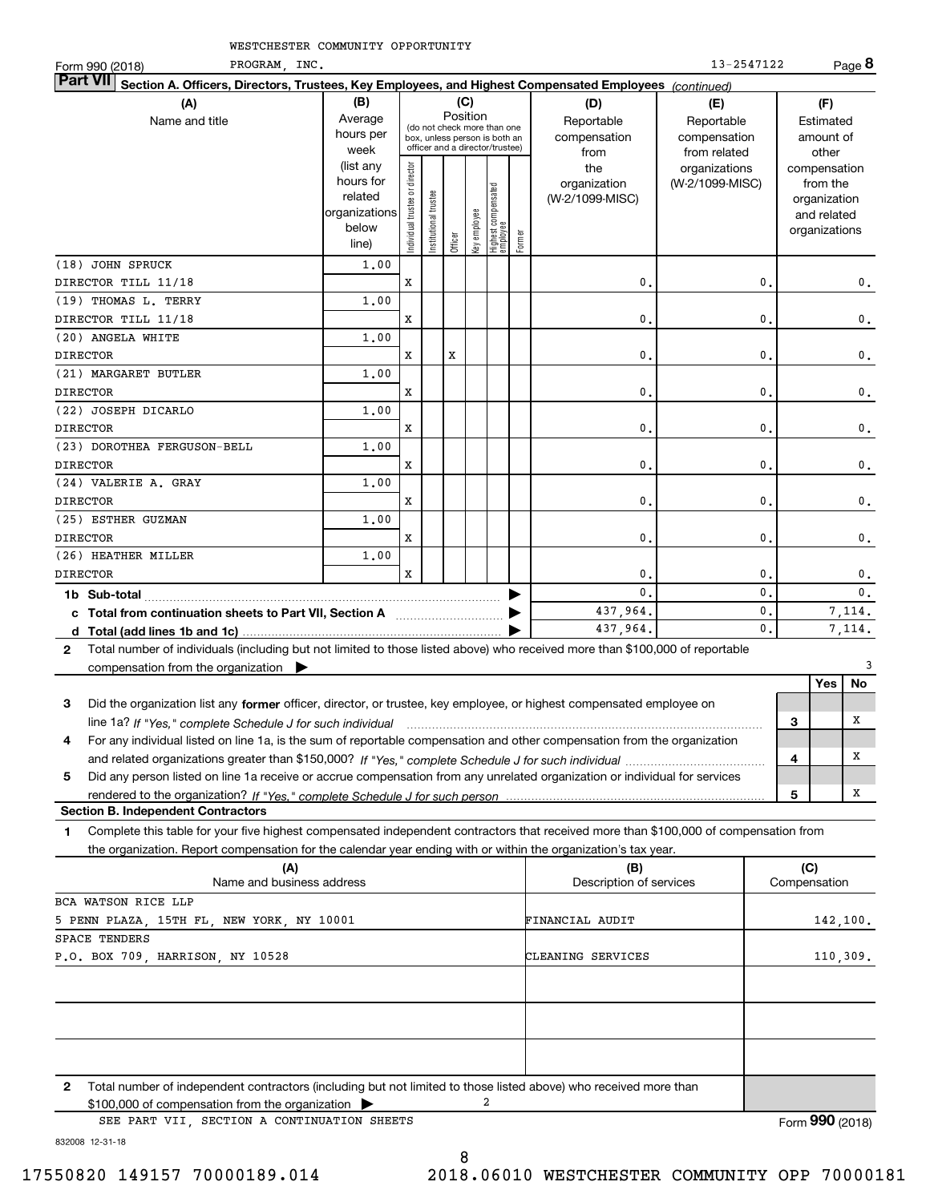WESTCHESTER COMMUNITY OPPORTUNITY PROGRAM, INC. 13-2547122

Form 990 (2018) Page **8**

## Part VII Section A. Officers, Directors, Trustees, Key Employees, and Highest Compensated Employees *(continued)*

| (A) Name and title | (B) Average hours per week (list any hours for related organizations below line) | (C) Position: Individual trustee or director | Institutional trustee | Officer | Key employee | Highest compensated employee | Former | (D) Reportable compensation from the organization (W-2/1099-MISC) | (E) Reportable compensation from related organizations (W-2/1099-MISC) | (F) Estimated amount of other compensation from the organization and related organizations |
|---|---|---|---|---|---|---|---|---|---|---|
| (18) JOHN SPRUCK<br>DIRECTOR TILL 11/18 | 1.00 | X | | | | | | 0. | 0. | 0. |
| (19) THOMAS L. TERRY<br>DIRECTOR TILL 11/18 | 1.00 | X | | | | | | 0. | 0. | 0. |
| (20) ANGELA WHITE<br>DIRECTOR | 1.00 | X | | X | | | | 0. | 0. | 0. |
| (21) MARGARET BUTLER<br>DIRECTOR | 1.00 | X | | | | | | 0. | 0. | 0. |
| (22) JOSEPH DICARLO<br>DIRECTOR | 1.00 | X | | | | | | 0. | 0. | 0. |
| (23) DOROTHEA FERGUSON-BELL<br>DIRECTOR | 1.00 | X | | | | | | 0. | 0. | 0. |
| (24) VALERIE A. GRAY<br>DIRECTOR | 1.00 | X | | | | | | 0. | 0. | 0. |
| (25) ESTHER GUZMAN<br>DIRECTOR | 1.00 | X | | | | | | 0. | 0. | 0. |
| (26) HEATHER MILLER<br>DIRECTOR | 1.00 | X | | | | | | 0. | 0. | 0. |
| **1b Sub-total** | | | | | | | | 0. | 0. | 0. |
| **c Total from continuation sheets to Part VII, Section A** | | | | | | | | 437,964. | 0. | 7,114. |
| **d Total (add lines 1b and 1c)** | | | | | | | | 437,964. | 0. | 7,114. |

**2** Total number of individuals (including but not limited to those listed above) who received more than $100,000 of reportable compensation from the organization ▶ 3

| | | Yes | No |
|---|---|---|---|
| **3** Did the organization list any **former** officer, director, or trustee, key employee, or highest compensated employee on line 1a? *If "Yes," complete Schedule J for such individual* | 3 | | X |
| **4** For any individual listed on line 1a, is the sum of reportable compensation and other compensation from the organization and related organizations greater than $150,000? *If "Yes," complete Schedule J for such individual* | 4 | | X |
| **5** Did any person listed on line 1a receive or accrue compensation from any unrelated organization or individual for services rendered to the organization? *If "Yes," complete Schedule J for such person* | 5 | | X |

### Section B. Independent Contractors

**1** Complete this table for your five highest compensated independent contractors that received more than $100,000 of compensation from the organization. Report compensation for the calendar year ending with or within the organization's tax year.

| (A) Name and business address | (B) Description of services | (C) Compensation |
|---|---|---|
| BCA WATSON RICE LLP<br>5 PENN PLAZA, 15TH FL, NEW YORK, NY 10001 | FINANCIAL AUDIT | 142,100. |
| SPACE TENDERS<br>P.O. BOX 709, HARRISON, NY 10528 | CLEANING SERVICES | 110,309. |
| | | |
| | | |
| | | |

**2** Total number of independent contractors (including but not limited to those listed above) who received more than $100,000 of compensation from the organization ▶ 2

SEE PART VII, SECTION A CONTINUATION SHEETS

Form **990** (2018)

832008 12-31-18

17550820 149157 70000189.014 2018.06010 WESTCHESTER COMMUNITY OPP 70000181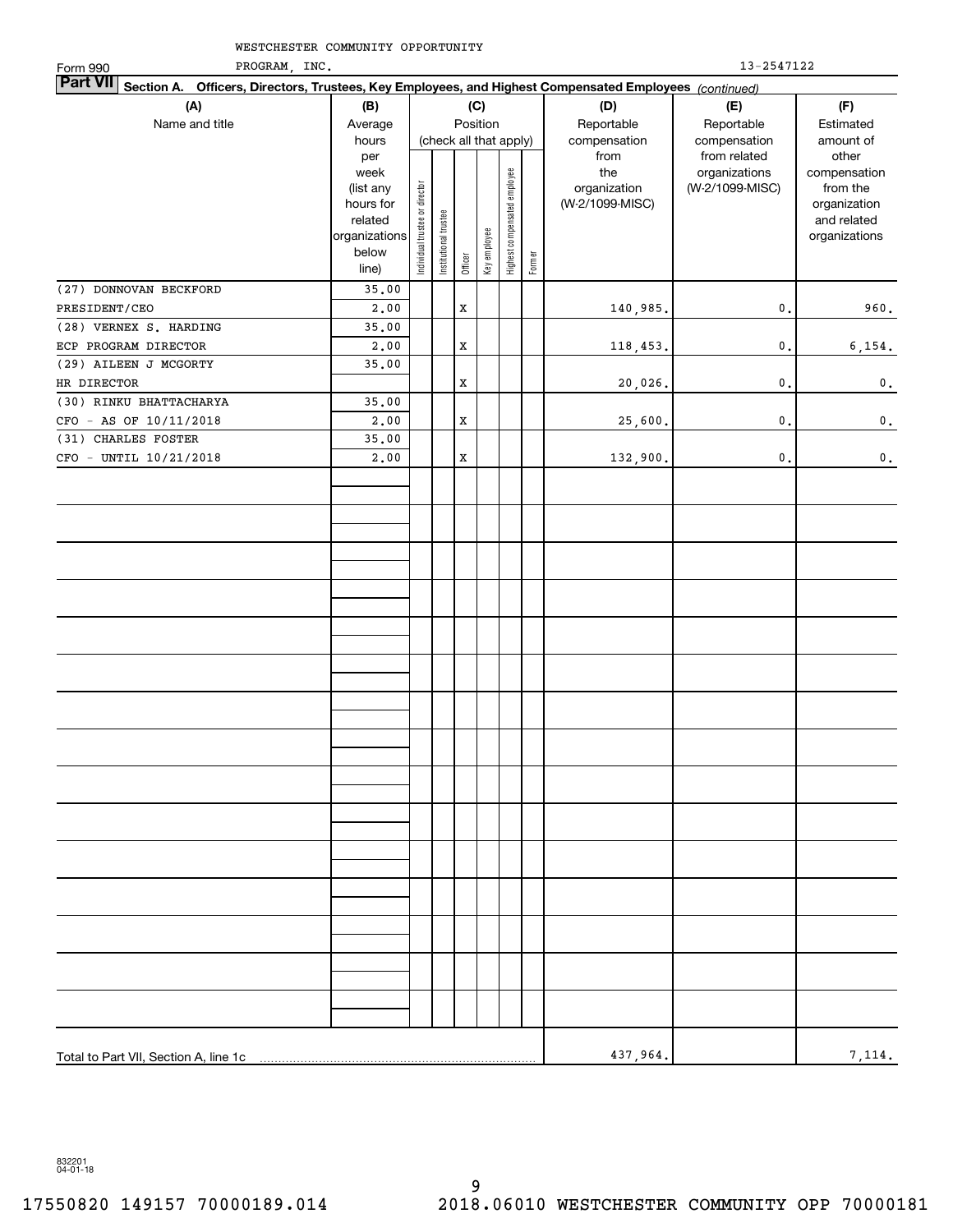WESTCHESTER COMMUNITY OPPORTUNITY PROGRAM, INC.

Form 990 — 13-2547122

**Part VII Section A. Officers, Directors, Trustees, Key Employees, and Highest Compensated Employees** *(continued)*

| (A) Name and title | (B) Average hours per week (list any hours for related organizations below line) | (C) Individual trustee or director | (C) Institutional trustee | (C) Officer | (C) Key employee | (C) Highest compensated employee | (C) Former | (D) Reportable compensation from the organization (W-2/1099-MISC) | (E) Reportable compensation from related organizations (W-2/1099-MISC) | (F) Estimated amount of other compensation from the organization and related organizations |
|---|---|---|---|---|---|---|---|---|---|---|
| (27) DONNOVAN BECKFORD<br>PRESIDENT/CEO | 35.00<br>2.00 | | | X | | | | 140,985. | 0. | 960. |
| (28) VERNEX S. HARDING<br>ECP PROGRAM DIRECTOR | 35.00<br>2.00 | | | X | | | | 118,453. | 0. | 6,154. |
| (29) AILEEN J MCGORTY<br>HR DIRECTOR | 35.00 | | | X | | | | 20,026. | 0. | 0. |
| (30) RINKU BHATTACHARYA<br>CFO - AS OF 10/11/2018 | 35.00<br>2.00 | | | X | | | | 25,600. | 0. | 0. |
| (31) CHARLES FOSTER<br>CFO - UNTIL 10/21/2018 | 35.00<br>2.00 | | | X | | | | 132,900. | 0. | 0. |
| Total to Part VII, Section A, line 1c | | | | | | | | 437,964. | | 7,114. |

832201 04-01-18

17550820 149157 70000189.014 2018.06010 WESTCHESTER COMMUNITY OPP 70000181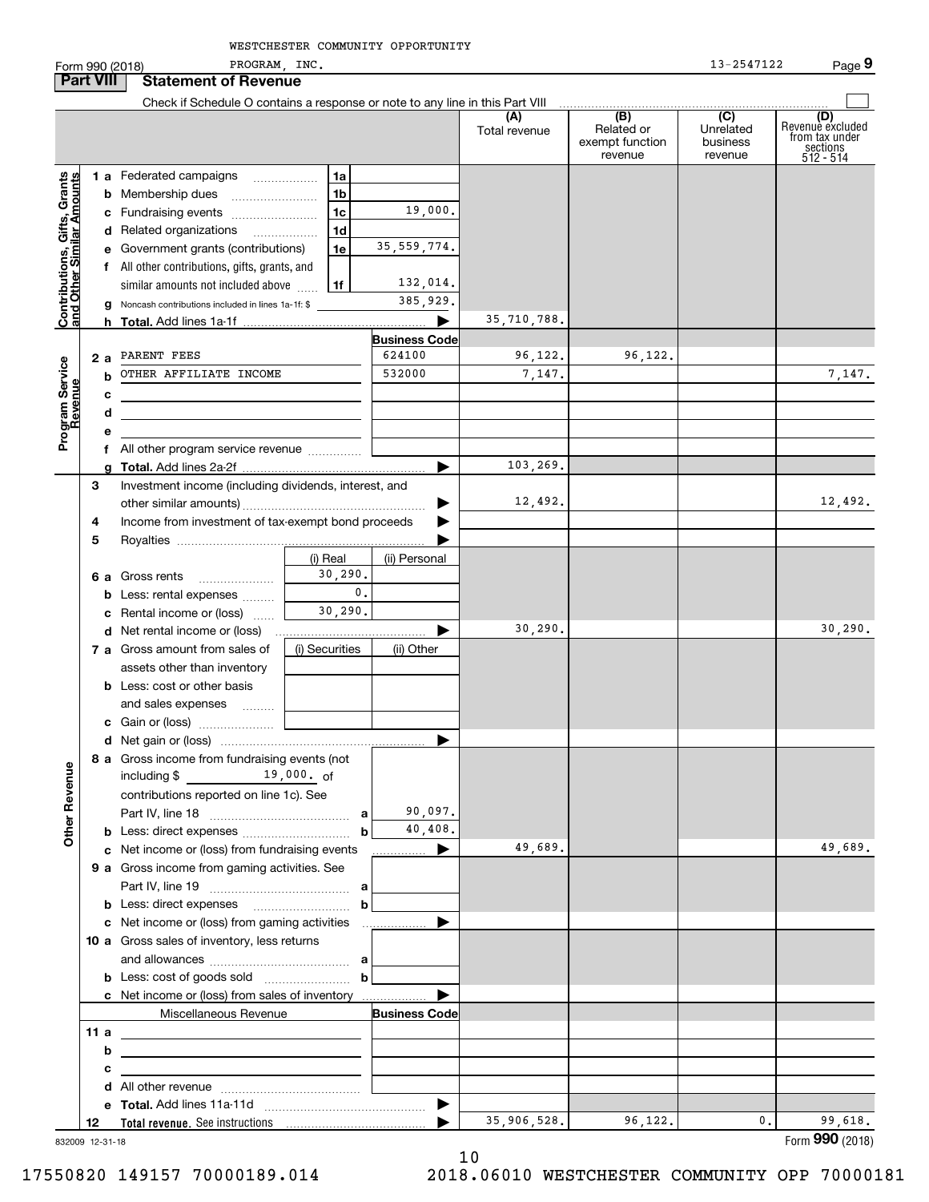WESTCHESTER COMMUNITY OPPORTUNITY PROGRAM, INC.

Form 990 (2018) 13-2547122 Page **9**

**Part VIII Statement of Revenue**

Check if Schedule O contains a response or note to any line in this Part VIII

| | | | | (A) Total revenue | (B) Related or exempt function revenue | (C) Unrelated business revenue | (D) Revenue excluded from tax under sections 512 - 514 |
|---|---|---|---|---|---|---|---|
| **Contributions, Gifts, Grants and Other Similar Amounts** | 1 a Federated campaigns | 1a | | | | | |
| | b Membership dues | 1b | | | | | |
| | c Fundraising events | 1c | 19,000. | | | | |
| | d Related organizations | 1d | | | | | |
| | e Government grants (contributions) | 1e | 35,559,774. | | | | |
| | f All other contributions, gifts, grants, and similar amounts not included above | 1f | 132,014. | | | | |
| | g Noncash contributions included in lines 1a-1f: $ | | 385,929. | | | | |
| | h **Total.** Add lines 1a-1f | | ▶ | 35,710,788. | | | |
| **Program Service Revenue** | | | **Business Code** | | | | |
| | 2 a PARENT FEES | | 624100 | 96,122. | 96,122. | | |
| | b OTHER AFFILIATE INCOME | | 532000 | 7,147. | | | 7,147. |
| | c | | | | | | |
| | d | | | | | | |
| | e | | | | | | |
| | f All other program service revenue | | | | | | |
| | g **Total.** Add lines 2a-2f | | ▶ | 103,269. | | | |
| **Other Revenue** | 3 Investment income (including dividends, interest, and other similar amounts) | | ▶ | 12,492. | | | 12,492. |
| | 4 Income from investment of tax-exempt bond proceeds | | ▶ | | | | |
| | 5 Royalties | | ▶ | | | | |
| | | (i) Real | (ii) Personal | | | | |
| | 6 a Gross rents | 30,290. | | | | | |
| | b Less: rental expenses | 0. | | | | | |
| | c Rental income or (loss) | 30,290. | | | | | |
| | d Net rental income or (loss) | | ▶ | 30,290. | | | 30,290. |
| | 7 a Gross amount from sales of assets other than inventory | (i) Securities | (ii) Other | | | | |
| | b Less: cost or other basis and sales expenses | | | | | | |
| | c Gain or (loss) | | | | | | |
| | d Net gain or (loss) | | ▶ | | | | |
| | 8 a Gross income from fundraising events (not including $ 19,000. of contributions reported on line 1c). See Part IV, line 18 | a | 90,097. | | | | |
| | b Less: direct expenses | b | 40,408. | | | | |
| | c Net income or (loss) from fundraising events | | ▶ | 49,689. | | | 49,689. |
| | 9 a Gross income from gaming activities. See Part IV, line 19 | a | | | | | |
| | b Less: direct expenses | b | | | | | |
| | c Net income or (loss) from gaming activities | | ▶ | | | | |
| | 10 a Gross sales of inventory, less returns and allowances | a | | | | | |
| | b Less: cost of goods sold | b | | | | | |
| | c Net income or (loss) from sales of inventory | | ▶ | | | | |
| | Miscellaneous Revenue | | **Business Code** | | | | |
| | 11 a | | | | | | |
| | b | | | | | | |
| | c | | | | | | |
| | d All other revenue | | | | | | |
| | e **Total.** Add lines 11a-11d | | ▶ | | | | |
| | 12 **Total revenue.** See instructions | | ▶ | 35,906,528. | 96,122. | 0. | 99,618. |

832009 12-31-18 Form **990** (2018)

17550820 149157 70000189.014 2018.06010 WESTCHESTER COMMUNITY OPP 70000181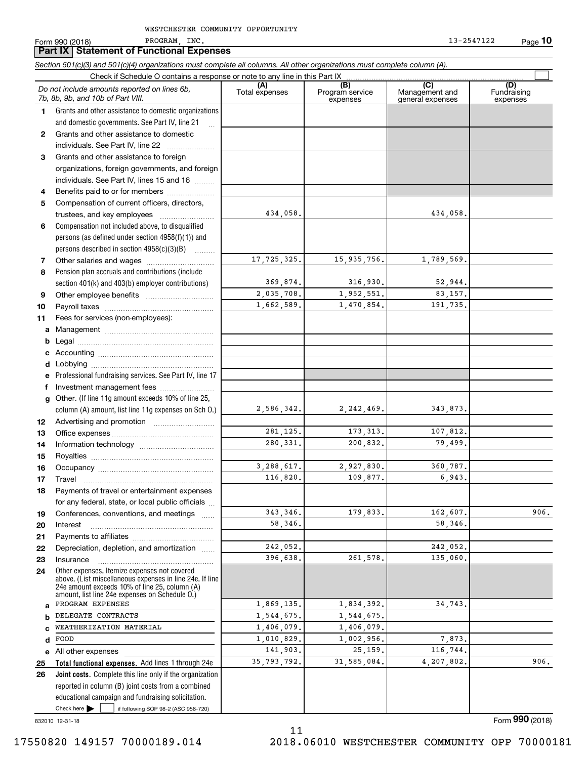WESTCHESTER COMMUNITY OPPORTUNITY

Form 990 (2018) PROGRAM, INC. 13-2547122 Page **10**

## Part IX Statement of Functional Expenses

*Section 501(c)(3) and 501(c)(4) organizations must complete all columns. All other organizations must complete column (A).*

Check if Schedule O contains a response or note to any line in this Part IX ☐

| *Do not include amounts reported on lines 6b, 7b, 8b, 9b, and 10b of Part VIII.* | (A) Total expenses | (B) Program service expenses | (C) Management and general expenses | (D) Fundraising expenses |
|---|---|---|---|---|
| **1** Grants and other assistance to domestic organizations and domestic governments. See Part IV, line 21 | | | | |
| **2** Grants and other assistance to domestic individuals. See Part IV, line 22 | | | | |
| **3** Grants and other assistance to foreign organizations, foreign governments, and foreign individuals. See Part IV, lines 15 and 16 | | | | |
| **4** Benefits paid to or for members | | | | |
| **5** Compensation of current officers, directors, trustees, and key employees | 434,058. | | 434,058. | |
| **6** Compensation not included above, to disqualified persons (as defined under section 4958(f)(1)) and persons described in section 4958(c)(3)(B) | | | | |
| **7** Other salaries and wages | 17,725,325. | 15,935,756. | 1,789,569. | |
| **8** Pension plan accruals and contributions (include section 401(k) and 403(b) employer contributions) | 369,874. | 316,930. | 52,944. | |
| **9** Other employee benefits | 2,035,708. | 1,952,551. | 83,157. | |
| **10** Payroll taxes | 1,662,589. | 1,470,854. | 191,735. | |
| **11** Fees for services (non-employees): | | | | |
| **a** Management | | | | |
| **b** Legal | | | | |
| **c** Accounting | | | | |
| **d** Lobbying | | | | |
| **e** Professional fundraising services. See Part IV, line 17 | | | | |
| **f** Investment management fees | | | | |
| **g** Other. (If line 11g amount exceeds 10% of line 25, column (A) amount, list line 11g expenses on Sch O.) | 2,586,342. | 2,242,469. | 343,873. | |
| **12** Advertising and promotion | | | | |
| **13** Office expenses | 281,125. | 173,313. | 107,812. | |
| **14** Information technology | 280,331. | 200,832. | 79,499. | |
| **15** Royalties | | | | |
| **16** Occupancy | 3,288,617. | 2,927,830. | 360,787. | |
| **17** Travel | 116,820. | 109,877. | 6,943. | |
| **18** Payments of travel or entertainment expenses for any federal, state, or local public officials | | | | |
| **19** Conferences, conventions, and meetings | 343,346. | 179,833. | 162,607. | 906. |
| **20** Interest | 58,346. | | 58,346. | |
| **21** Payments to affiliates | | | | |
| **22** Depreciation, depletion, and amortization | 242,052. | | 242,052. | |
| **23** Insurance | 396,638. | 261,578. | 135,060. | |
| **24** Other expenses. Itemize expenses not covered above. (List miscellaneous expenses in line 24e. If line 24e amount exceeds 10% of line 25, column (A) amount, list line 24e expenses on Schedule O.) | | | | |
| **a** PROGRAM EXPENSES | 1,869,135. | 1,834,392. | 34,743. | |
| **b** DELEGATE CONTRACTS | 1,544,675. | 1,544,675. | | |
| **c** WEATHERIZATION MATERIAL | 1,406,079. | 1,406,079. | | |
| **d** FOOD | 1,010,829. | 1,002,956. | 7,873. | |
| **e** All other expenses | 141,903. | 25,159. | 116,744. | |
| **25 Total functional expenses.** Add lines 1 through 24e | 35,793,792. | 31,585,084. | 4,207,802. | 906. |
| **26 Joint costs.** Complete this line only if the organization reported in column (B) joint costs from a combined educational campaign and fundraising solicitation. Check here ☐ if following SOP 98-2 (ASC 958-720) | | | | |

832010 12-31-18 Form **990** (2018)

17550820 149157 70000189.014 2018.06010 WESTCHESTER COMMUNITY OPP 70000181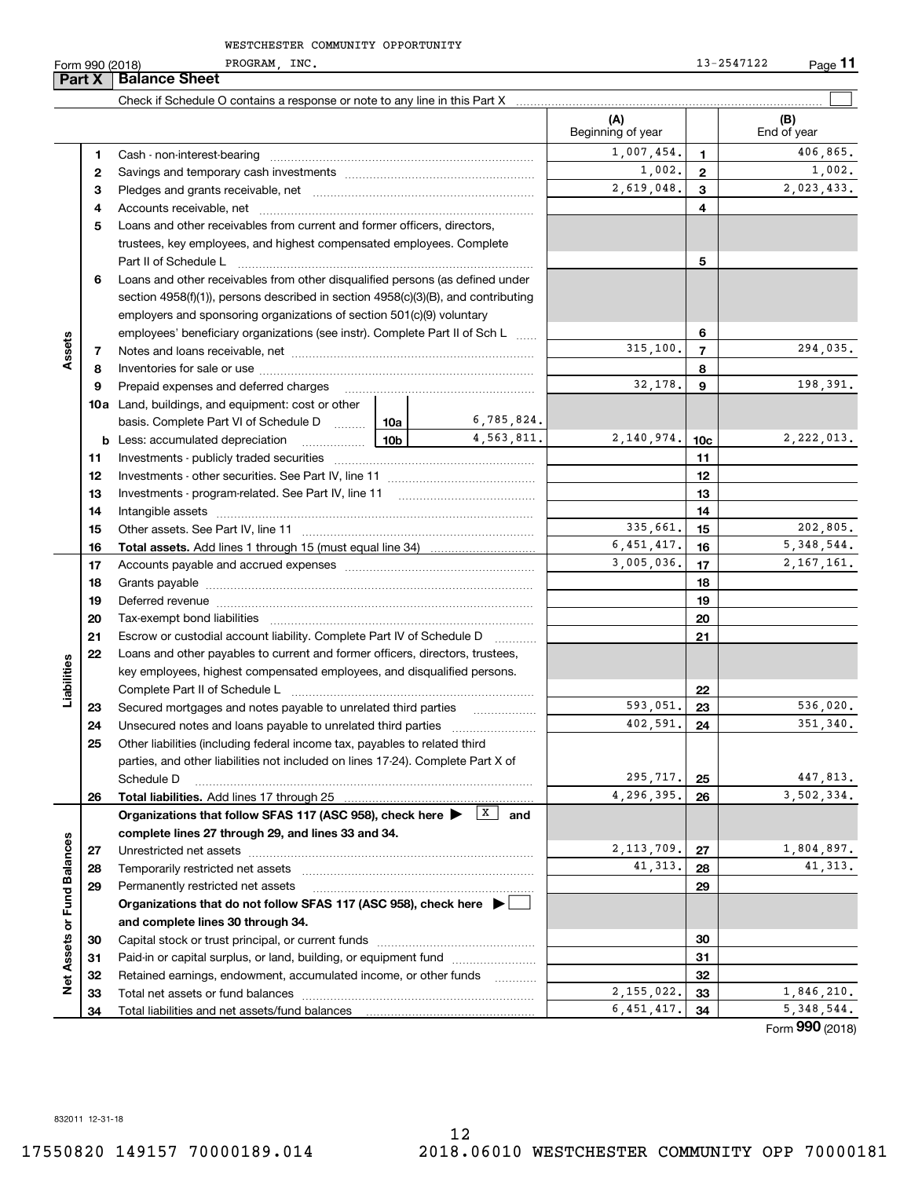WESTCHESTER COMMUNITY OPPORTUNITY PROGRAM, INC. 13-2547122

Form 990 (2018) Page **11**

## Part X Balance Sheet

Check if Schedule O contains a response or note to any line in this Part X ☐

| | | | | (A) Beginning of year | | (B) End of year |
|---|---|---|---|---|---|---|
| **Assets** | 1 | Cash - non-interest-bearing | | 1,007,454. | 1 | 406,865. |
| | 2 | Savings and temporary cash investments | | 1,002. | 2 | 1,002. |
| | 3 | Pledges and grants receivable, net | | 2,619,048. | 3 | 2,023,433. |
| | 4 | Accounts receivable, net | | | 4 | |
| | 5 | Loans and other receivables from current and former officers, directors, trustees, key employees, and highest compensated employees. Complete Part II of Schedule L | | | 5 | |
| | 6 | Loans and other receivables from other disqualified persons (as defined under section 4958(f)(1)), persons described in section 4958(c)(3)(B), and contributing employers and sponsoring organizations of section 501(c)(9) voluntary employees' beneficiary organizations (see instr). Complete Part II of Sch L | | | 6 | |
| | 7 | Notes and loans receivable, net | | 315,100. | 7 | 294,035. |
| | 8 | Inventories for sale or use | | | 8 | |
| | 9 | Prepaid expenses and deferred charges | | 32,178. | 9 | 198,391. |
| | 10a | Land, buildings, and equipment: cost or other basis. Complete Part VI of Schedule D | 10a 6,785,824. | | | |
| | b | Less: accumulated depreciation | 10b 4,563,811. | 2,140,974. | 10c | 2,222,013. |
| | 11 | Investments - publicly traded securities | | | 11 | |
| | 12 | Investments - other securities. See Part IV, line 11 | | | 12 | |
| | 13 | Investments - program-related. See Part IV, line 11 | | | 13 | |
| | 14 | Intangible assets | | | 14 | |
| | 15 | Other assets. See Part IV, line 11 | | 335,661. | 15 | 202,805. |
| | 16 | **Total assets.** Add lines 1 through 15 (must equal line 34) | | 6,451,417. | 16 | 5,348,544. |
| **Liabilities** | 17 | Accounts payable and accrued expenses | | 3,005,036. | 17 | 2,167,161. |
| | 18 | Grants payable | | | 18 | |
| | 19 | Deferred revenue | | | 19 | |
| | 20 | Tax-exempt bond liabilities | | | 20 | |
| | 21 | Escrow or custodial account liability. Complete Part IV of Schedule D | | | 21 | |
| | 22 | Loans and other payables to current and former officers, directors, trustees, key employees, highest compensated employees, and disqualified persons. Complete Part II of Schedule L | | | 22 | |
| | 23 | Secured mortgages and notes payable to unrelated third parties | | 593,051. | 23 | 536,020. |
| | 24 | Unsecured notes and loans payable to unrelated third parties | | 402,591. | 24 | 351,340. |
| | 25 | Other liabilities (including federal income tax, payables to related third parties, and other liabilities not included on lines 17-24). Complete Part X of Schedule D | | 295,717. | 25 | 447,813. |
| | 26 | **Total liabilities.** Add lines 17 through 25 | | 4,296,395. | 26 | 3,502,334. |
| **Net Assets or Fund Balances** | | **Organizations that follow SFAS 117 (ASC 958), check here ▶ [X] and complete lines 27 through 29, and lines 33 and 34.** | | | | |
| | 27 | Unrestricted net assets | | 2,113,709. | 27 | 1,804,897. |
| | 28 | Temporarily restricted net assets | | 41,313. | 28 | 41,313. |
| | 29 | Permanently restricted net assets | | | 29 | |
| | | **Organizations that do not follow SFAS 117 (ASC 958), check here ▶ ☐ and complete lines 30 through 34.** | | | | |
| | 30 | Capital stock or trust principal, or current funds | | | 30 | |
| | 31 | Paid-in or capital surplus, or land, building, or equipment fund | | | 31 | |
| | 32 | Retained earnings, endowment, accumulated income, or other funds | | | 32 | |
| | 33 | Total net assets or fund balances | | 2,155,022. | 33 | 1,846,210. |
| | 34 | Total liabilities and net assets/fund balances | | 6,451,417. | 34 | 5,348,544. |

Form **990** (2018)

832011 12-31-18

17550820 149157 70000189.014 2018.06010 WESTCHESTER COMMUNITY OPP 70000181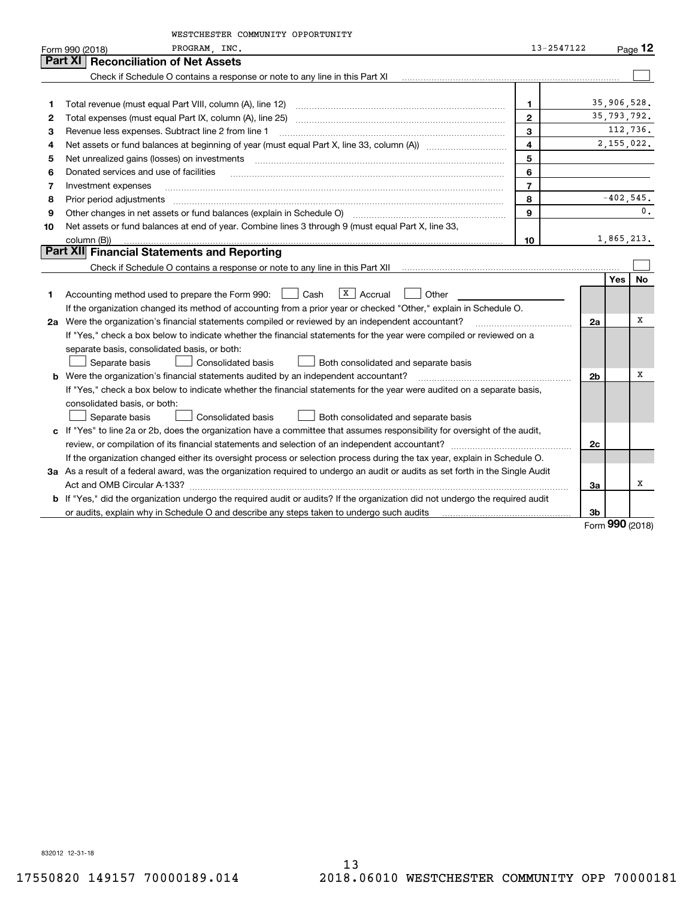WESTCHESTER COMMUNITY OPPORTUNITY PROGRAM, INC. 13-2547122

Form 990 (2018) Page **12**

## Part XI Reconciliation of Net Assets

Check if Schedule O contains a response or note to any line in this Part XI ☐

| | | | |
|---|---|---|---|
| 1 | Total revenue (must equal Part VIII, column (A), line 12) | 1 | 35,906,528. |
| 2 | Total expenses (must equal Part IX, column (A), line 25) | 2 | 35,793,792. |
| 3 | Revenue less expenses. Subtract line 2 from line 1 | 3 | 112,736. |
| 4 | Net assets or fund balances at beginning of year (must equal Part X, line 33, column (A)) | 4 | 2,155,022. |
| 5 | Net unrealized gains (losses) on investments | 5 | |
| 6 | Donated services and use of facilities | 6 | |
| 7 | Investment expenses | 7 | |
| 8 | Prior period adjustments | 8 | -402,545. |
| 9 | Other changes in net assets or fund balances (explain in Schedule O) | 9 | 0. |
| 10 | Net assets or fund balances at end of year. Combine lines 3 through 9 (must equal Part X, line 33, column (B)) | 10 | 1,865,213. |

## Part XII Financial Statements and Reporting

Check if Schedule O contains a response or note to any line in this Part XII ☐

| | | | Yes | No |
|---|---|---|---|---|
| 1 | Accounting method used to prepare the Form 990: ☐ Cash ☒ Accrual ☐ Other<br>If the organization changed its method of accounting from a prior year or checked "Other," explain in Schedule O. | | | |
| 2a | Were the organization's financial statements compiled or reviewed by an independent accountant?<br>If "Yes," check a box below to indicate whether the financial statements for the year were compiled or reviewed on a separate basis, consolidated basis, or both:<br>☐ Separate basis ☐ Consolidated basis ☐ Both consolidated and separate basis | 2a | | X |
| b | Were the organization's financial statements audited by an independent accountant?<br>If "Yes," check a box below to indicate whether the financial statements for the year were audited on a separate basis, consolidated basis, or both:<br>☐ Separate basis ☐ Consolidated basis ☐ Both consolidated and separate basis | 2b | | X |
| c | If "Yes" to line 2a or 2b, does the organization have a committee that assumes responsibility for oversight of the audit, review, or compilation of its financial statements and selection of an independent accountant?<br>If the organization changed either its oversight process or selection process during the tax year, explain in Schedule O. | 2c | | |
| 3a | As a result of a federal award, was the organization required to undergo an audit or audits as set forth in the Single Audit Act and OMB Circular A-133? | 3a | | X |
| b | If "Yes," did the organization undergo the required audit or audits? If the organization did not undergo the required audit or audits, explain why in Schedule O and describe any steps taken to undergo such audits | 3b | | |

Form **990** (2018)

832012 12-31-18

17550820 149157 70000189.014 2018.06010 WESTCHESTER COMMUNITY OPP 70000181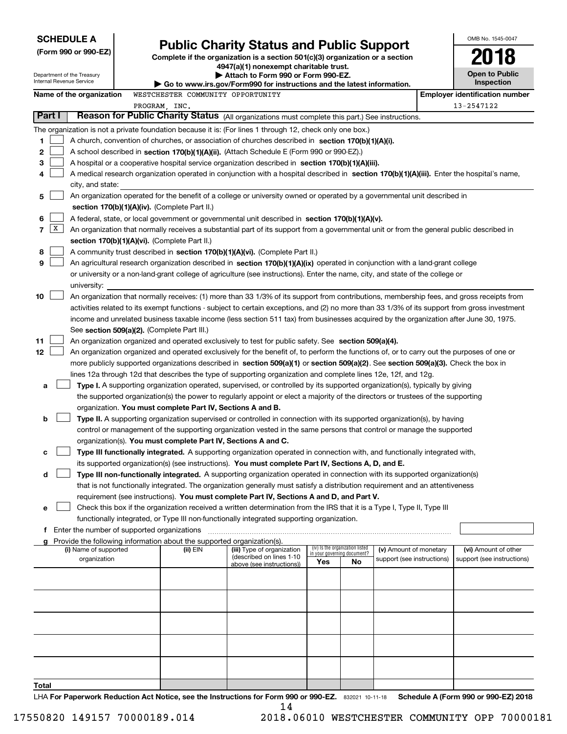**SCHEDULE A**
**(Form 990 or 990-EZ)**

Department of the Treasury
Internal Revenue Service

# Public Charity Status and Public Support

**Complete if the organization is a section 501(c)(3) organization or a section 4947(a)(1) nonexempt charitable trust.**
**▶ Attach to Form 990 or Form 990-EZ.**
**▶ Go to www.irs.gov/Form990 for instructions and the latest information.**

OMB No. 1545-0047
**2018**
**Open to Public Inspection**

**Name of the organization** WESTCHESTER COMMUNITY OPPORTUNITY PROGRAM, INC.

**Employer identification number** 13-2547122

## Part I Reason for Public Charity Status (All organizations must complete this part.) See instructions.

The organization is not a private foundation because it is: (For lines 1 through 12, check only one box.)

1 [ ] A church, convention of churches, or association of churches described in **section 170(b)(1)(A)(i).**

2 [ ] A school described in **section 170(b)(1)(A)(ii).** (Attach Schedule E (Form 990 or 990-EZ).)

3 [ ] A hospital or a cooperative hospital service organization described in **section 170(b)(1)(A)(iii).**

4 [ ] A medical research organization operated in conjunction with a hospital described in **section 170(b)(1)(A)(iii).** Enter the hospital's name, city, and state:

5 [ ] An organization operated for the benefit of a college or university owned or operated by a governmental unit described in **section 170(b)(1)(A)(iv).** (Complete Part II.)

6 [ ] A federal, state, or local government or governmental unit described in **section 170(b)(1)(A)(v).**

7 [X] An organization that normally receives a substantial part of its support from a governmental unit or from the general public described in **section 170(b)(1)(A)(vi).** (Complete Part II.)

8 [ ] A community trust described in **section 170(b)(1)(A)(vi).** (Complete Part II.)

9 [ ] An agricultural research organization described in **section 170(b)(1)(A)(ix)** operated in conjunction with a land-grant college or university or a non-land-grant college of agriculture (see instructions). Enter the name, city, and state of the college or university:

10 [ ] An organization that normally receives: (1) more than 33 1/3% of its support from contributions, membership fees, and gross receipts from activities related to its exempt functions - subject to certain exceptions, and (2) no more than 33 1/3% of its support from gross investment income and unrelated business taxable income (less section 511 tax) from businesses acquired by the organization after June 30, 1975. See **section 509(a)(2).** (Complete Part III.)

11 [ ] An organization organized and operated exclusively to test for public safety. See **section 509(a)(4).**

12 [ ] An organization organized and operated exclusively for the benefit of, to perform the functions of, or to carry out the purposes of one or more publicly supported organizations described in **section 509(a)(1)** or **section 509(a)(2).** See **section 509(a)(3).** Check the box in lines 12a through 12d that describes the type of supporting organization and complete lines 12e, 12f, and 12g.

a [ ] **Type I.** A supporting organization operated, supervised, or controlled by its supported organization(s), typically by giving the supported organization(s) the power to regularly appoint or elect a majority of the directors or trustees of the supporting organization. **You must complete Part IV, Sections A and B.**

b [ ] **Type II.** A supporting organization supervised or controlled in connection with its supported organization(s), by having control or management of the supporting organization vested in the same persons that control or manage the supported organization(s). **You must complete Part IV, Sections A and C.**

c [ ] **Type III functionally integrated.** A supporting organization operated in connection with, and functionally integrated with, its supported organization(s) (see instructions). **You must complete Part IV, Sections A, D, and E.**

d [ ] **Type III non-functionally integrated.** A supporting organization operated in connection with its supported organization(s) that is not functionally integrated. The organization generally must satisfy a distribution requirement and an attentiveness requirement (see instructions). **You must complete Part IV, Sections A and D, and Part V.**

e [ ] Check this box if the organization received a written determination from the IRS that it is a Type I, Type II, Type III functionally integrated, or Type III non-functionally integrated supporting organization.

f Enter the number of supported organizations

g Provide the following information about the supported organization(s).

| (i) Name of supported organization | (ii) EIN | (iii) Type of organization (described on lines 1-10 above (see instructions)) | (iv) Is the organization listed in your governing document? Yes | No | (v) Amount of monetary support (see instructions) | (vi) Amount of other support (see instructions) |
|---|---|---|---|---|---|---|
| | | | | | | |
| | | | | | | |
| | | | | | | |
| | | | | | | |
| | | | | | | |
| **Total** | | | | | | |

LHA **For Paperwork Reduction Act Notice, see the Instructions for Form 990 or 990-EZ.** 832021 10-11-18 **Schedule A (Form 990 or 990-EZ) 2018**

17550820 149157 70000189.014 2018.06010 WESTCHESTER COMMUNITY OPP 70000181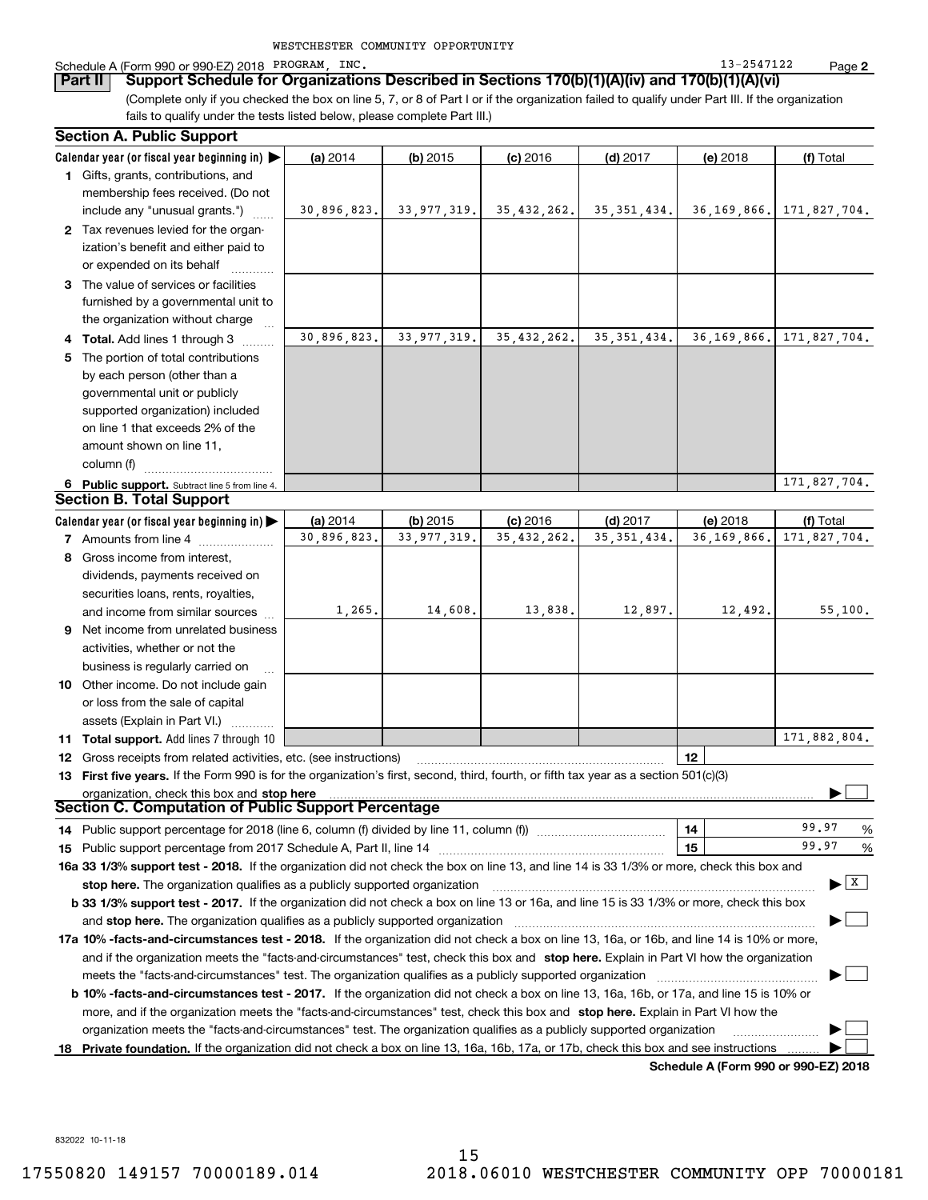WESTCHESTER COMMUNITY OPPORTUNITY

Schedule A (Form 990 or 990-EZ) 2018 PROGRAM, INC. 13-2547122 Page **2**

## Part II Support Schedule for Organizations Described in Sections 170(b)(1)(A)(iv) and 170(b)(1)(A)(vi)

(Complete only if you checked the box on line 5, 7, or 8 of Part I or if the organization failed to qualify under Part III. If the organization fails to qualify under the tests listed below, please complete Part III.)

### Section A. Public Support

| Calendar year (or fiscal year beginning in) ▶ | (a) 2014 | (b) 2015 | (c) 2016 | (d) 2017 | (e) 2018 | (f) Total |
|---|---|---|---|---|---|---|
| **1** Gifts, grants, contributions, and membership fees received. (Do not include any "unusual grants.") | 30,896,823. | 33,977,319. | 35,432,262. | 35,351,434. | 36,169,866. | 171,827,704. |
| **2** Tax revenues levied for the organization's benefit and either paid to or expended on its behalf | | | | | | |
| **3** The value of services or facilities furnished by a governmental unit to the organization without charge | | | | | | |
| **4 Total.** Add lines 1 through 3 | 30,896,823. | 33,977,319. | 35,432,262. | 35,351,434. | 36,169,866. | 171,827,704. |
| **5** The portion of total contributions by each person (other than a governmental unit or publicly supported organization) included on line 1 that exceeds 2% of the amount shown on line 11, column (f) | | | | | | |
| **6 Public support.** Subtract line 5 from line 4. | | | | | | 171,827,704. |

### Section B. Total Support

| Calendar year (or fiscal year beginning in) ▶ | (a) 2014 | (b) 2015 | (c) 2016 | (d) 2017 | (e) 2018 | (f) Total |
|---|---|---|---|---|---|---|
| **7** Amounts from line 4 | 30,896,823. | 33,977,319. | 35,432,262. | 35,351,434. | 36,169,866. | 171,827,704. |
| **8** Gross income from interest, dividends, payments received on securities loans, rents, royalties, and income from similar sources | 1,265. | 14,608. | 13,838. | 12,897. | 12,492. | 55,100. |
| **9** Net income from unrelated business activities, whether or not the business is regularly carried on | | | | | | |
| **10** Other income. Do not include gain or loss from the sale of capital assets (Explain in Part VI.) | | | | | | |
| **11 Total support.** Add lines 7 through 10 | | | | | | 171,882,804. |

**12** Gross receipts from related activities, etc. (see instructions) | **12** |

**13 First five years.** If the Form 990 is for the organization's first, second, third, fourth, or fifth tax year as a section 501(c)(3) organization, check this box and **stop here** ▶ ☐

### Section C. Computation of Public Support Percentage

**14** Public support percentage for 2018 (line 6, column (f) divided by line 11, column (f)) | **14** | 99.97 %

**15** Public support percentage from 2017 Schedule A, Part II, line 14 | **15** | 99.97 %

**16a 33 1/3% support test - 2018.** If the organization did not check the box on line 13, and line 14 is 33 1/3% or more, check this box and **stop here.** The organization qualifies as a publicly supported organization ▶ ☒

**b 33 1/3% support test - 2017.** If the organization did not check a box on line 13 or 16a, and line 15 is 33 1/3% or more, check this box and **stop here.** The organization qualifies as a publicly supported organization ▶ ☐

**17a 10% -facts-and-circumstances test - 2018.** If the organization did not check a box on line 13, 16a, or 16b, and line 14 is 10% or more, and if the organization meets the "facts-and-circumstances" test, check this box and **stop here.** Explain in Part VI how the organization meets the "facts-and-circumstances" test. The organization qualifies as a publicly supported organization ▶ ☐

**b 10% -facts-and-circumstances test - 2017.** If the organization did not check a box on line 13, 16a, 16b, or 17a, and line 15 is 10% or more, and if the organization meets the "facts-and-circumstances" test, check this box and **stop here.** Explain in Part VI how the organization meets the "facts-and-circumstances" test. The organization qualifies as a publicly supported organization ▶ ☐

**18 Private foundation.** If the organization did not check a box on line 13, 16a, 16b, 17a, or 17b, check this box and see instructions ▶ ☐

**Schedule A (Form 990 or 990-EZ) 2018**

832022 10-11-18

17550820 149157 70000189.014 2018.06010 WESTCHESTER COMMUNITY OPP 70000181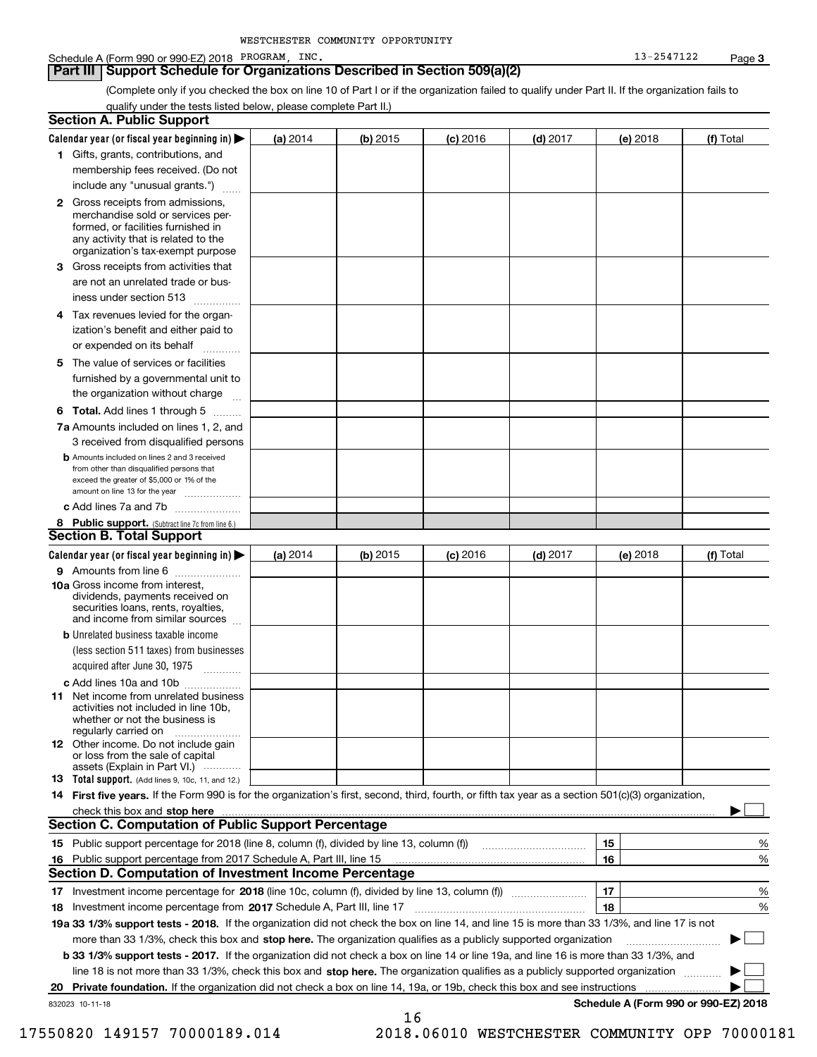WESTCHESTER COMMUNITY OPPORTUNITY

Schedule A (Form 990 or 990-EZ) 2018 PROGRAM, INC. 13-2547122 Page 3

## Part III Support Schedule for Organizations Described in Section 509(a)(2)

(Complete only if you checked the box on line 10 of Part I or if the organization failed to qualify under Part II. If the organization fails to qualify under the tests listed below, please complete Part II.)

### Section A. Public Support

| Calendar year (or fiscal year beginning in) ▶ | (a) 2014 | (b) 2015 | (c) 2016 | (d) 2017 | (e) 2018 | (f) Total |
|---|---|---|---|---|---|---|
| 1 Gifts, grants, contributions, and membership fees received. (Do not include any "unusual grants.") | | | | | | |
| 2 Gross receipts from admissions, merchandise sold or services performed, or facilities furnished in any activity that is related to the organization's tax-exempt purpose | | | | | | |
| 3 Gross receipts from activities that are not an unrelated trade or business under section 513 | | | | | | |
| 4 Tax revenues levied for the organization's benefit and either paid to or expended on its behalf | | | | | | |
| 5 The value of services or facilities furnished by a governmental unit to the organization without charge | | | | | | |
| 6 Total. Add lines 1 through 5 | | | | | | |
| 7a Amounts included on lines 1, 2, and 3 received from disqualified persons | | | | | | |
| b Amounts included on lines 2 and 3 received from other than disqualified persons that exceed the greater of $5,000 or 1% of the amount on line 13 for the year | | | | | | |
| c Add lines 7a and 7b | | | | | | |
| 8 Public support. (Subtract line 7c from line 6.) | | | | | | |

### Section B. Total Support

| Calendar year (or fiscal year beginning in) ▶ | (a) 2014 | (b) 2015 | (c) 2016 | (d) 2017 | (e) 2018 | (f) Total |
|---|---|---|---|---|---|---|
| 9 Amounts from line 6 | | | | | | |
| 10a Gross income from interest, dividends, payments received on securities loans, rents, royalties, and income from similar sources | | | | | | |
| b Unrelated business taxable income (less section 511 taxes) from businesses acquired after June 30, 1975 | | | | | | |
| c Add lines 10a and 10b | | | | | | |
| 11 Net income from unrelated business activities not included in line 10b, whether or not the business is regularly carried on | | | | | | |
| 12 Other income. Do not include gain or loss from the sale of capital assets (Explain in Part VI.) | | | | | | |
| 13 Total support. (Add lines 9, 10c, 11, and 12.) | | | | | | |

14 **First five years.** If the Form 990 is for the organization's first, second, third, fourth, or fifth tax year as a section 501(c)(3) organization, check this box and **stop here** ▶ ☐

### Section C. Computation of Public Support Percentage

| | | | |
|---|---|---|---|
| 15 | Public support percentage for 2018 (line 8, column (f), divided by line 13, column (f)) | 15 | % |
| 16 | Public support percentage from 2017 Schedule A, Part III, line 15 | 16 | % |

### Section D. Computation of Investment Income Percentage

| | | | |
|---|---|---|---|
| 17 | Investment income percentage for **2018** (line 10c, column (f), divided by line 13, column (f)) | 17 | % |
| 18 | Investment income percentage from **2017** Schedule A, Part III, line 17 | 18 | % |

**19a 33 1/3% support tests - 2018.** If the organization did not check the box on line 14, and line 15 is more than 33 1/3%, and line 17 is not more than 33 1/3%, check this box and **stop here.** The organization qualifies as a publicly supported organization ▶ ☐

**b 33 1/3% support tests - 2017.** If the organization did not check a box on line 14 or line 19a, and line 16 is more than 33 1/3%, and line 18 is not more than 33 1/3%, check this box and **stop here.** The organization qualifies as a publicly supported organization ▶ ☐

**20 Private foundation.** If the organization did not check a box on line 14, 19a, or 19b, check this box and see instructions ▶ ☐

832023 10-11-18 **Schedule A (Form 990 or 990-EZ) 2018**

17550820 149157 70000189.014 2018.06010 WESTCHESTER COMMUNITY OPP 70000181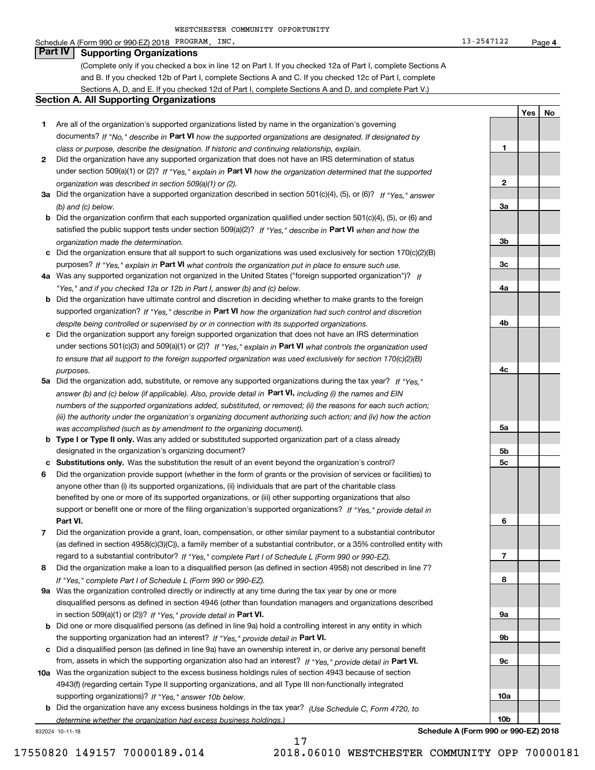WESTCHESTER COMMUNITY OPPORTUNITY

Schedule A (Form 990 or 990-EZ) 2018 PROGRAM, INC. 13-2547122 Page **4**

## Part IV Supporting Organizations

(Complete only if you checked a box in line 12 on Part I. If you checked 12a of Part I, complete Sections A and B. If you checked 12b of Part I, complete Sections A and C. If you checked 12c of Part I, complete Sections A, D, and E. If you checked 12d of Part I, complete Sections A and D, and complete Part V.)

### Section A. All Supporting Organizations

| | | Line | Yes | No |
|---|---|---|---|---|
| **1** | Are all of the organization's supported organizations listed by name in the organization's governing documents? *If "No," describe in* **Part VI** *how the supported organizations are designated. If designated by class or purpose, describe the designation. If historic and continuing relationship, explain.* | **1** | | |
| **2** | Did the organization have any supported organization that does not have an IRS determination of status under section 509(a)(1) or (2)? *If "Yes," explain in* **Part VI** *how the organization determined that the supported organization was described in section 509(a)(1) or (2).* | **2** | | |
| **3a** | Did the organization have a supported organization described in section 501(c)(4), (5), or (6)? *If "Yes," answer (b) and (c) below.* | **3a** | | |
| **b** | Did the organization confirm that each supported organization qualified under section 501(c)(4), (5), or (6) and satisfied the public support tests under section 509(a)(2)? *If "Yes," describe in* **Part VI** *when and how the organization made the determination.* | **3b** | | |
| **c** | Did the organization ensure that all support to such organizations was used exclusively for section 170(c)(2)(B) purposes? *If "Yes," explain in* **Part VI** *what controls the organization put in place to ensure such use.* | **3c** | | |
| **4a** | Was any supported organization not organized in the United States ("foreign supported organization")? *If "Yes," and if you checked 12a or 12b in Part I, answer (b) and (c) below.* | **4a** | | |
| **b** | Did the organization have ultimate control and discretion in deciding whether to make grants to the foreign supported organization? *If "Yes," describe in* **Part VI** *how the organization had such control and discretion despite being controlled or supervised by or in connection with its supported organizations.* | **4b** | | |
| **c** | Did the organization support any foreign supported organization that does not have an IRS determination under sections 501(c)(3) and 509(a)(1) or (2)? *If "Yes," explain in* **Part VI** *what controls the organization used to ensure that all support to the foreign supported organization was used exclusively for section 170(c)(2)(B) purposes.* | **4c** | | |
| **5a** | Did the organization add, substitute, or remove any supported organizations during the tax year? *If "Yes," answer (b) and (c) below (if applicable). Also, provide detail in* **Part VI,** *including (i) the names and EIN numbers of the supported organizations added, substituted, or removed; (ii) the reasons for each such action; (iii) the authority under the organization's organizing document authorizing such action; and (iv) how the action was accomplished (such as by amendment to the organizing document).* | **5a** | | |
| **b** | **Type I or Type II only.** Was any added or substituted supported organization part of a class already designated in the organization's organizing document? | **5b** | | |
| **c** | **Substitutions only.** Was the substitution the result of an event beyond the organization's control? | **5c** | | |
| **6** | Did the organization provide support (whether in the form of grants or the provision of services or facilities) to anyone other than (i) its supported organizations, (ii) individuals that are part of the charitable class benefited by one or more of its supported organizations, or (iii) other supporting organizations that also support or benefit one or more of the filing organization's supported organizations? *If "Yes," provide detail in* **Part VI.** | **6** | | |
| **7** | Did the organization provide a grant, loan, compensation, or other similar payment to a substantial contributor (as defined in section 4958(c)(3)(C)), a family member of a substantial contributor, or a 35% controlled entity with regard to a substantial contributor? *If "Yes," complete Part I of Schedule L (Form 990 or 990-EZ).* | **7** | | |
| **8** | Did the organization make a loan to a disqualified person (as defined in section 4958) not described in line 7? *If "Yes," complete Part I of Schedule L (Form 990 or 990-EZ).* | **8** | | |
| **9a** | Was the organization controlled directly or indirectly at any time during the tax year by one or more disqualified persons as defined in section 4946 (other than foundation managers and organizations described in section 509(a)(1) or (2))? *If "Yes," provide detail in* **Part VI.** | **9a** | | |
| **b** | Did one or more disqualified persons (as defined in line 9a) hold a controlling interest in any entity in which the supporting organization had an interest? *If "Yes," provide detail in* **Part VI.** | **9b** | | |
| **c** | Did a disqualified person (as defined in line 9a) have an ownership interest in, or derive any personal benefit from, assets in which the supporting organization also had an interest? *If "Yes," provide detail in* **Part VI.** | **9c** | | |
| **10a** | Was the organization subject to the excess business holdings rules of section 4943 because of section 4943(f) (regarding certain Type II supporting organizations, and all Type III non-functionally integrated supporting organizations)? *If "Yes," answer 10b below.* | **10a** | | |
| **b** | Did the organization have any excess business holdings in the tax year? *(Use Schedule C, Form 4720, to determine whether the organization had excess business holdings.)* | **10b** | | |

832024 10-11-18 **Schedule A (Form 990 or 990-EZ) 2018**

17550820 149157 70000189.014 2018.06010 WESTCHESTER COMMUNITY OPP 70000181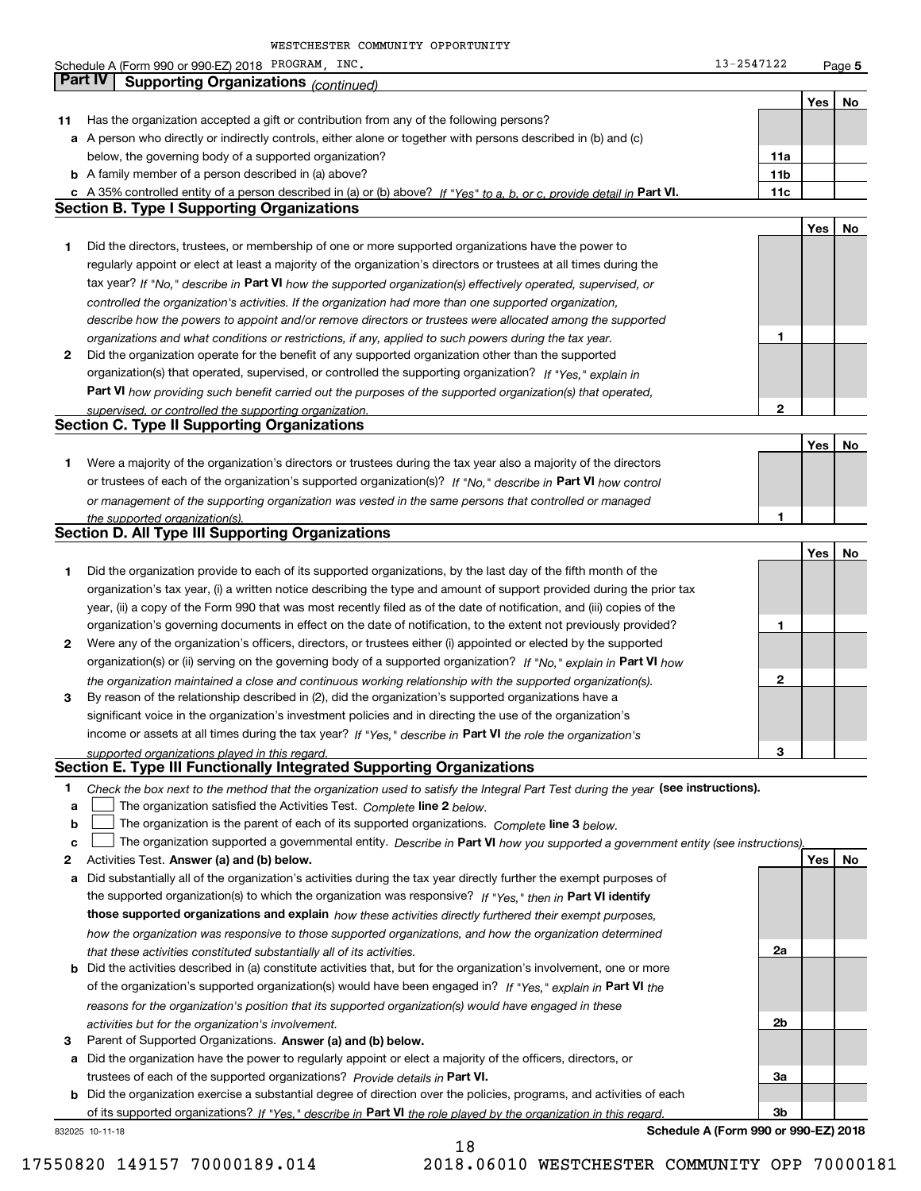Schedule A (Form 990 or 990-EZ) 2018 WESTCHESTER COMMUNITY OPPORTUNITY PROGRAM, INC. 13-2547122

## Part IV Supporting Organizations *(continued)*

| | | | Yes | No |
|---|---|---|---|---|
| 11 | Has the organization accepted a gift or contribution from any of the following persons? | | | |
| a | A person who directly or indirectly controls, either alone or together with persons described in (b) and (c) below, the governing body of a supported organization? | 11a | | |
| b | A family member of a person described in (a) above? | 11b | | |
| c | A 35% controlled entity of a person described in (a) or (b) above? *If "Yes" to a, b, or c, provide detail in* **Part VI.** | 11c | | |

### Section B. Type I Supporting Organizations

| | | | Yes | No |
|---|---|---|---|---|
| 1 | Did the directors, trustees, or membership of one or more supported organizations have the power to regularly appoint or elect at least a majority of the organization's directors or trustees at all times during the tax year? *If "No," describe in* **Part VI** *how the supported organization(s) effectively operated, supervised, or controlled the organization's activities. If the organization had more than one supported organization, describe how the powers to appoint and/or remove directors or trustees were allocated among the supported organizations and what conditions or restrictions, if any, applied to such powers during the tax year.* | 1 | | |
| 2 | Did the organization operate for the benefit of any supported organization other than the supported organization(s) that operated, supervised, or controlled the supporting organization? *If "Yes," explain in* **Part VI** *how providing such benefit carried out the purposes of the supported organization(s) that operated, supervised, or controlled the supporting organization.* | 2 | | |

### Section C. Type II Supporting Organizations

| | | | Yes | No |
|---|---|---|---|---|
| 1 | Were a majority of the organization's directors or trustees during the tax year also a majority of the directors or trustees of each of the organization's supported organization(s)? *If "No," describe in* **Part VI** *how control or management of the supporting organization was vested in the same persons that controlled or managed the supported organization(s).* | 1 | | |

### Section D. All Type III Supporting Organizations

| | | | Yes | No |
|---|---|---|---|---|
| 1 | Did the organization provide to each of its supported organizations, by the last day of the fifth month of the organization's tax year, (i) a written notice describing the type and amount of support provided during the prior tax year, (ii) a copy of the Form 990 that was most recently filed as of the date of notification, and (iii) copies of the organization's governing documents in effect on the date of notification, to the extent not previously provided? | 1 | | |
| 2 | Were any of the organization's officers, directors, or trustees either (i) appointed or elected by the supported organization(s) or (ii) serving on the governing body of a supported organization? *If "No," explain in* **Part VI** *how the organization maintained a close and continuous working relationship with the supported organization(s).* | 2 | | |
| 3 | By reason of the relationship described in (2), did the organization's supported organizations have a significant voice in the organization's investment policies and in directing the use of the organization's income or assets at all times during the tax year? *If "Yes," describe in* **Part VI** *the role the organization's supported organizations played in this regard.* | 3 | | |

### Section E. Type III Functionally Integrated Supporting Organizations

1 *Check the box next to the method that the organization used to satisfy the Integral Part Test during the year* **(see instructions).**

- a ☐ The organization satisfied the Activities Test. *Complete* **line 2** *below.*
- b ☐ The organization is the parent of each of its supported organizations. *Complete* **line 3** *below.*
- c ☐ The organization supported a governmental entity. *Describe in* **Part VI** *how you supported a government entity (see instructions).*

| | | | Yes | No |
|---|---|---|---|---|
| 2 | Activities Test. **Answer (a) and (b) below.** | | | |
| a | Did substantially all of the organization's activities during the tax year directly further the exempt purposes of the supported organization(s) to which the organization was responsive? *If "Yes," then in* **Part VI identify those supported organizations and explain** *how these activities directly furthered their exempt purposes, how the organization was responsive to those supported organizations, and how the organization determined that these activities constituted substantially all of its activities.* | 2a | | |
| b | Did the activities described in (a) constitute activities that, but for the organization's involvement, one or more of the organization's supported organization(s) would have been engaged in? *If "Yes," explain in* **Part VI** *the reasons for the organization's position that its supported organization(s) would have engaged in these activities but for the organization's involvement.* | 2b | | |
| 3 | Parent of Supported Organizations. **Answer (a) and (b) below.** | | | |
| a | Did the organization have the power to regularly appoint or elect a majority of the officers, directors, or trustees of each of the supported organizations? *Provide details in* **Part VI.** | 3a | | |
| b | Did the organization exercise a substantial degree of direction over the policies, programs, and activities of each of its supported organizations? *If "Yes," describe in* **Part VI** *the role played by the organization in this regard.* | 3b | | |

832025 10-11-18 **Schedule A (Form 990 or 990-EZ) 2018**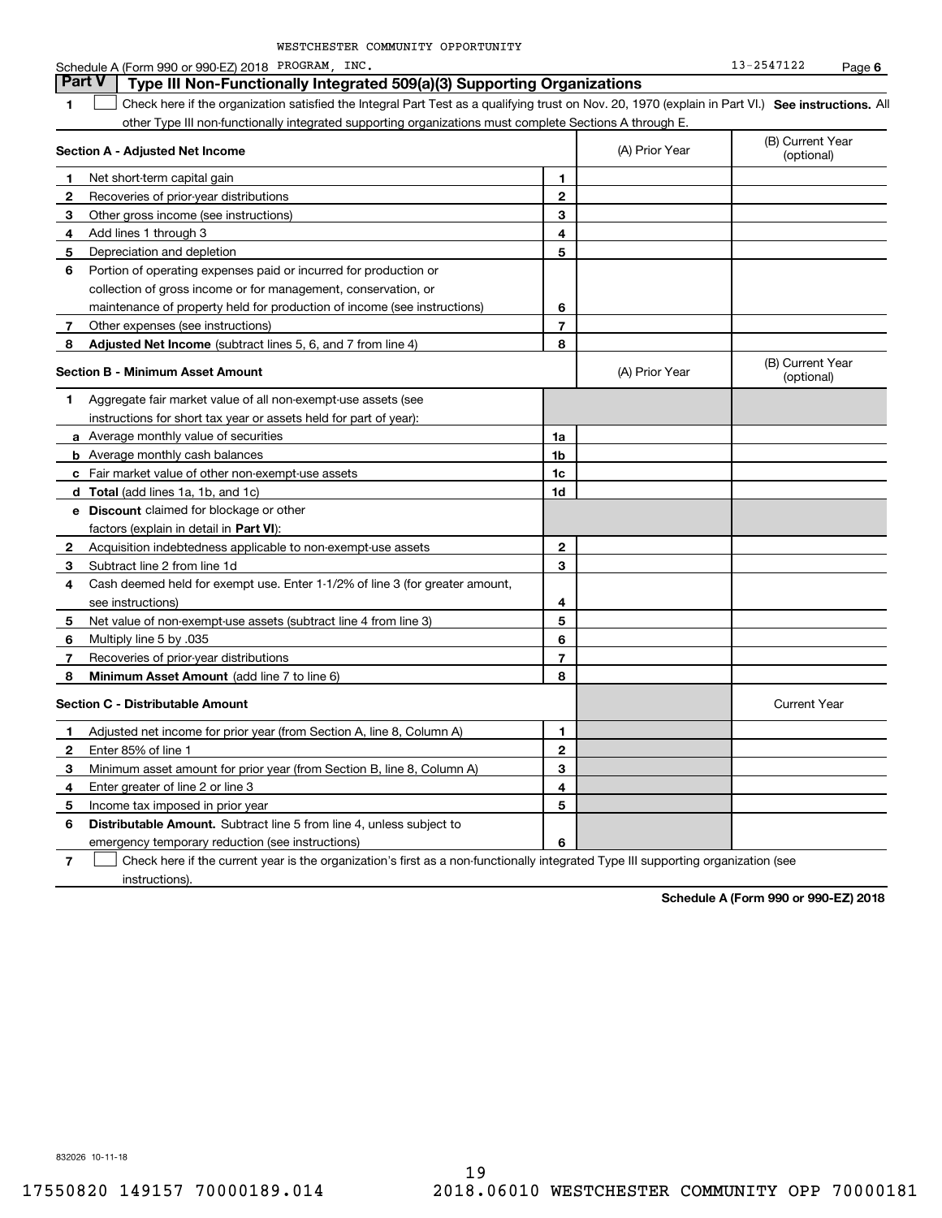WESTCHESTER COMMUNITY OPPORTUNITY

Schedule A (Form 990 or 990-EZ) 2018 PROGRAM, INC. 13-2547122 Page 6

## Part V — Type III Non-Functionally Integrated 509(a)(3) Supporting Organizations

**1** ☐ Check here if the organization satisfied the Integral Part Test as a qualifying trust on Nov. 20, 1970 (explain in Part VI.) **See instructions.** All other Type III non-functionally integrated supporting organizations must complete Sections A through E.

| **Section A - Adjusted Net Income** | | | (A) Prior Year | (B) Current Year (optional) |
|---|---|---|---|---|
| 1 | Net short-term capital gain | 1 | | |
| 2 | Recoveries of prior-year distributions | 2 | | |
| 3 | Other gross income (see instructions) | 3 | | |
| 4 | Add lines 1 through 3 | 4 | | |
| 5 | Depreciation and depletion | 5 | | |
| 6 | Portion of operating expenses paid or incurred for production or collection of gross income or for management, conservation, or maintenance of property held for production of income (see instructions) | 6 | | |
| 7 | Other expenses (see instructions) | 7 | | |
| 8 | **Adjusted Net Income** (subtract lines 5, 6, and 7 from line 4) | 8 | | |

| **Section B - Minimum Asset Amount** | | | (A) Prior Year | (B) Current Year (optional) |
|---|---|---|---|---|
| 1 | Aggregate fair market value of all non-exempt-use assets (see instructions for short tax year or assets held for part of year): | | | |
| a | Average monthly value of securities | 1a | | |
| b | Average monthly cash balances | 1b | | |
| c | Fair market value of other non-exempt-use assets | 1c | | |
| d | **Total** (add lines 1a, 1b, and 1c) | 1d | | |
| e | **Discount** claimed for blockage or other factors (explain in detail in **Part VI**): | | | |
| 2 | Acquisition indebtedness applicable to non-exempt-use assets | 2 | | |
| 3 | Subtract line 2 from line 1d | 3 | | |
| 4 | Cash deemed held for exempt use. Enter 1-1/2% of line 3 (for greater amount, see instructions) | 4 | | |
| 5 | Net value of non-exempt-use assets (subtract line 4 from line 3) | 5 | | |
| 6 | Multiply line 5 by .035 | 6 | | |
| 7 | Recoveries of prior-year distributions | 7 | | |
| 8 | **Minimum Asset Amount** (add line 7 to line 6) | 8 | | |

| **Section C - Distributable Amount** | | | | Current Year |
|---|---|---|---|---|
| 1 | Adjusted net income for prior year (from Section A, line 8, Column A) | 1 | | |
| 2 | Enter 85% of line 1 | 2 | | |
| 3 | Minimum asset amount for prior year (from Section B, line 8, Column A) | 3 | | |
| 4 | Enter greater of line 2 or line 3 | 4 | | |
| 5 | Income tax imposed in prior year | 5 | | |
| 6 | **Distributable Amount.** Subtract line 5 from line 4, unless subject to emergency temporary reduction (see instructions) | 6 | | |

**7** ☐ Check here if the current year is the organization's first as a non-functionally integrated Type III supporting organization (see instructions).

**Schedule A (Form 990 or 990-EZ) 2018**

832026 10-11-18

17550820 149157 70000189.014 2018.06010 WESTCHESTER COMMUNITY OPP 70000181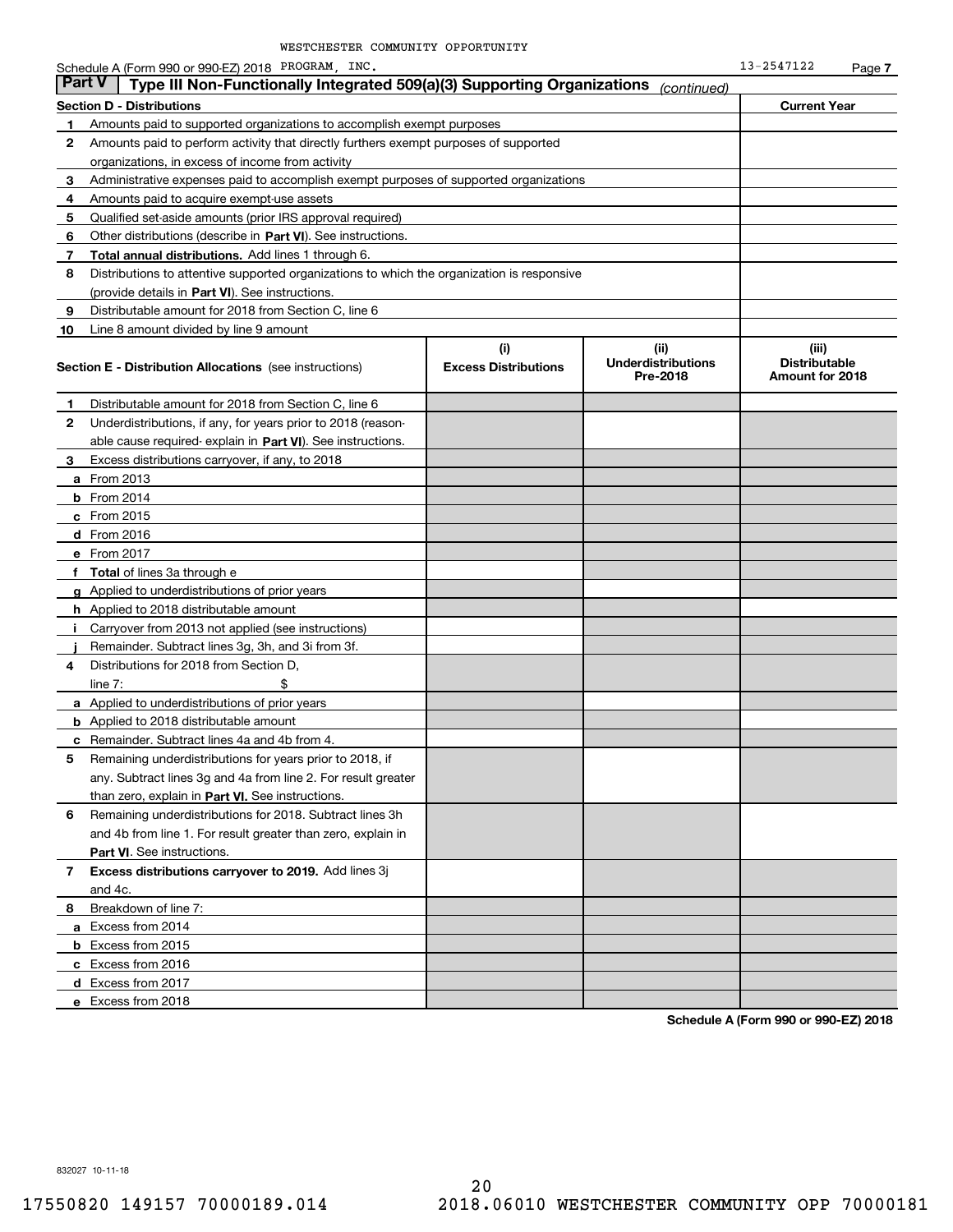WESTCHESTER COMMUNITY OPPORTUNITY

Schedule A (Form 990 or 990-EZ) 2018 PROGRAM, INC. 13-2547122

## Part V Type III Non-Functionally Integrated 509(a)(3) Supporting Organizations *(continued)*

| Section D - Distributions | Current Year |
|---|---|
| 1 Amounts paid to supported organizations to accomplish exempt purposes | |
| 2 Amounts paid to perform activity that directly furthers exempt purposes of supported organizations, in excess of income from activity | |
| 3 Administrative expenses paid to accomplish exempt purposes of supported organizations | |
| 4 Amounts paid to acquire exempt-use assets | |
| 5 Qualified set-aside amounts (prior IRS approval required) | |
| 6 Other distributions (describe in **Part VI**). See instructions. | |
| 7 **Total annual distributions.** Add lines 1 through 6. | |
| 8 Distributions to attentive supported organizations to which the organization is responsive (provide details in **Part VI**). See instructions. | |
| 9 Distributable amount for 2018 from Section C, line 6 | |
| 10 Line 8 amount divided by line 9 amount | |

| Section E - Distribution Allocations (see instructions) | (i) Excess Distributions | (ii) Underdistributions Pre-2018 | (iii) Distributable Amount for 2018 |
|---|---|---|---|
| 1 Distributable amount for 2018 from Section C, line 6 | | | |
| 2 Underdistributions, if any, for years prior to 2018 (reasonable cause required- explain in **Part VI**). See instructions. | | | |
| 3 Excess distributions carryover, if any, to 2018 | | | |
| a From 2013 | | | |
| b From 2014 | | | |
| c From 2015 | | | |
| d From 2016 | | | |
| e From 2017 | | | |
| f **Total** of lines 3a through e | | | |
| g Applied to underdistributions of prior years | | | |
| h Applied to 2018 distributable amount | | | |
| i Carryover from 2013 not applied (see instructions) | | | |
| j Remainder. Subtract lines 3g, 3h, and 3i from 3f. | | | |
| 4 Distributions for 2018 from Section D, line 7: $ | | | |
| a Applied to underdistributions of prior years | | | |
| b Applied to 2018 distributable amount | | | |
| c Remainder. Subtract lines 4a and 4b from 4. | | | |
| 5 Remaining underdistributions for years prior to 2018, if any. Subtract lines 3g and 4a from line 2. For result greater than zero, explain in **Part VI.** See instructions. | | | |
| 6 Remaining underdistributions for 2018. Subtract lines 3h and 4b from line 1. For result greater than zero, explain in **Part VI**. See instructions. | | | |
| 7 **Excess distributions carryover to 2019.** Add lines 3j and 4c. | | | |
| 8 Breakdown of line 7: | | | |
| a Excess from 2014 | | | |
| b Excess from 2015 | | | |
| c Excess from 2016 | | | |
| d Excess from 2017 | | | |
| e Excess from 2018 | | | |

**Schedule A (Form 990 or 990-EZ) 2018**

832027 10-11-18

17550820 149157 70000189.014 2018.06010 WESTCHESTER COMMUNITY OPP 70000181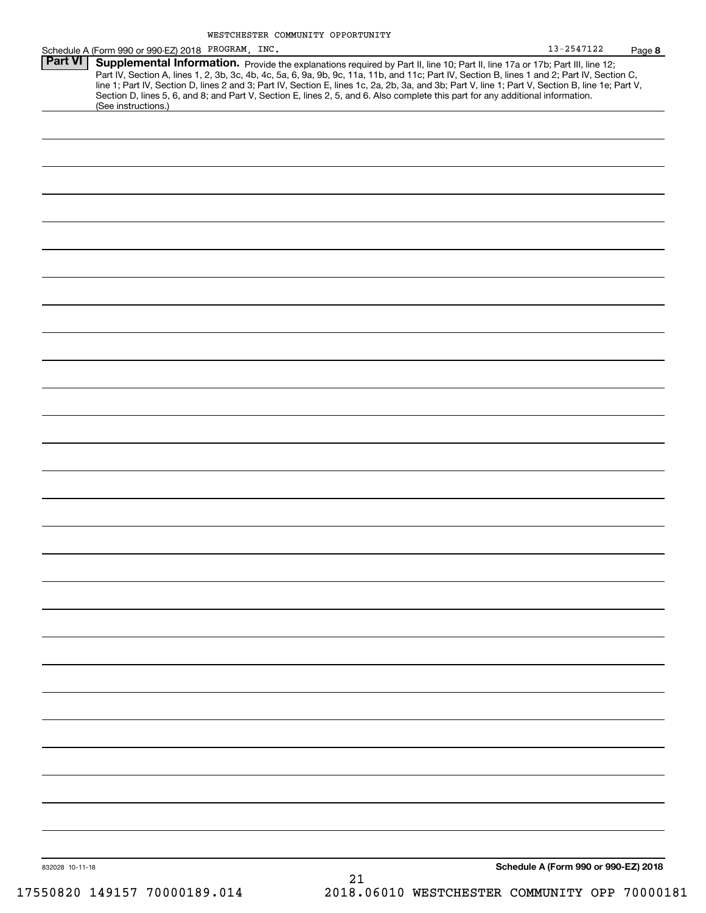## Part VI Supplemental Information.

Provide the explanations required by Part II, line 10; Part II, line 17a or 17b; Part III, line 12; Part IV, Section A, lines 1, 2, 3b, 3c, 4b, 4c, 5a, 6, 9a, 9b, 9c, 11a, 11b, and 11c; Part IV, Section B, lines 1 and 2; Part IV, Section C, line 1; Part IV, Section D, lines 2 and 3; Part IV, Section E, lines 1c, 2a, 2b, 3a, and 3b; Part V, line 1; Part V, Section B, line 1e; Part V, Section D, lines 5, 6, and 8; and Part V, Section E, lines 2, 5, and 6. Also complete this part for any additional information. (See instructions.)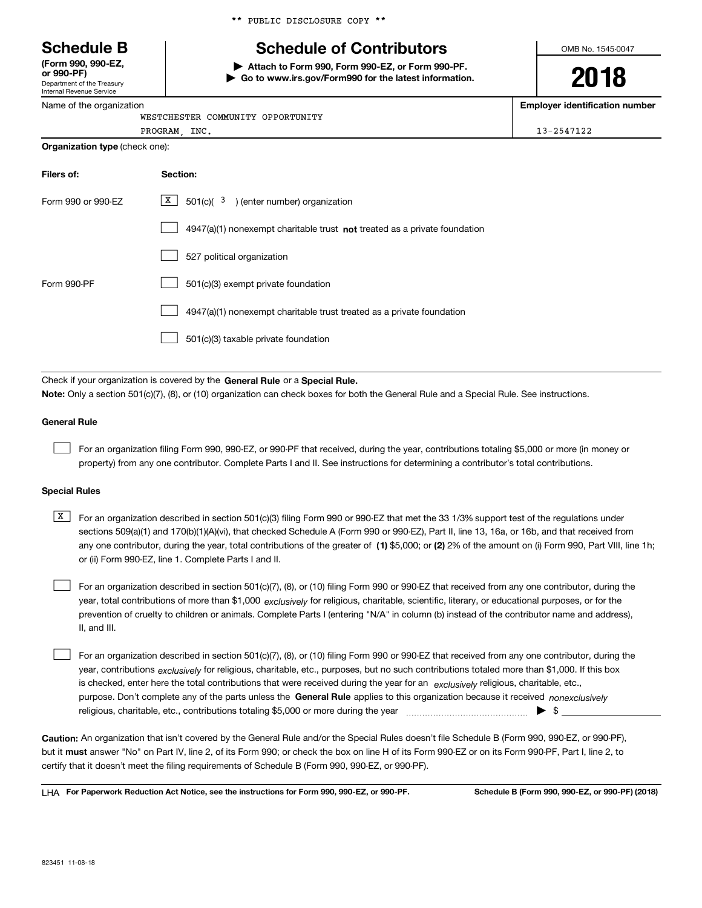** PUBLIC DISCLOSURE COPY **

# Schedule B

**(Form 990, 990-EZ, or 990-PF)**
Department of the Treasury
Internal Revenue Service

## Schedule of Contributors

▶ **Attach to Form 990, Form 990-EZ, or Form 990-PF.**
▶ **Go to www.irs.gov/Form990 for the latest information.**

OMB No. 1545-0047

**2018**

Name of the organization: WESTCHESTER COMMUNITY OPPORTUNITY PROGRAM, INC.

**Employer identification number:** 13-2547122

**Organization type** (check one):

| **Filers of:** | **Section:** |
|---|---|
| Form 990 or 990-EZ | [X] 501(c)( 3 ) (enter number) organization |
| | [ ] 4947(a)(1) nonexempt charitable trust **not** treated as a private foundation |
| | [ ] 527 political organization |
| Form 990-PF | [ ] 501(c)(3) exempt private foundation |
| | [ ] 4947(a)(1) nonexempt charitable trust treated as a private foundation |
| | [ ] 501(c)(3) taxable private foundation |

Check if your organization is covered by the **General Rule** or a **Special Rule.**

**Note:** Only a section 501(c)(7), (8), or (10) organization can check boxes for both the General Rule and a Special Rule. See instructions.

### General Rule

[ ] For an organization filing Form 990, 990-EZ, or 990-PF that received, during the year, contributions totaling $5,000 or more (in money or property) from any one contributor. Complete Parts I and II. See instructions for determining a contributor's total contributions.

### Special Rules

[X] For an organization described in section 501(c)(3) filing Form 990 or 990-EZ that met the 33 1/3% support test of the regulations under sections 509(a)(1) and 170(b)(1)(A)(vi), that checked Schedule A (Form 990 or 990-EZ), Part II, line 13, 16a, or 16b, and that received from any one contributor, during the year, total contributions of the greater of **(1)** $5,000; or **(2)** 2% of the amount on (i) Form 990, Part VIII, line 1h; or (ii) Form 990-EZ, line 1. Complete Parts I and II.

[ ] For an organization described in section 501(c)(7), (8), or (10) filing Form 990 or 990-EZ that received from any one contributor, during the year, total contributions of more than $1,000 *exclusively* for religious, charitable, scientific, literary, or educational purposes, or for the prevention of cruelty to children or animals. Complete Parts I (entering "N/A" in column (b) instead of the contributor name and address), II, and III.

[ ] For an organization described in section 501(c)(7), (8), or (10) filing Form 990 or 990-EZ that received from any one contributor, during the year, contributions *exclusively* for religious, charitable, etc., purposes, but no such contributions totaled more than $1,000. If this box is checked, enter here the total contributions that were received during the year for an *exclusively* religious, charitable, etc., purpose. Don't complete any of the parts unless the **General Rule** applies to this organization because it received *nonexclusively* religious, charitable, etc., contributions totaling $5,000 or more during the year ▶ $ ____________

**Caution:** An organization that isn't covered by the General Rule and/or the Special Rules doesn't file Schedule B (Form 990, 990-EZ, or 990-PF), but it **must** answer "No" on Part IV, line 2, of its Form 990; or check the box on line H of its Form 990-EZ or on its Form 990-PF, Part I, line 2, to certify that it doesn't meet the filing requirements of Schedule B (Form 990, 990-EZ, or 990-PF).

LHA **For Paperwork Reduction Act Notice, see the instructions for Form 990, 990-EZ, or 990-PF.** **Schedule B (Form 990, 990-EZ, or 990-PF) (2018)**

823451 11-08-18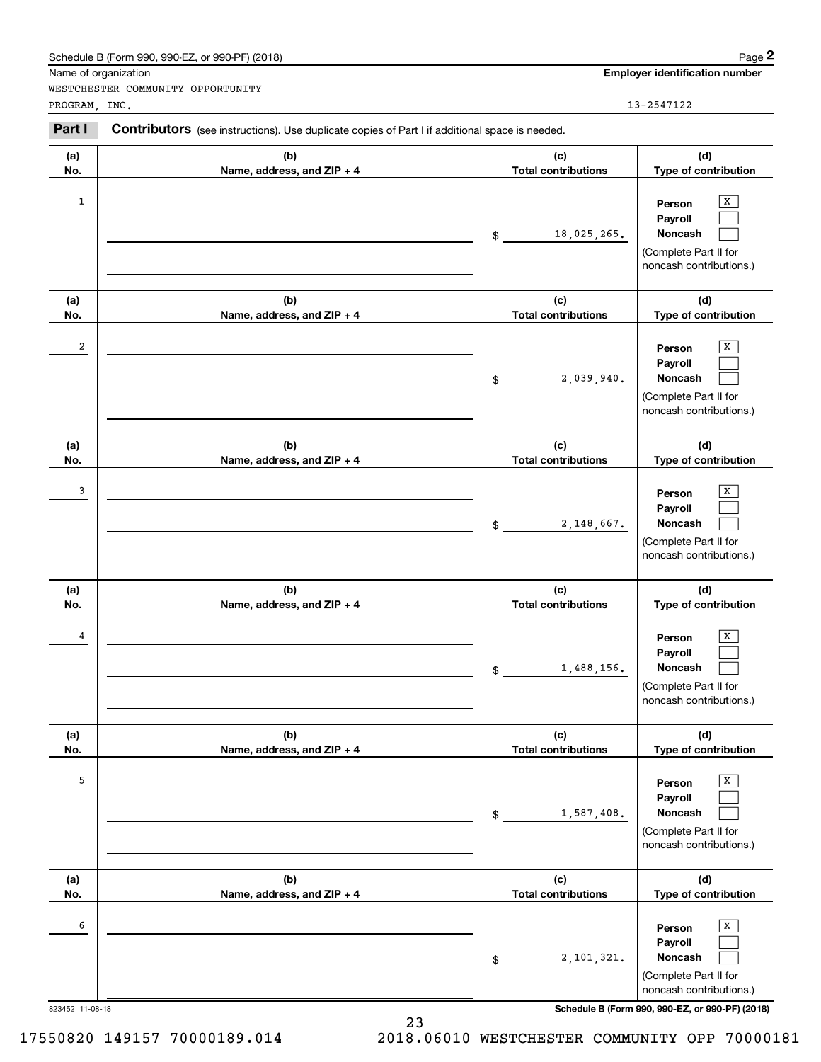Schedule B (Form 990, 990-EZ, or 990-PF) (2018) Page **2**

Name of organization: WESTCHESTER COMMUNITY OPPORTUNITY PROGRAM, INC.

**Employer identification number:** 13-2547122

**Part I** **Contributors** (see instructions). Use duplicate copies of Part I if additional space is needed.

| (a) No. | (b) Name, address, and ZIP + 4 | (c) Total contributions | (d) Type of contribution |
|---|---|---|---|
| 1 | | $ 18,025,265. | Person [X] Payroll [ ] Noncash [ ] (Complete Part II for noncash contributions.) |
| 2 | | $ 2,039,940. | Person [X] Payroll [ ] Noncash [ ] (Complete Part II for noncash contributions.) |
| 3 | | $ 2,148,667. | Person [X] Payroll [ ] Noncash [ ] (Complete Part II for noncash contributions.) |
| 4 | | $ 1,488,156. | Person [X] Payroll [ ] Noncash [ ] (Complete Part II for noncash contributions.) |
| 5 | | $ 1,587,408. | Person [X] Payroll [ ] Noncash [ ] (Complete Part II for noncash contributions.) |
| 6 | | $ 2,101,321. | Person [X] Payroll [ ] Noncash [ ] (Complete Part II for noncash contributions.) |

823452 11-08-18 **Schedule B (Form 990, 990-EZ, or 990-PF) (2018)**

17550820 149157 70000189.014 2018.06010 WESTCHESTER COMMUNITY OPP 70000181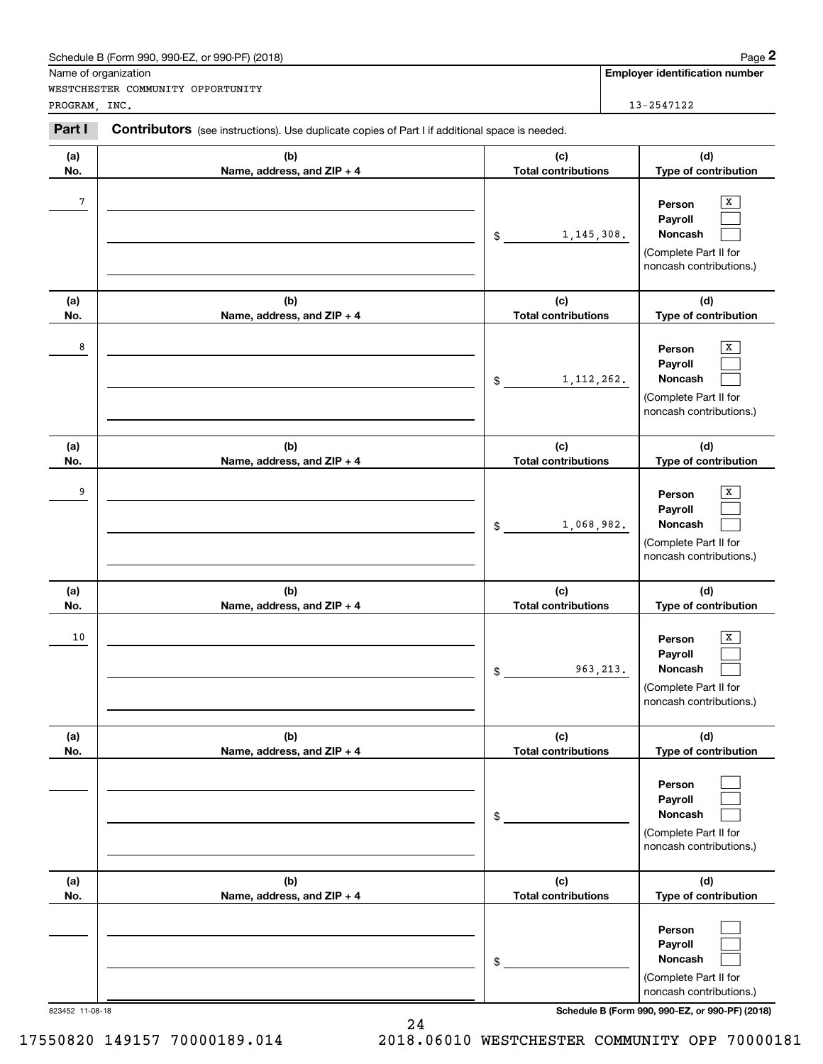Schedule B (Form 990, 990-EZ, or 990-PF) (2018)

Name of organization: WESTCHESTER COMMUNITY OPPORTUNITY PROGRAM, INC.

**Employer identification number**: 13-2547122

**Part I** **Contributors** (see instructions). Use duplicate copies of Part I if additional space is needed.

| (a) No. | (b) Name, address, and ZIP + 4 | (c) Total contributions | (d) Type of contribution |
|---|---|---|---|
| 7 | | $ 1,145,308. | Person [X] Payroll [ ] Noncash [ ] (Complete Part II for noncash contributions.) |
| 8 | | $ 1,112,262. | Person [X] Payroll [ ] Noncash [ ] (Complete Part II for noncash contributions.) |
| 9 | | $ 1,068,982. | Person [X] Payroll [ ] Noncash [ ] (Complete Part II for noncash contributions.) |
| 10 | | $ 963,213. | Person [X] Payroll [ ] Noncash [ ] (Complete Part II for noncash contributions.) |
| | | $ | Person [ ] Payroll [ ] Noncash [ ] (Complete Part II for noncash contributions.) |
| | | $ | Person [ ] Payroll [ ] Noncash [ ] (Complete Part II for noncash contributions.) |

823452 11-08-18

Schedule B (Form 990, 990-EZ, or 990-PF) (2018)

17550820 149157 70000189.014 2018.06010 WESTCHESTER COMMUNITY OPP 70000181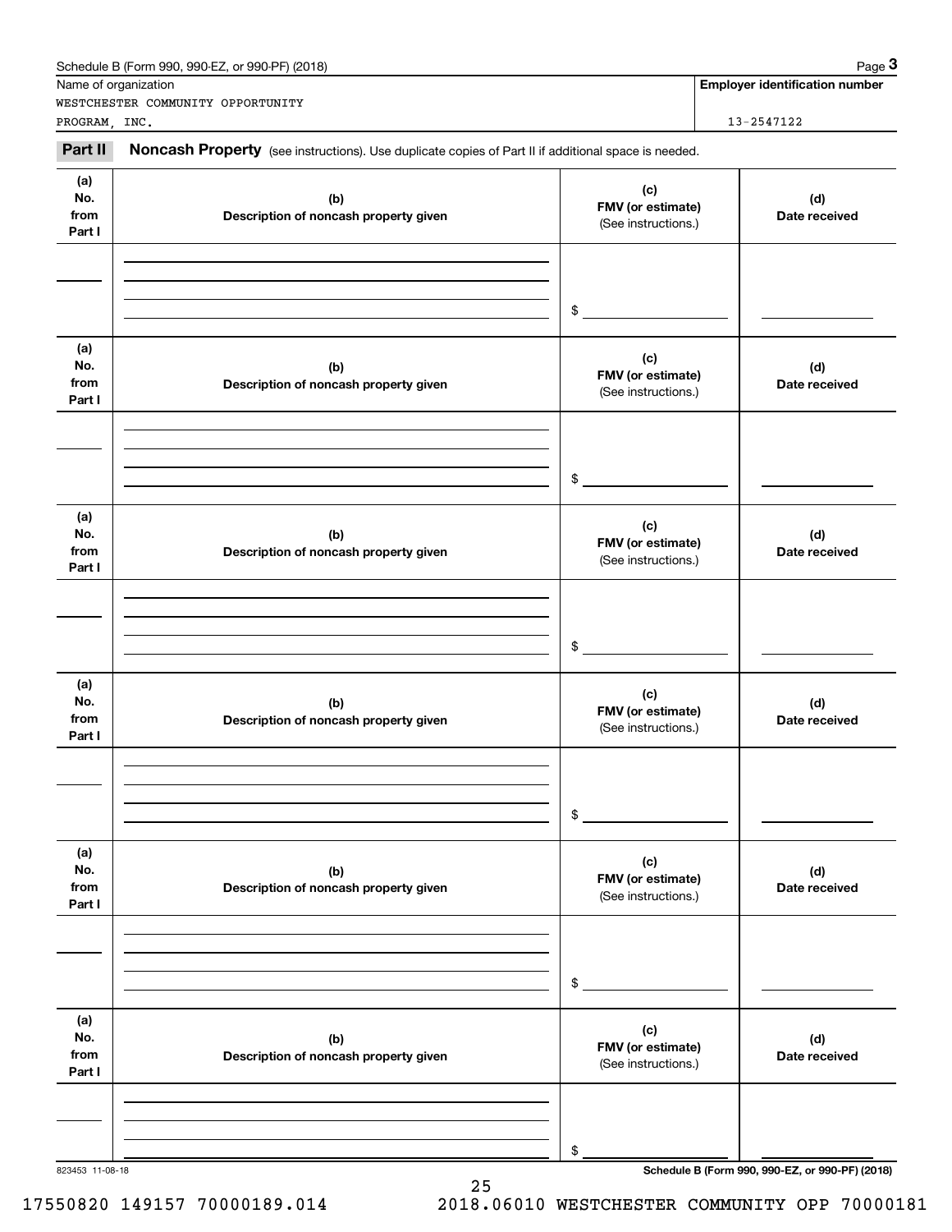Name of organization

WESTCHESTER COMMUNITY OPPORTUNITY PROGRAM, INC.

**Employer identification number**

13-2547122

**Part II** **Noncash Property** (see instructions). Use duplicate copies of Part II if additional space is needed.

| (a) No. from Part I | (b) Description of noncash property given | (c) FMV (or estimate) (See instructions.) | (d) Date received |
|---|---|---|---|
| | | $ | |

| (a) No. from Part I | (b) Description of noncash property given | (c) FMV (or estimate) (See instructions.) | (d) Date received |
|---|---|---|---|
| | | $ | |

| (a) No. from Part I | (b) Description of noncash property given | (c) FMV (or estimate) (See instructions.) | (d) Date received |
|---|---|---|---|
| | | $ | |

| (a) No. from Part I | (b) Description of noncash property given | (c) FMV (or estimate) (See instructions.) | (d) Date received |
|---|---|---|---|
| | | $ | |

| (a) No. from Part I | (b) Description of noncash property given | (c) FMV (or estimate) (See instructions.) | (d) Date received |
|---|---|---|---|
| | | $ | |

| (a) No. from Part I | (b) Description of noncash property given | (c) FMV (or estimate) (See instructions.) | (d) Date received |
|---|---|---|---|
| | | $ | |

823453 11-08-18

17550820 149157 70000189.014 2018.06010 WESTCHESTER COMMUNITY OPP 70000181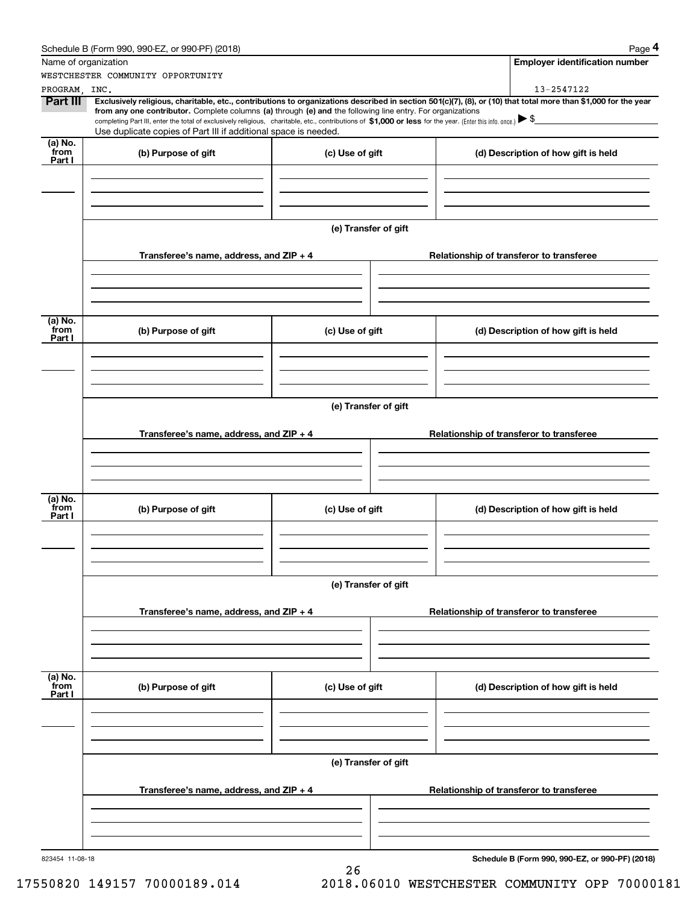Schedule B (Form 990, 990-EZ, or 990-PF) (2018) Page **4**

| Name of organization | Employer identification number |
|---|---|
| WESTCHESTER COMMUNITY OPPORTUNITY PROGRAM, INC. | 13-2547122 |

**Part III** **Exclusively religious, charitable, etc., contributions to organizations described in section 501(c)(7), (8), or (10) that total more than $1,000 for the year from any one contributor.** Complete columns **(a)** through **(e) and** the following line entry. For organizations completing Part III, enter the total of exclusively religious, charitable, etc., contributions of **$1,000 or less** for the year. (Enter this info. once.) ▶ $

Use duplicate copies of Part III if additional space is needed.

| (a) No. from Part I | (b) Purpose of gift | (c) Use of gift | (d) Description of how gift is held |
|---|---|---|---|
| | | | |

(e) Transfer of gift

| Transferee's name, address, and ZIP + 4 | Relationship of transferor to transferee |
|---|---|
| | |

| (a) No. from Part I | (b) Purpose of gift | (c) Use of gift | (d) Description of how gift is held |
|---|---|---|---|
| | | | |

(e) Transfer of gift

| Transferee's name, address, and ZIP + 4 | Relationship of transferor to transferee |
|---|---|
| | |

| (a) No. from Part I | (b) Purpose of gift | (c) Use of gift | (d) Description of how gift is held |
|---|---|---|---|
| | | | |

(e) Transfer of gift

| Transferee's name, address, and ZIP + 4 | Relationship of transferor to transferee |
|---|---|
| | |

| (a) No. from Part I | (b) Purpose of gift | (c) Use of gift | (d) Description of how gift is held |
|---|---|---|---|
| | | | |

(e) Transfer of gift

| Transferee's name, address, and ZIP + 4 | Relationship of transferor to transferee |
|---|---|
| | |

823454 11-08-18 **Schedule B (Form 990, 990-EZ, or 990-PF) (2018)**

17550820 149157 70000189.014 2018.06010 WESTCHESTER COMMUNITY OPP 70000181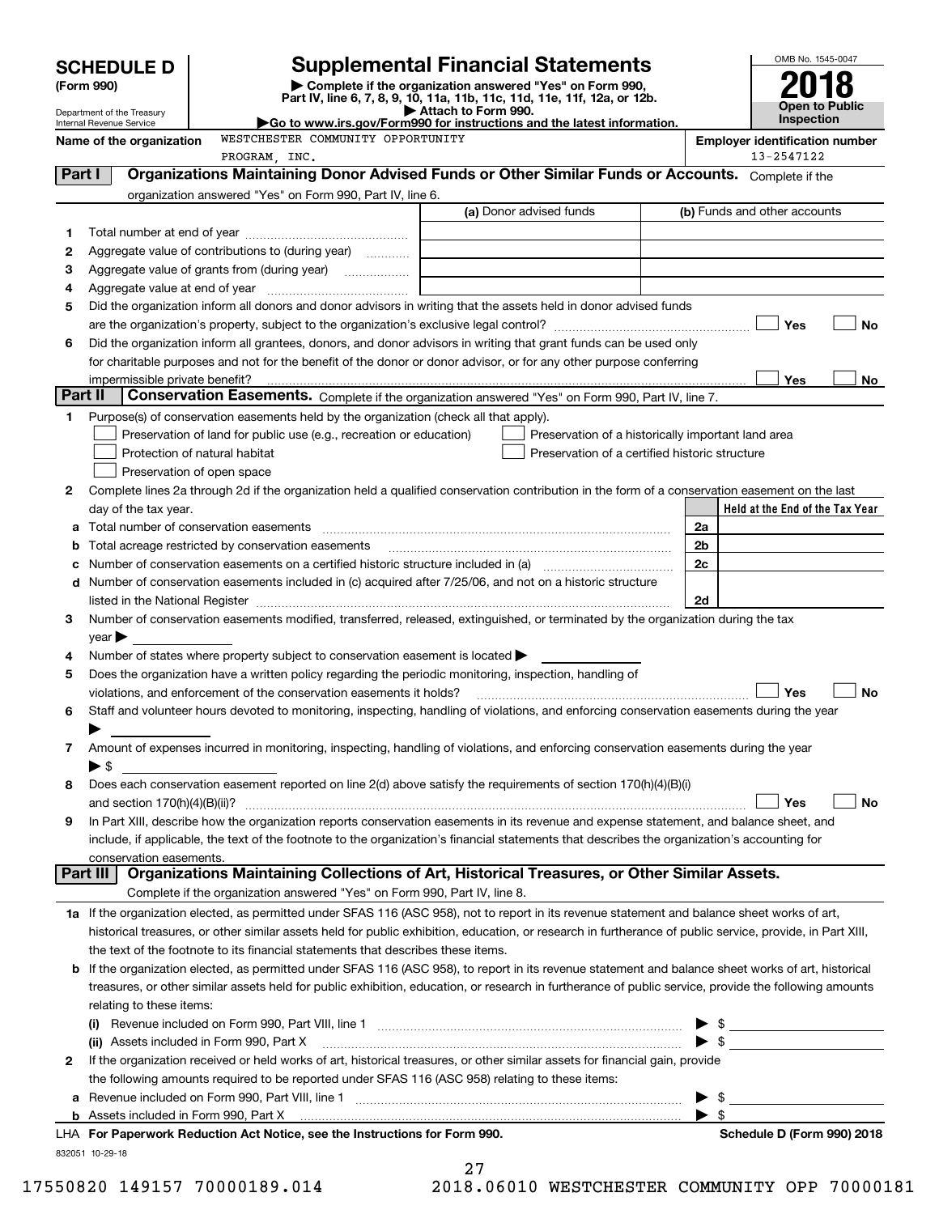# SCHEDULE D (Form 990)

Department of the Treasury
Internal Revenue Service

## Supplemental Financial Statements

▶ Complete if the organization answered "Yes" on Form 990, Part IV, line 6, 7, 8, 9, 10, 11a, 11b, 11c, 11d, 11e, 11f, 12a, or 12b.
▶ Attach to Form 990.
▶Go to www.irs.gov/Form990 for instructions and the latest information.

OMB No. 1545-0047

**2018**

**Open to Public Inspection**

Name of the organization: WESTCHESTER COMMUNITY OPPORTUNITY PROGRAM, INC.

Employer identification number: 13-2547122

### Part I — Organizations Maintaining Donor Advised Funds or Other Similar Funds or Accounts.

Complete if the organization answered "Yes" on Form 990, Part IV, line 6.

| | | (a) Donor advised funds | (b) Funds and other accounts |
|---|---|---|---|
| 1 | Total number at end of year | | |
| 2 | Aggregate value of contributions to (during year) | | |
| 3 | Aggregate value of grants from (during year) | | |
| 4 | Aggregate value at end of year | | |

5 Did the organization inform all donors and donor advisors in writing that the assets held in donor advised funds are the organization's property, subject to the organization's exclusive legal control? ☐ Yes ☐ No

6 Did the organization inform all grantees, donors, and donor advisors in writing that grant funds can be used only for charitable purposes and not for the benefit of the donor or donor advisor, or for any other purpose conferring impermissible private benefit? ☐ Yes ☐ No

### Part II — Conservation Easements.

Complete if the organization answered "Yes" on Form 990, Part IV, line 7.

1 Purpose(s) of conservation easements held by the organization (check all that apply).

- ☐ Preservation of land for public use (e.g., recreation or education)
- ☐ Protection of natural habitat
- ☐ Preservation of open space
- ☐ Preservation of a historically important land area
- ☐ Preservation of a certified historic structure

2 Complete lines 2a through 2d if the organization held a qualified conservation contribution in the form of a conservation easement on the last day of the tax year.

| | | | Held at the End of the Tax Year |
|---|---|---|---|
| a | Total number of conservation easements | 2a | |
| b | Total acreage restricted by conservation easements | 2b | |
| c | Number of conservation easements on a certified historic structure included in (a) | 2c | |
| d | Number of conservation easements included in (c) acquired after 7/25/06, and not on a historic structure listed in the National Register | 2d | |

3 Number of conservation easements modified, transferred, released, extinguished, or terminated by the organization during the tax year ▶

4 Number of states where property subject to conservation easement is located ▶

5 Does the organization have a written policy regarding the periodic monitoring, inspection, handling of violations, and enforcement of the conservation easements it holds? ☐ Yes ☐ No

6 Staff and volunteer hours devoted to monitoring, inspecting, handling of violations, and enforcing conservation easements during the year ▶

7 Amount of expenses incurred in monitoring, inspecting, handling of violations, and enforcing conservation easements during the year ▶ $

8 Does each conservation easement reported on line 2(d) above satisfy the requirements of section 170(h)(4)(B)(i) and section 170(h)(4)(B)(ii)? ☐ Yes ☐ No

9 In Part XIII, describe how the organization reports conservation easements in its revenue and expense statement, and balance sheet, and include, if applicable, the text of the footnote to the organization's financial statements that describes the organization's accounting for conservation easements.

### Part III — Organizations Maintaining Collections of Art, Historical Treasures, or Other Similar Assets.

Complete if the organization answered "Yes" on Form 990, Part IV, line 8.

1a If the organization elected, as permitted under SFAS 116 (ASC 958), not to report in its revenue statement and balance sheet works of art, historical treasures, or other similar assets held for public exhibition, education, or research in furtherance of public service, provide, in Part XIII, the text of the footnote to its financial statements that describes these items.

b If the organization elected, as permitted under SFAS 116 (ASC 958), to report in its revenue statement and balance sheet works of art, historical treasures, or other similar assets held for public exhibition, education, or research in furtherance of public service, provide the following amounts relating to these items:

(i) Revenue included on Form 990, Part VIII, line 1 ▶ $

(ii) Assets included in Form 990, Part X ▶ $

2 If the organization received or held works of art, historical treasures, or other similar assets for financial gain, provide the following amounts required to be reported under SFAS 116 (ASC 958) relating to these items:

a Revenue included on Form 990, Part VIII, line 1 ▶ $

b Assets included in Form 990, Part X ▶ $

LHA For Paperwork Reduction Act Notice, see the Instructions for Form 990. Schedule D (Form 990) 2018

832051 10-29-18

17550820 149157 70000189.014 2018.06010 WESTCHESTER COMMUNITY OPP 70000181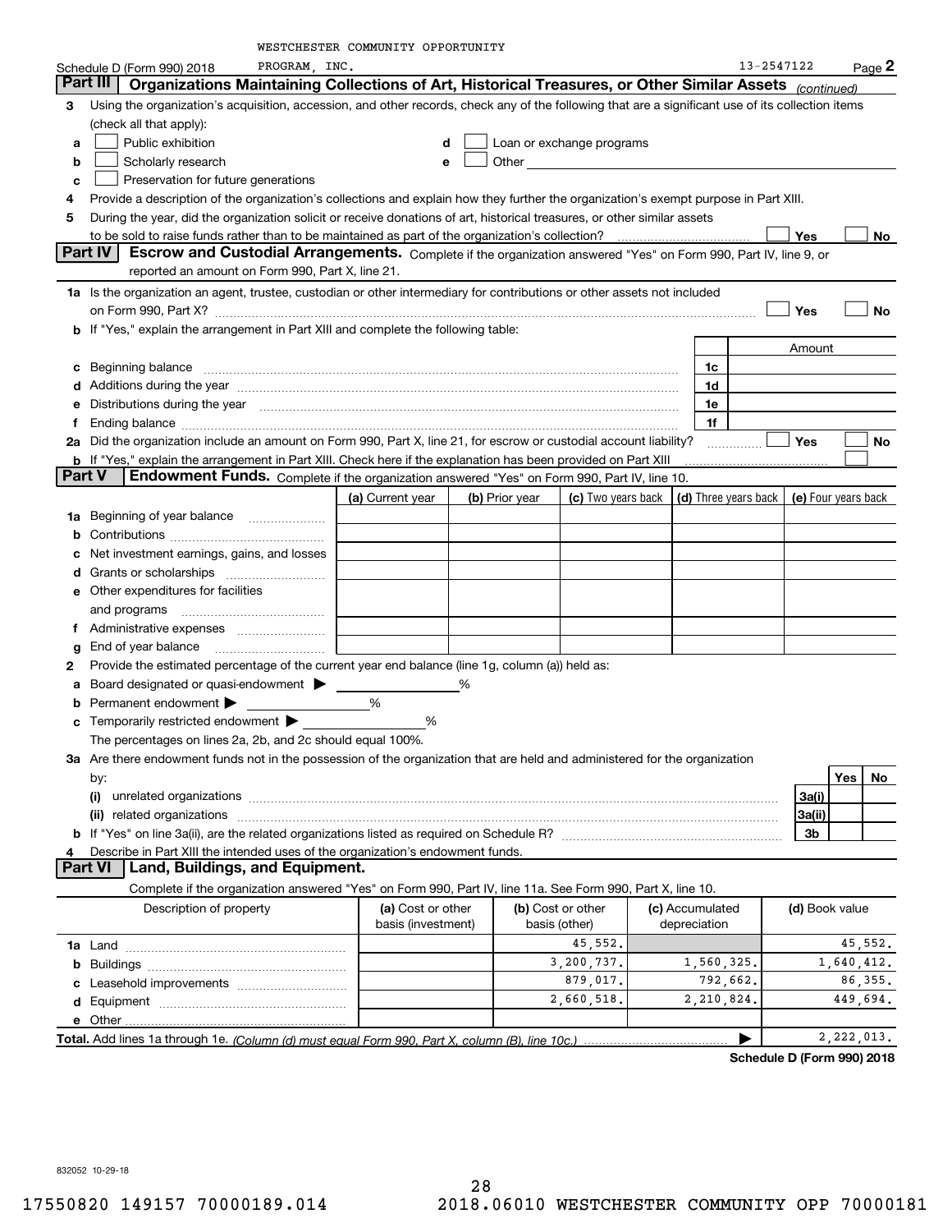WESTCHESTER COMMUNITY OPPORTUNITY PROGRAM, INC. — 13-2547122

Schedule D (Form 990) 2018 — Page 2

## Part III Organizations Maintaining Collections of Art, Historical Treasures, or Other Similar Assets *(continued)*

**3** Using the organization's acquisition, accession, and other records, check any of the following that are a significant use of its collection items (check all that apply):

- **a** ☐ Public exhibition
- **b** ☐ Scholarly research
- **c** ☐ Preservation for future generations
- **d** ☐ Loan or exchange programs
- **e** ☐ Other

**4** Provide a description of the organization's collections and explain how they further the organization's exempt purpose in Part XIII.

**5** During the year, did the organization solicit or receive donations of art, historical treasures, or other similar assets to be sold to raise funds rather than to be maintained as part of the organization's collection? ☐ Yes ☐ No

## Part IV Escrow and Custodial Arrangements.

Complete if the organization answered "Yes" on Form 990, Part IV, line 9, or reported an amount on Form 990, Part X, line 21.

**1a** Is the organization an agent, trustee, custodian or other intermediary for contributions or other assets not included on Form 990, Part X? ☐ Yes ☐ No

**b** If "Yes," explain the arrangement in Part XIII and complete the following table:

| | | Amount |
|---|---|---|
| **c** Beginning balance | 1c | |
| **d** Additions during the year | 1d | |
| **e** Distributions during the year | 1e | |
| **f** Ending balance | 1f | |

**2a** Did the organization include an amount on Form 990, Part X, line 21, for escrow or custodial account liability? ☐ Yes ☐ No

**b** If "Yes," explain the arrangement in Part XIII. Check here if the explanation has been provided on Part XIII ☐

## Part V Endowment Funds.

Complete if the organization answered "Yes" on Form 990, Part IV, line 10.

| | (a) Current year | (b) Prior year | (c) Two years back | (d) Three years back | (e) Four years back |
|---|---|---|---|---|---|
| **1a** Beginning of year balance | | | | | |
| **b** Contributions | | | | | |
| **c** Net investment earnings, gains, and losses | | | | | |
| **d** Grants or scholarships | | | | | |
| **e** Other expenditures for facilities and programs | | | | | |
| **f** Administrative expenses | | | | | |
| **g** End of year balance | | | | | |

**2** Provide the estimated percentage of the current year end balance (line 1g, column (a)) held as:

- **a** Board designated or quasi-endowment ▶ ______ %
- **b** Permanent endowment ▶ ______ %
- **c** Temporarily restricted endowment ▶ ______ %

The percentages on lines 2a, 2b, and 2c should equal 100%.

**3a** Are there endowment funds not in the possession of the organization that are held and administered for the organization by:

| | | Yes | No |
|---|---|---|---|
| **(i)** unrelated organizations | 3a(i) | | |
| **(ii)** related organizations | 3a(ii) | | |
| **b** If "Yes" on line 3a(ii), are the related organizations listed as required on Schedule R? | 3b | | |

**4** Describe in Part XIII the intended uses of the organization's endowment funds.

## Part VI Land, Buildings, and Equipment.

Complete if the organization answered "Yes" on Form 990, Part IV, line 11a. See Form 990, Part X, line 10.

| Description of property | (a) Cost or other basis (investment) | (b) Cost or other basis (other) | (c) Accumulated depreciation | (d) Book value |
|---|---|---|---|---|
| **1a** Land | | 45,552. | | 45,552. |
| **b** Buildings | | 3,200,737. | 1,560,325. | 1,640,412. |
| **c** Leasehold improvements | | 879,017. | 792,662. | 86,355. |
| **d** Equipment | | 2,660,518. | 2,210,824. | 449,694. |
| **e** Other | | | | |
| **Total.** Add lines 1a through 1e. *(Column (d) must equal Form 990, Part X, column (B), line 10c.)* | | | ▶ | 2,222,013. |

**Schedule D (Form 990) 2018**

832052 10-29-18

17550820 149157 70000189.014 2018.06010 WESTCHESTER COMMUNITY OPP 70000181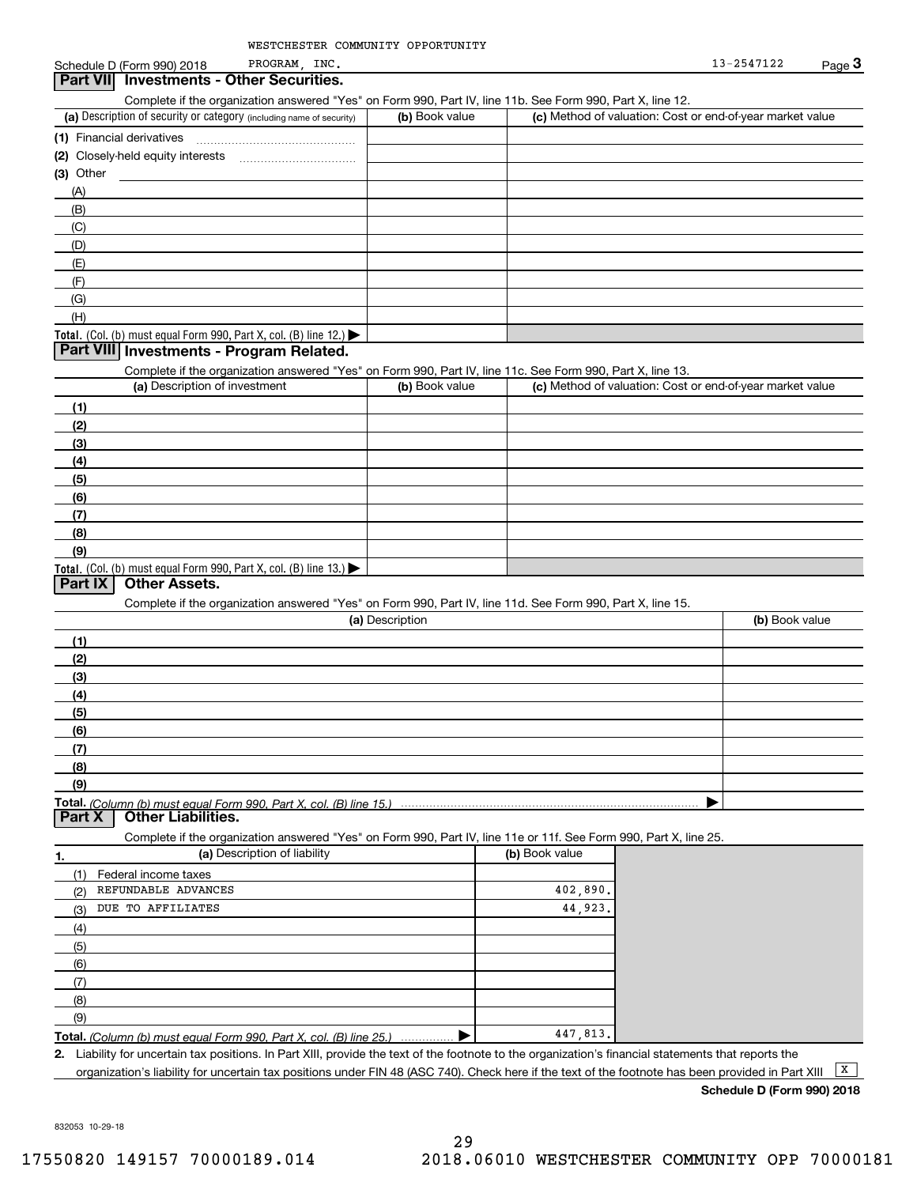WESTCHESTER COMMUNITY OPPORTUNITY PROGRAM, INC. 13-2547122

Schedule D (Form 990) 2018

## Part VII Investments - Other Securities.

Complete if the organization answered "Yes" on Form 990, Part IV, line 11b. See Form 990, Part X, line 12.

| (a) Description of security or category (including name of security) | (b) Book value | (c) Method of valuation: Cost or end-of-year market value |
|---|---|---|
| (1) Financial derivatives | | |
| (2) Closely-held equity interests | | |
| (3) Other | | |
| (A) | | |
| (B) | | |
| (C) | | |
| (D) | | |
| (E) | | |
| (F) | | |
| (G) | | |
| (H) | | |
| **Total.** (Col. (b) must equal Form 990, Part X, col. (B) line 12.) ▶ | | |

## Part VIII Investments - Program Related.

Complete if the organization answered "Yes" on Form 990, Part IV, line 11c. See Form 990, Part X, line 13.

| (a) Description of investment | (b) Book value | (c) Method of valuation: Cost or end-of-year market value |
|---|---|---|
| (1) | | |
| (2) | | |
| (3) | | |
| (4) | | |
| (5) | | |
| (6) | | |
| (7) | | |
| (8) | | |
| (9) | | |
| **Total.** (Col. (b) must equal Form 990, Part X, col. (B) line 13.) ▶ | | |

## Part IX Other Assets.

Complete if the organization answered "Yes" on Form 990, Part IV, line 11d. See Form 990, Part X, line 15.

| (a) Description | (b) Book value |
|---|---|
| (1) | |
| (2) | |
| (3) | |
| (4) | |
| (5) | |
| (6) | |
| (7) | |
| (8) | |
| (9) | |
| **Total.** *(Column (b) must equal Form 990, Part X, col. (B) line 15.)* ▶ | |

## Part X Other Liabilities.

Complete if the organization answered "Yes" on Form 990, Part IV, line 11e or 11f. See Form 990, Part X, line 25.

| 1. (a) Description of liability | (b) Book value |
|---|---|
| (1) Federal income taxes | |
| (2) REFUNDABLE ADVANCES | 402,890. |
| (3) DUE TO AFFILIATES | 44,923. |
| (4) | |
| (5) | |
| (6) | |
| (7) | |
| (8) | |
| (9) | |
| **Total.** *(Column (b) must equal Form 990, Part X, col. (B) line 25.)* ▶ | 447,813. |

2. Liability for uncertain tax positions. In Part XIII, provide the text of the footnote to the organization's financial statements that reports the organization's liability for uncertain tax positions under FIN 48 (ASC 740). Check here if the text of the footnote has been provided in Part XIII [X]

**Schedule D (Form 990) 2018**

832053 10-29-18

17550820 149157 70000189.014 2018.06010 WESTCHESTER COMMUNITY OPP 70000181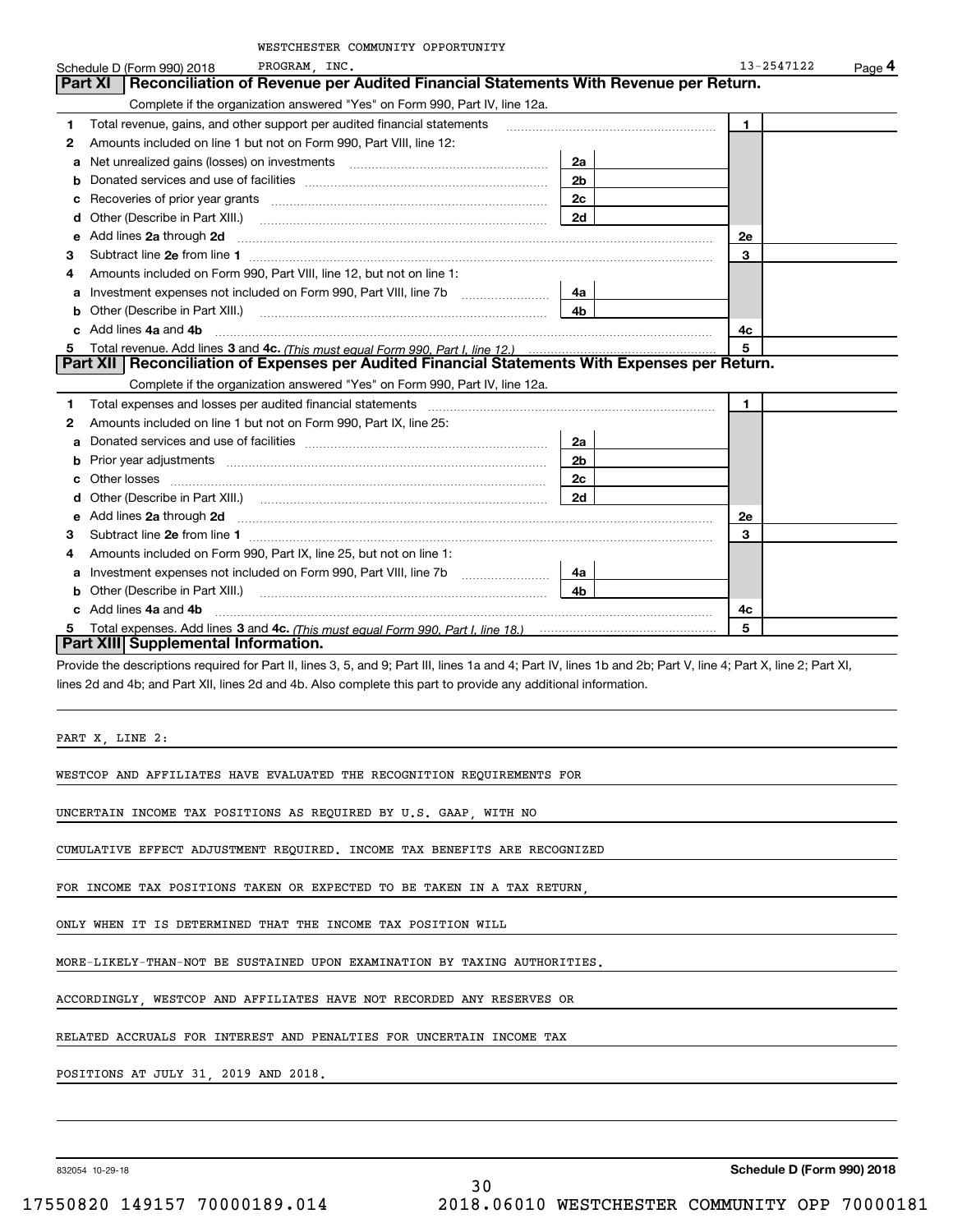Schedule D (Form 990) 2018 WESTCHESTER COMMUNITY OPPORTUNITY PROGRAM, INC. 13-2547122 Page 4

## Part XI Reconciliation of Revenue per Audited Financial Statements With Revenue per Return.

Complete if the organization answered "Yes" on Form 990, Part IV, line 12a.

| | | | | | |
|---|---|---|---|---|---|
| 1 | Total revenue, gains, and other support per audited financial statements | | | 1 | |
| 2 | Amounts included on line 1 but not on Form 990, Part VIII, line 12: | | | | |
| a | Net unrealized gains (losses) on investments | 2a | | | |
| b | Donated services and use of facilities | 2b | | | |
| c | Recoveries of prior year grants | 2c | | | |
| d | Other (Describe in Part XIII.) | 2d | | | |
| e | Add lines 2a through 2d | | | 2e | |
| 3 | Subtract line 2e from line 1 | | | 3 | |
| 4 | Amounts included on Form 990, Part VIII, line 12, but not on line 1: | | | | |
| a | Investment expenses not included on Form 990, Part VIII, line 7b | 4a | | | |
| b | Other (Describe in Part XIII.) | 4b | | | |
| c | Add lines 4a and 4b | | | 4c | |
| 5 | Total revenue. Add lines 3 and 4c. *(This must equal Form 990, Part I, line 12.)* | | | 5 | |

## Part XII Reconciliation of Expenses per Audited Financial Statements With Expenses per Return.

Complete if the organization answered "Yes" on Form 990, Part IV, line 12a.

| | | | | | |
|---|---|---|---|---|---|
| 1 | Total expenses and losses per audited financial statements | | | 1 | |
| 2 | Amounts included on line 1 but not on Form 990, Part IX, line 25: | | | | |
| a | Donated services and use of facilities | 2a | | | |
| b | Prior year adjustments | 2b | | | |
| c | Other losses | 2c | | | |
| d | Other (Describe in Part XIII.) | 2d | | | |
| e | Add lines 2a through 2d | | | 2e | |
| 3 | Subtract line 2e from line 1 | | | 3 | |
| 4 | Amounts included on Form 990, Part IX, line 25, but not on line 1: | | | | |
| a | Investment expenses not included on Form 990, Part VIII, line 7b | 4a | | | |
| b | Other (Describe in Part XIII.) | 4b | | | |
| c | Add lines 4a and 4b | | | 4c | |
| 5 | Total expenses. Add lines 3 and 4c. *(This must equal Form 990, Part I, line 18.)* | | | 5 | |

## Part XIII Supplemental Information.

Provide the descriptions required for Part II, lines 3, 5, and 9; Part III, lines 1a and 4; Part IV, lines 1b and 2b; Part V, line 4; Part X, line 2; Part XI, lines 2d and 4b; and Part XII, lines 2d and 4b. Also complete this part to provide any additional information.

PART X, LINE 2:

WESTCOP AND AFFILIATES HAVE EVALUATED THE RECOGNITION REQUIREMENTS FOR UNCERTAIN INCOME TAX POSITIONS AS REQUIRED BY U.S. GAAP, WITH NO CUMULATIVE EFFECT ADJUSTMENT REQUIRED. INCOME TAX BENEFITS ARE RECOGNIZED FOR INCOME TAX POSITIONS TAKEN OR EXPECTED TO BE TAKEN IN A TAX RETURN, ONLY WHEN IT IS DETERMINED THAT THE INCOME TAX POSITION WILL MORE-LIKELY-THAN-NOT BE SUSTAINED UPON EXAMINATION BY TAXING AUTHORITIES. ACCORDINGLY, WESTCOP AND AFFILIATES HAVE NOT RECORDED ANY RESERVES OR RELATED ACCRUALS FOR INTEREST AND PENALTIES FOR UNCERTAIN INCOME TAX POSITIONS AT JULY 31, 2019 AND 2018.

832054 10-29-18 **Schedule D (Form 990) 2018**

17550820 149157 70000189.014 2018.06010 WESTCHESTER COMMUNITY OPP 70000181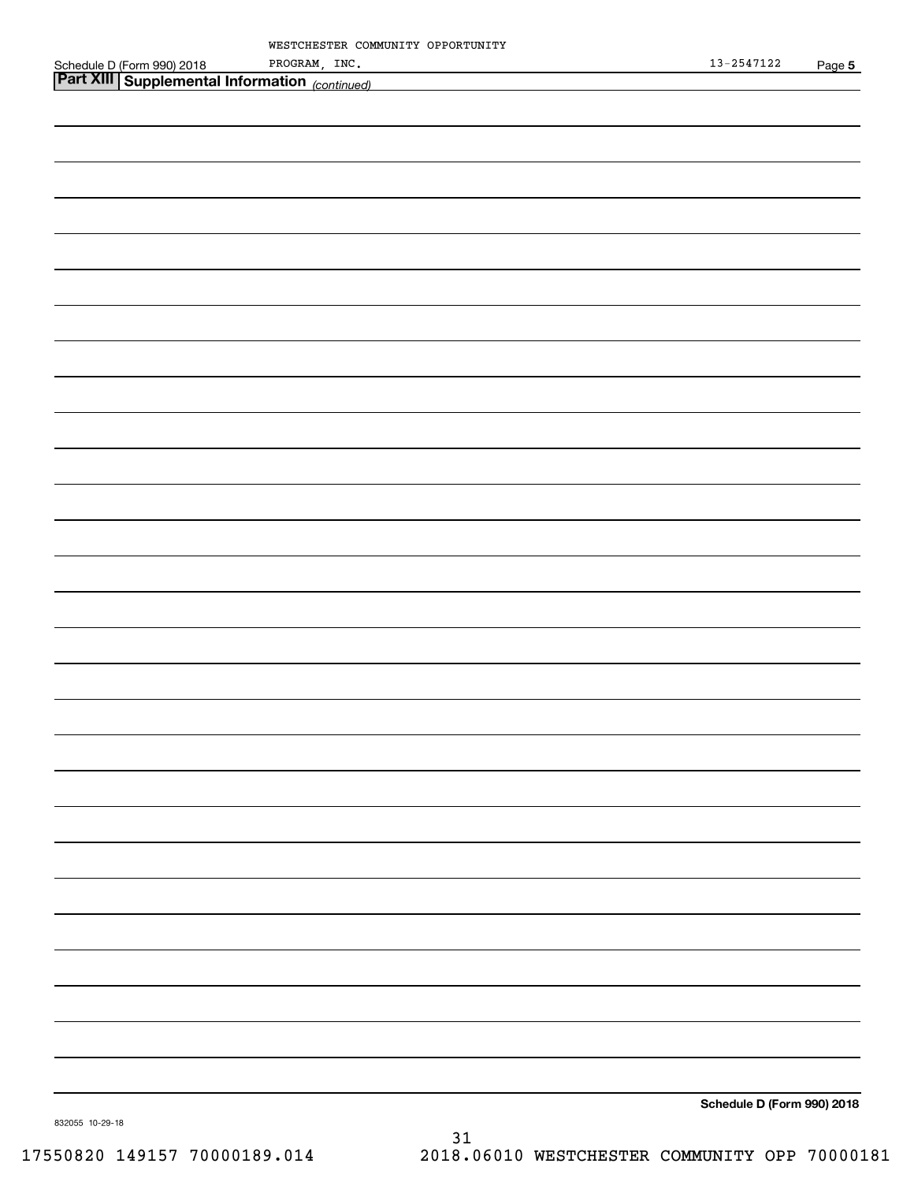WESTCHESTER COMMUNITY OPPORTUNITY PROGRAM, INC. 13-2547122

Schedule D (Form 990) 2018

## Part XIII Supplemental Information *(continued)*

Schedule D (Form 990) 2018

832055 10-29-18

17550820 149157 70000189.014 2018.06010 WESTCHESTER COMMUNITY OPP 70000181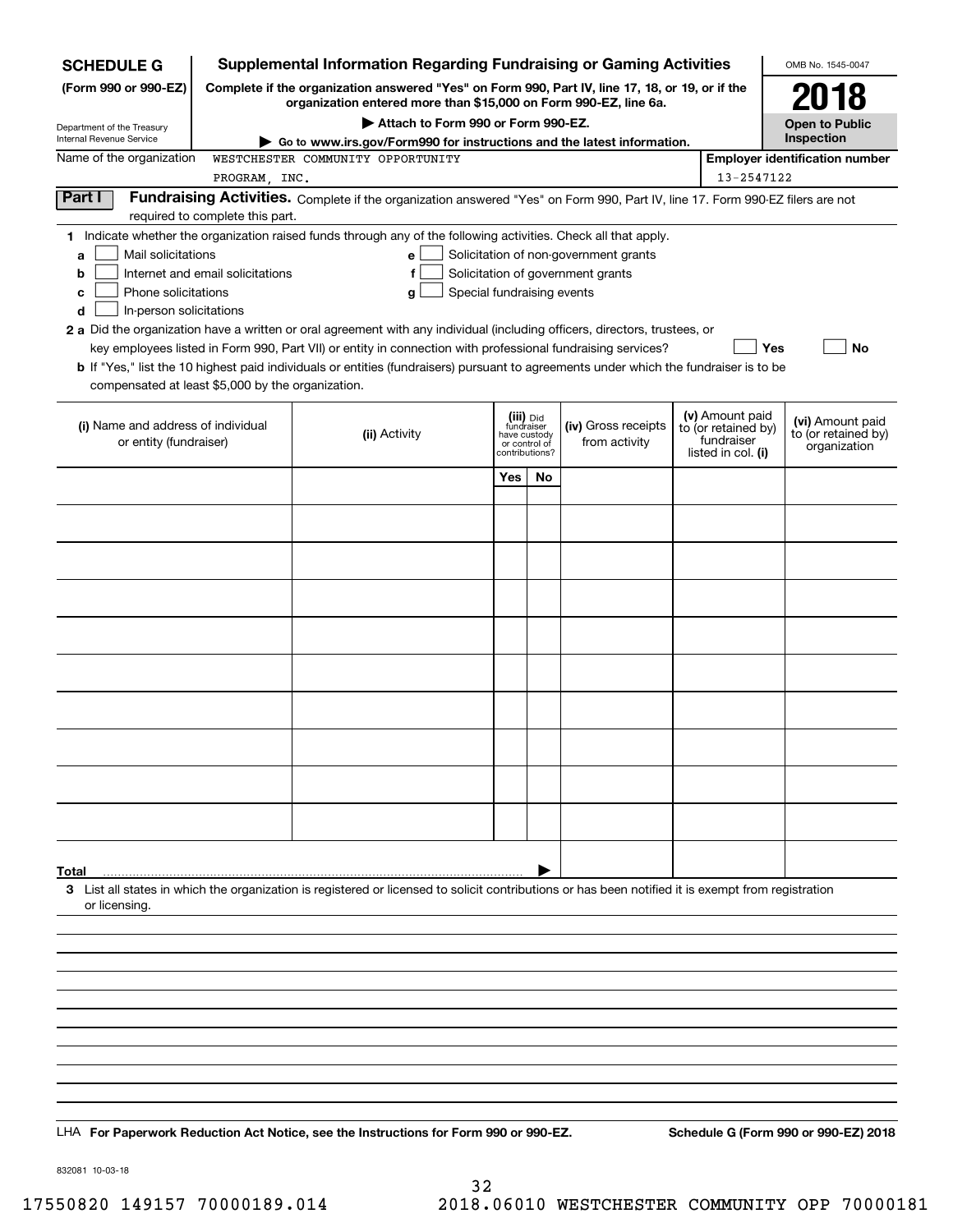**SCHEDULE G**
**(Form 990 or 990-EZ)**

Department of the Treasury
Internal Revenue Service

# Supplemental Information Regarding Fundraising or Gaming Activities

**Complete if the organization answered "Yes" on Form 990, Part IV, line 17, 18, or 19, or if the organization entered more than $15,000 on Form 990-EZ, line 6a.**

▶ Attach to Form 990 or Form 990-EZ.

▶ Go to www.irs.gov/Form990 for instructions and the latest information.

OMB No. 1545-0047

**2018**

**Open to Public Inspection**

Name of the organization: WESTCHESTER COMMUNITY OPPORTUNITY PROGRAM, INC.

Employer identification number: 13-2547122

## Part I Fundraising Activities.

Complete if the organization answered "Yes" on Form 990, Part IV, line 17. Form 990-EZ filers are not required to complete this part.

**1** Indicate whether the organization raised funds through any of the following activities. Check all that apply.

- **a** ☐ Mail solicitations
- **b** ☐ Internet and email solicitations
- **c** ☐ Phone solicitations
- **d** ☐ In-person solicitations
- **e** ☐ Solicitation of non-government grants
- **f** ☐ Solicitation of government grants
- **g** ☐ Special fundraising events

**2 a** Did the organization have a written or oral agreement with any individual (including officers, directors, trustees, or key employees listed in Form 990, Part VII) or entity in connection with professional fundraising services? ☐ Yes ☐ No

**b** If "Yes," list the 10 highest paid individuals or entities (fundraisers) pursuant to agreements under which the fundraiser is to be compensated at least $5,000 by the organization.

| (i) Name and address of individual or entity (fundraiser) | (ii) Activity | (iii) Did fundraiser have custody or control of contributions? Yes | No | (iv) Gross receipts from activity | (v) Amount paid to (or retained by) fundraiser listed in col. (i) | (vi) Amount paid to (or retained by) organization |
|---|---|---|---|---|---|---|
| | | | | | | |
| | | | | | | |
| | | | | | | |
| | | | | | | |
| | | | | | | |
| | | | | | | |
| | | | | | | |
| | | | | | | |
| | | | | | | |
| | | | | | | |
| **Total** ▶ | | | | | | |

**3** List all states in which the organization is registered or licensed to solicit contributions or has been notified it is exempt from registration or licensing.

LHA **For Paperwork Reduction Act Notice, see the Instructions for Form 990 or 990-EZ.** **Schedule G (Form 990 or 990-EZ) 2018**

832081 10-03-18

17550820 149157 70000189.014 2018.06010 WESTCHESTER COMMUNITY OPP 70000181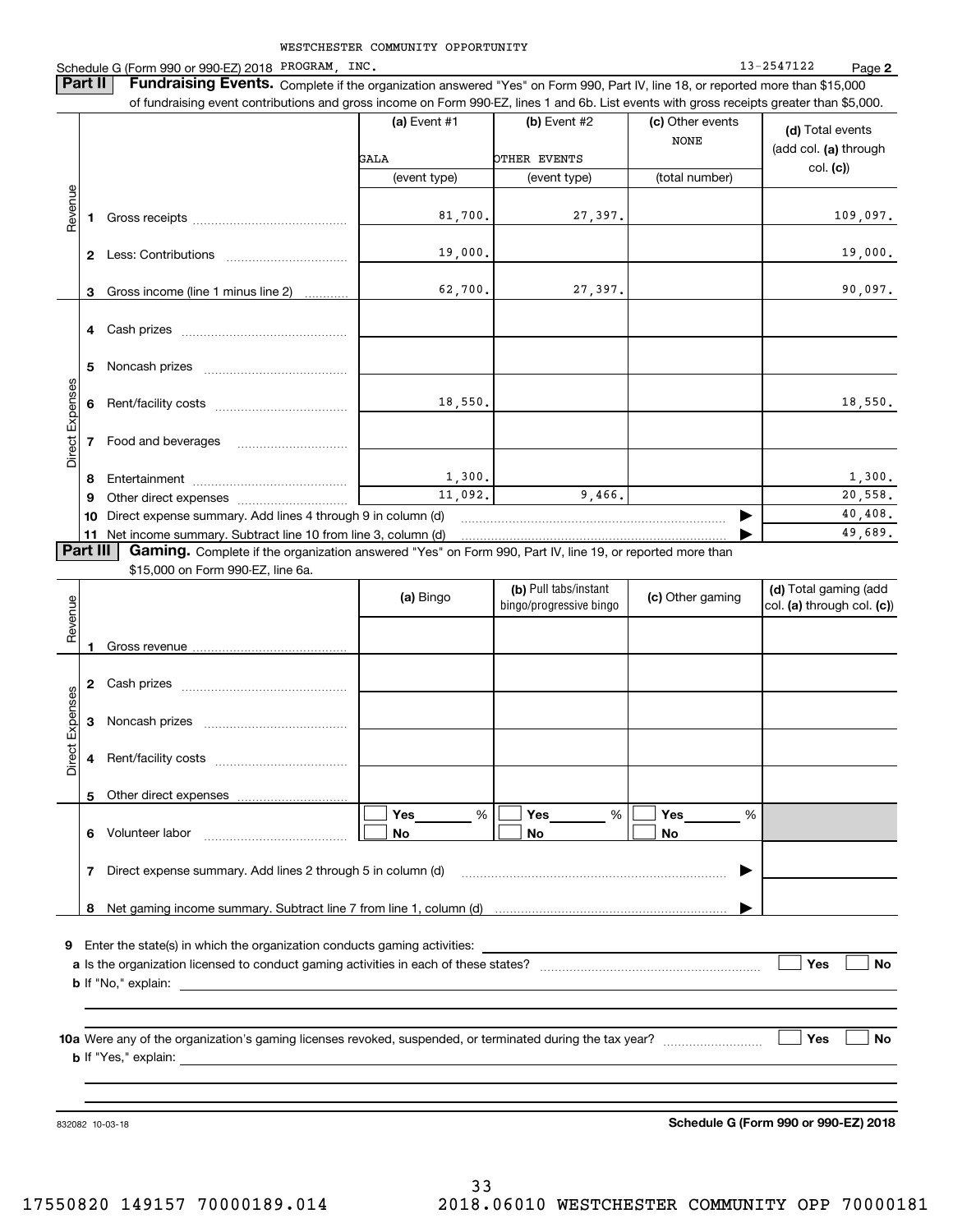WESTCHESTER COMMUNITY OPPORTUNITY

Schedule G (Form 990 or 990-EZ) 2018 PROGRAM, INC. 13-2547122 Page **2**

**Part II** **Fundraising Events.** Complete if the organization answered "Yes" on Form 990, Part IV, line 18, or reported more than $15,000 of fundraising event contributions and gross income on Form 990-EZ, lines 1 and 6b. List events with gross receipts greater than $5,000.

| | | (a) Event #1 | (b) Event #2 | (c) Other events | (d) Total events (add col. (a) through col. (c)) |
|---|---|---|---|---|---|
| | | GALA | OTHER EVENTS | NONE | |
| | | (event type) | (event type) | (total number) | |
| Revenue | 1 Gross receipts | 81,700. | 27,397. | | 109,097. |
| | 2 Less: Contributions | 19,000. | | | 19,000. |
| | 3 Gross income (line 1 minus line 2) | 62,700. | 27,397. | | 90,097. |
| Direct Expenses | 4 Cash prizes | | | | |
| | 5 Noncash prizes | | | | |
| | 6 Rent/facility costs | 18,550. | | | 18,550. |
| | 7 Food and beverages | | | | |
| | 8 Entertainment | 1,300. | | | 1,300. |
| | 9 Other direct expenses | 11,092. | 9,466. | | 20,558. |
| | 10 Direct expense summary. Add lines 4 through 9 in column (d) | | | ▶ | 40,408. |
| | 11 Net income summary. Subtract line 10 from line 3, column (d) | | | ▶ | 49,689. |

**Part III** **Gaming.** Complete if the organization answered "Yes" on Form 990, Part IV, line 19, or reported more than $15,000 on Form 990-EZ, line 6a.

| | | (a) Bingo | (b) Pull tabs/instant bingo/progressive bingo | (c) Other gaming | (d) Total gaming (add col. (a) through col. (c)) |
|---|---|---|---|---|---|
| Revenue | 1 Gross revenue | | | | |
| Direct Expenses | 2 Cash prizes | | | | |
| | 3 Noncash prizes | | | | |
| | 4 Rent/facility costs | | | | |
| | 5 Other direct expenses | | | | |
| | 6 Volunteer labor | ☐ Yes ____ % ☐ No | ☐ Yes ____ % ☐ No | ☐ Yes ____ % ☐ No | |
| | 7 Direct expense summary. Add lines 2 through 5 in column (d) | | | ▶ | |
| | 8 Net gaming income summary. Subtract line 7 from line 1, column (d) | | | ▶ | |

**9** Enter the state(s) in which the organization conducts gaming activities: ____________

**a** Is the organization licensed to conduct gaming activities in each of these states? ☐ Yes ☐ No

**b** If "No," explain: ____________

**10a** Were any of the organization's gaming licenses revoked, suspended, or terminated during the tax year? ☐ Yes ☐ No

**b** If "Yes," explain: ____________

832082 10-03-18 **Schedule G (Form 990 or 990-EZ) 2018**

17550820 149157 70000189.014 2018.06010 WESTCHESTER COMMUNITY OPP 70000181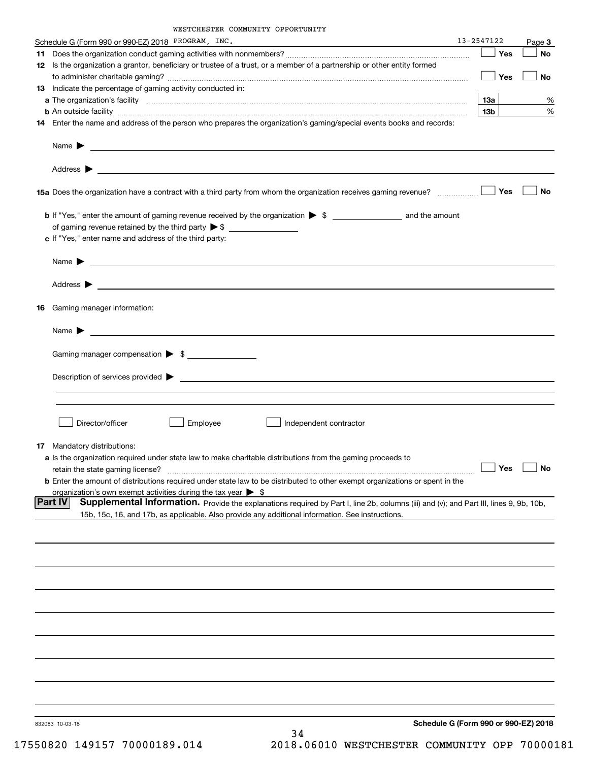WESTCHESTER COMMUNITY OPPORTUNITY

Schedule G (Form 990 or 990-EZ) 2018 PROGRAM, INC. 13-2547122 Page **3**

**11** Does the organization conduct gaming activities with nonmembers? ☐ Yes ☐ No

**12** Is the organization a grantor, beneficiary or trustee of a trust, or a member of a partnership or other entity formed to administer charitable gaming? ☐ Yes ☐ No

**13** Indicate the percentage of gaming activity conducted in:

**a** The organization's facility **13a** %

**b** An outside facility **13b** %

**14** Enter the name and address of the person who prepares the organization's gaming/special events books and records:

Name ▶

Address ▶

**15a** Does the organization have a contract with a third party from whom the organization receives gaming revenue? ☐ Yes ☐ No

**b** If "Yes," enter the amount of gaming revenue received by the organization ▶ $ ________ and the amount of gaming revenue retained by the third party ▶ $ ________

**c** If "Yes," enter name and address of the third party:

Name ▶

Address ▶

**16** Gaming manager information:

Name ▶

Gaming manager compensation ▶ $

Description of services provided ▶

☐ Director/officer ☐ Employee ☐ Independent contractor

**17** Mandatory distributions:

**a** Is the organization required under state law to make charitable distributions from the gaming proceeds to retain the state gaming license? ☐ Yes ☐ No

**b** Enter the amount of distributions required under state law to be distributed to other exempt organizations or spent in the organization's own exempt activities during the tax year ▶ $

**Part IV** **Supplemental Information.** Provide the explanations required by Part I, line 2b, columns (iii) and (v); and Part III, lines 9, 9b, 10b, 15b, 15c, 16, and 17b, as applicable. Also provide any additional information. See instructions.

832083 10-03-18 **Schedule G (Form 990 or 990-EZ) 2018**

17550820 149157 70000189.014 2018.06010 WESTCHESTER COMMUNITY OPP 70000181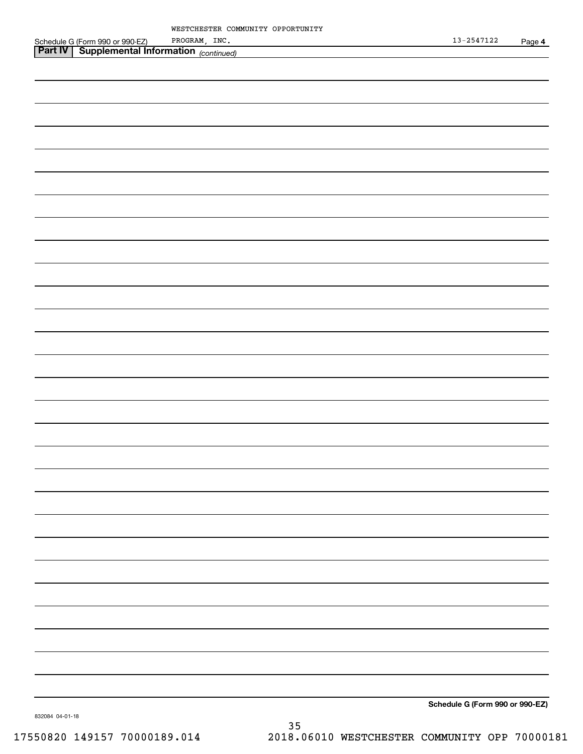Schedule G (Form 990 or 990-EZ) WESTCHESTER COMMUNITY OPPORTUNITY PROGRAM, INC. 13-2547122 Page 4

**Part IV | Supplemental Information** *(continued)*

**Schedule G (Form 990 or 990-EZ)**

832084 04-01-18

17550820 149157 70000189.014 2018.06010 WESTCHESTER COMMUNITY OPP 70000181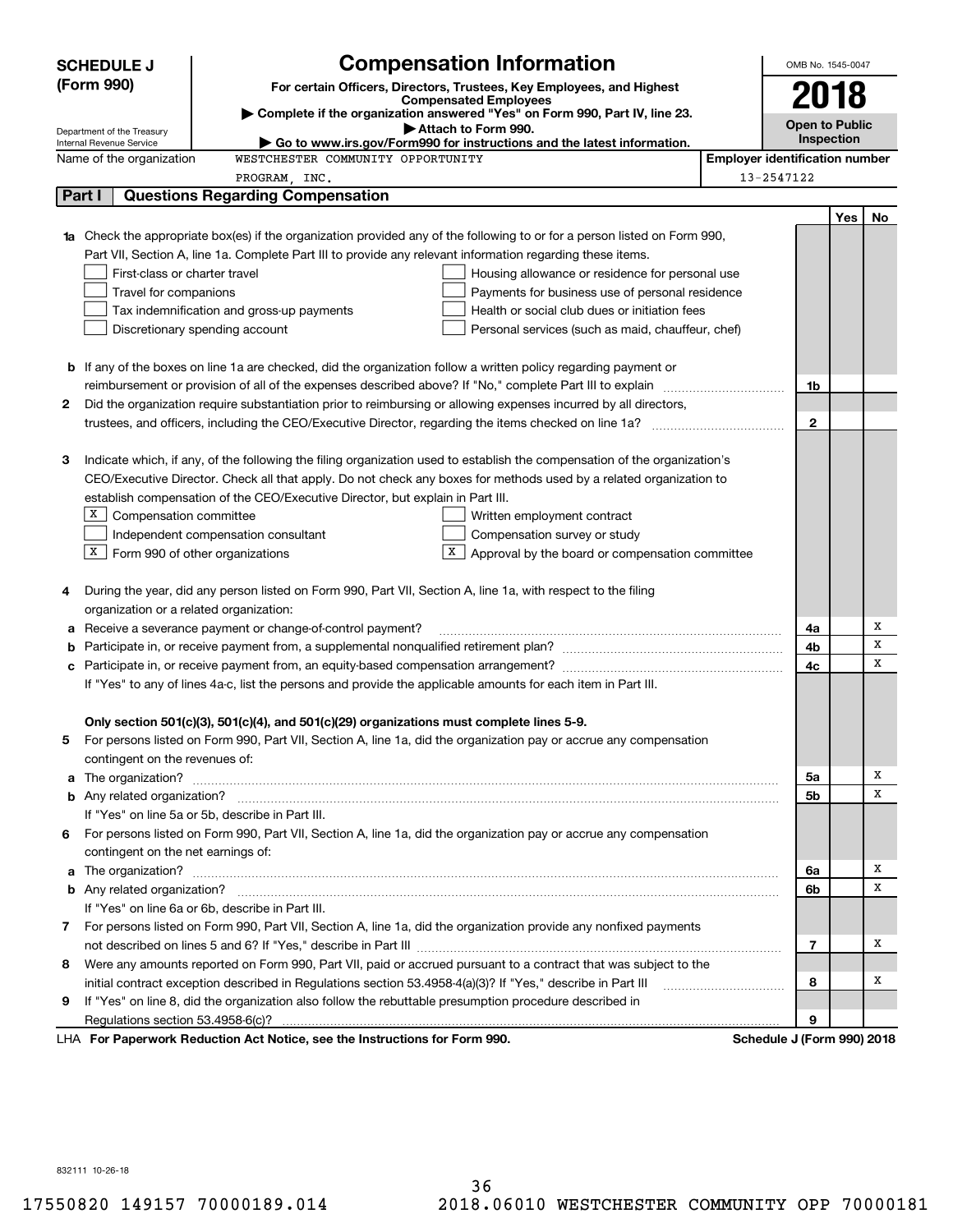# SCHEDULE J (Form 990)

## Compensation Information

**For certain Officers, Directors, Trustees, Key Employees, and Highest Compensated Employees**

▶ Complete if the organization answered "Yes" on Form 990, Part IV, line 23.

▶ Attach to Form 990.

▶ Go to www.irs.gov/Form990 for instructions and the latest information.

OMB No. 1545-0047

**2018**

**Open to Public Inspection**

Department of the Treasury
Internal Revenue Service

Name of the organization: WESTCHESTER COMMUNITY OPPORTUNITY PROGRAM, INC.

Employer identification number: 13-2547122

### Part I Questions Regarding Compensation

| | | | Yes | No |
|---|---|---|---|---|
| **1a** | Check the appropriate box(es) if the organization provided any of the following to or for a person listed on Form 990, Part VII, Section A, line 1a. Complete Part III to provide any relevant information regarding these items.<br>☐ First-class or charter travel ☐ Housing allowance or residence for personal use<br>☐ Travel for companions ☐ Payments for business use of personal residence<br>☐ Tax indemnification and gross-up payments ☐ Health or social club dues or initiation fees<br>☐ Discretionary spending account ☐ Personal services (such as maid, chauffeur, chef) | | | |
| **b** | If any of the boxes on line 1a are checked, did the organization follow a written policy regarding payment or reimbursement or provision of all of the expenses described above? If "No," complete Part III to explain | 1b | | |
| **2** | Did the organization require substantiation prior to reimbursing or allowing expenses incurred by all directors, trustees, and officers, including the CEO/Executive Director, regarding the items checked on line 1a? | 2 | | |
| **3** | Indicate which, if any, of the following the filing organization used to establish the compensation of the organization's CEO/Executive Director. Check all that apply. Do not check any boxes for methods used by a related organization to establish compensation of the CEO/Executive Director, but explain in Part III.<br>☒ Compensation committee ☐ Written employment contract<br>☐ Independent compensation consultant ☐ Compensation survey or study<br>☒ Form 990 of other organizations ☒ Approval by the board or compensation committee | | | |
| **4** | During the year, did any person listed on Form 990, Part VII, Section A, line 1a, with respect to the filing organization or a related organization: | | | |
| **a** | Receive a severance payment or change-of-control payment? | 4a | | X |
| **b** | Participate in, or receive payment from, a supplemental nonqualified retirement plan? | 4b | | X |
| **c** | Participate in, or receive payment from, an equity-based compensation arrangement? | 4c | | X |
| | If "Yes" to any of lines 4a-c, list the persons and provide the applicable amounts for each item in Part III. | | | |
| | **Only section 501(c)(3), 501(c)(4), and 501(c)(29) organizations must complete lines 5-9.** | | | |
| **5** | For persons listed on Form 990, Part VII, Section A, line 1a, did the organization pay or accrue any compensation contingent on the revenues of: | | | |
| **a** | The organization? | 5a | | X |
| **b** | Any related organization? | 5b | | X |
| | If "Yes" on line 5a or 5b, describe in Part III. | | | |
| **6** | For persons listed on Form 990, Part VII, Section A, line 1a, did the organization pay or accrue any compensation contingent on the net earnings of: | | | |
| **a** | The organization? | 6a | | X |
| **b** | Any related organization? | 6b | | X |
| | If "Yes" on line 6a or 6b, describe in Part III. | | | |
| **7** | For persons listed on Form 990, Part VII, Section A, line 1a, did the organization provide any nonfixed payments not described on lines 5 and 6? If "Yes," describe in Part III | 7 | | X |
| **8** | Were any amounts reported on Form 990, Part VII, paid or accrued pursuant to a contract that was subject to the initial contract exception described in Regulations section 53.4958-4(a)(3)? If "Yes," describe in Part III | 8 | | X |
| **9** | If "Yes" on line 8, did the organization also follow the rebuttable presumption procedure described in Regulations section 53.4958-6(c)? | 9 | | |

LHA **For Paperwork Reduction Act Notice, see the Instructions for Form 990.** **Schedule J (Form 990) 2018**

832111 10-26-18

17550820 149157 70000189.014 2018.06010 WESTCHESTER COMMUNITY OPP 70000181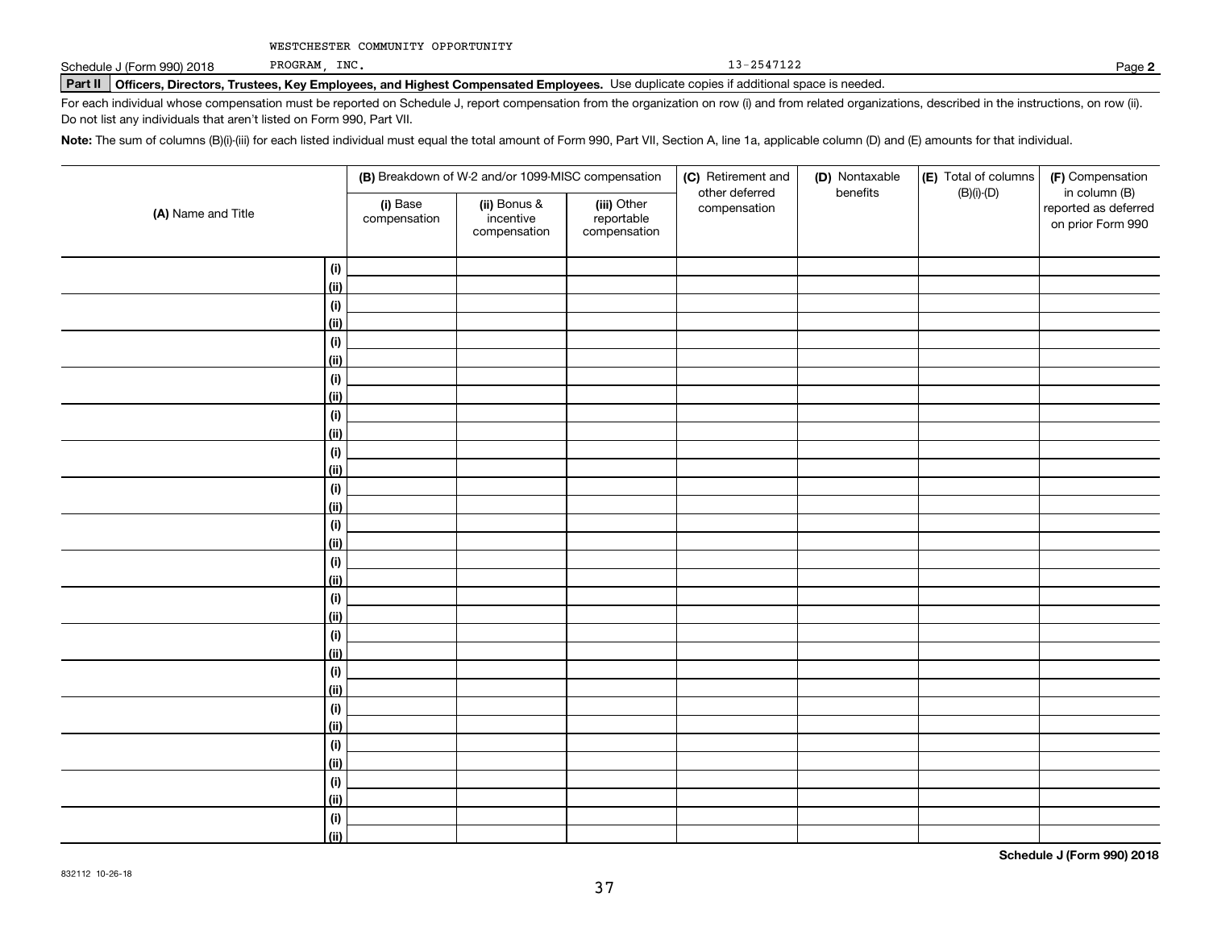WESTCHESTER COMMUNITY OPPORTUNITY

Schedule J (Form 990) 2018 PROGRAM, INC. 13-2547122 Page **2**

**Part II** **Officers, Directors, Trustees, Key Employees, and Highest Compensated Employees.** Use duplicate copies if additional space is needed.

For each individual whose compensation must be reported on Schedule J, report compensation from the organization on row (i) and from related organizations, described in the instructions, on row (ii). Do not list any individuals that aren't listed on Form 990, Part VII.

**Note:** The sum of columns (B)(i)-(iii) for each listed individual must equal the total amount of Form 990, Part VII, Section A, line 1a, applicable column (D) and (E) amounts for that individual.

| (A) Name and Title | | (B) Breakdown of W-2 and/or 1099-MISC compensation | | | (C) Retirement and other deferred compensation | (D) Nontaxable benefits | (E) Total of columns (B)(i)-(D) | (F) Compensation in column (B) reported as deferred on prior Form 990 |
|---|---|---|---|---|---|---|---|---|
| | | (i) Base compensation | (ii) Bonus & incentive compensation | (iii) Other reportable compensation | | | | |
| | (i) | | | | | | | |
| | (ii) | | | | | | | |
| | (i) | | | | | | | |
| | (ii) | | | | | | | |
| | (i) | | | | | | | |
| | (ii) | | | | | | | |
| | (i) | | | | | | | |
| | (ii) | | | | | | | |
| | (i) | | | | | | | |
| | (ii) | | | | | | | |
| | (i) | | | | | | | |
| | (ii) | | | | | | | |
| | (i) | | | | | | | |
| | (ii) | | | | | | | |
| | (i) | | | | | | | |
| | (ii) | | | | | | | |
| | (i) | | | | | | | |
| | (ii) | | | | | | | |
| | (i) | | | | | | | |
| | (ii) | | | | | | | |
| | (i) | | | | | | | |
| | (ii) | | | | | | | |
| | (i) | | | | | | | |
| | (ii) | | | | | | | |
| | (i) | | | | | | | |
| | (ii) | | | | | | | |
| | (i) | | | | | | | |
| | (ii) | | | | | | | |
| | (i) | | | | | | | |
| | (ii) | | | | | | | |
| | (i) | | | | | | | |
| | (ii) | | | | | | | |

**Schedule J (Form 990) 2018**

832112 10-26-18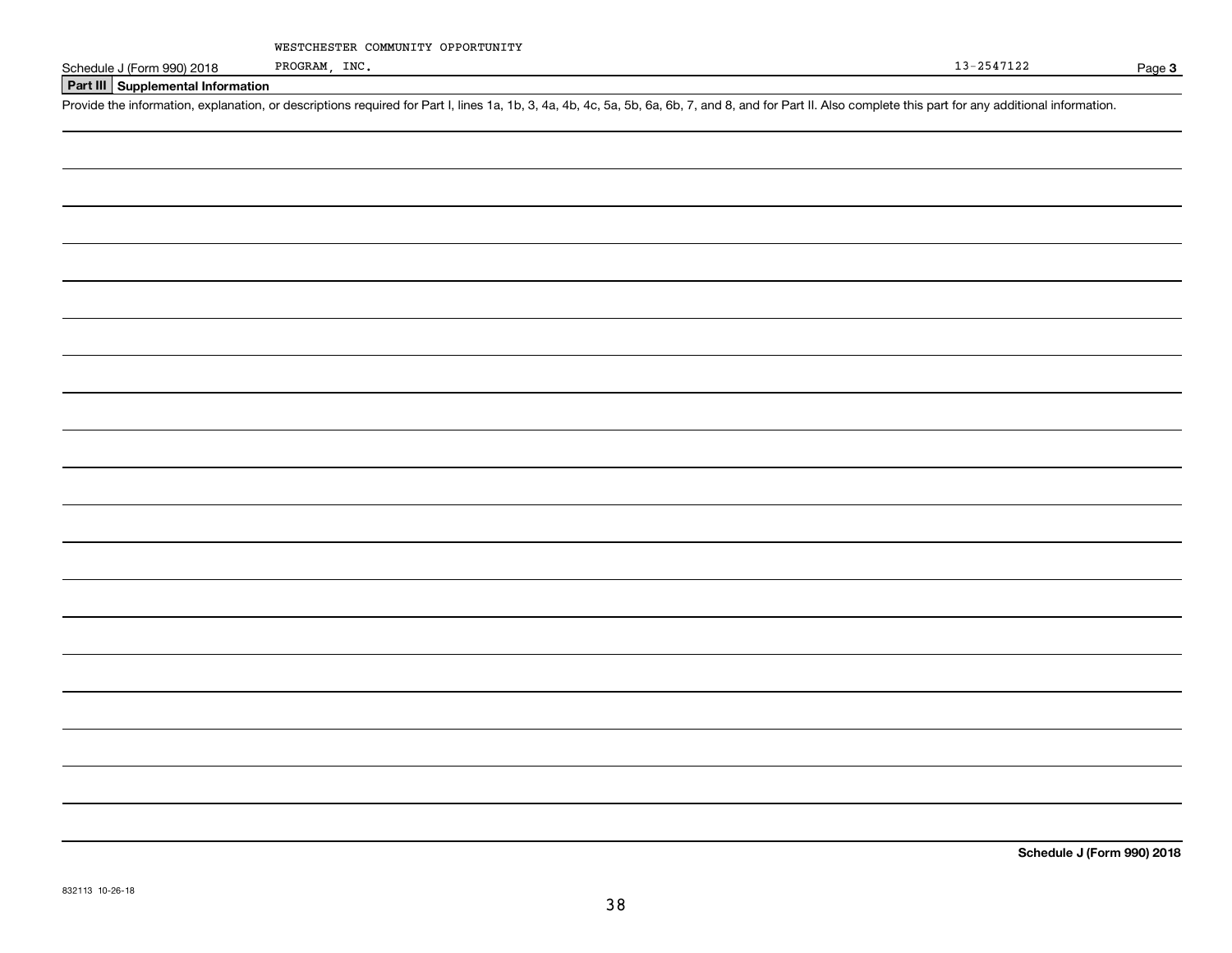WESTCHESTER COMMUNITY OPPORTUNITY PROGRAM, INC.

13-2547122

Schedule J (Form 990) 2018 Page **3**

**Part III Supplemental Information**

Provide the information, explanation, or descriptions required for Part I, lines 1a, 1b, 3, 4a, 4b, 4c, 5a, 5b, 6a, 6b, 7, and 8, and for Part II. Also complete this part for any additional information.

**Schedule J (Form 990) 2018**

832113 10-26-18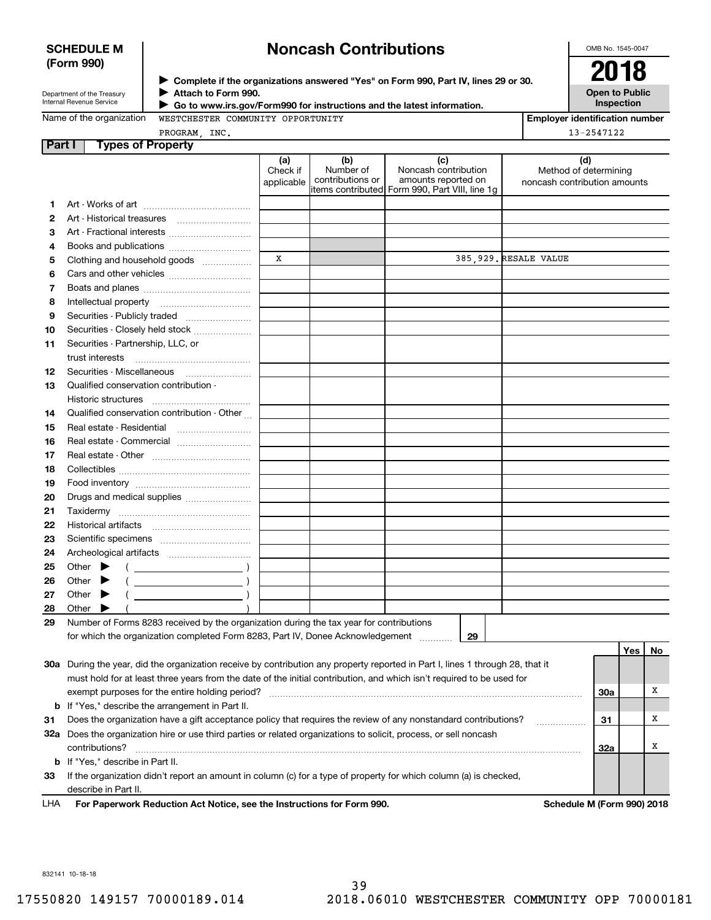**SCHEDULE M (Form 990)**

Department of the Treasury
Internal Revenue Service

# Noncash Contributions

▶ Complete if the organizations answered "Yes" on Form 990, Part IV, lines 29 or 30.
▶ Attach to Form 990.
▶ Go to www.irs.gov/Form990 for instructions and the latest information.

OMB No. 1545-0047

**2018**

**Open to Public Inspection**

Name of the organization: WESTCHESTER COMMUNITY OPPORTUNITY PROGRAM, INC.

Employer identification number: 13-2547122

## Part I Types of Property

| | | (a) Check if applicable | (b) Number of contributions or items contributed | (c) Noncash contribution amounts reported on Form 990, Part VIII, line 1g | (d) Method of determining noncash contribution amounts |
|---|---|---|---|---|---|
| 1 | Art - Works of art | | | | |
| 2 | Art - Historical treasures | | | | |
| 3 | Art - Fractional interests | | | | |
| 4 | Books and publications | | | | |
| 5 | Clothing and household goods | X | | 385,929. | RESALE VALUE |
| 6 | Cars and other vehicles | | | | |
| 7 | Boats and planes | | | | |
| 8 | Intellectual property | | | | |
| 9 | Securities - Publicly traded | | | | |
| 10 | Securities - Closely held stock | | | | |
| 11 | Securities - Partnership, LLC, or trust interests | | | | |
| 12 | Securities - Miscellaneous | | | | |
| 13 | Qualified conservation contribution - Historic structures | | | | |
| 14 | Qualified conservation contribution - Other | | | | |
| 15 | Real estate - Residential | | | | |
| 16 | Real estate - Commercial | | | | |
| 17 | Real estate - Other | | | | |
| 18 | Collectibles | | | | |
| 19 | Food inventory | | | | |
| 20 | Drugs and medical supplies | | | | |
| 21 | Taxidermy | | | | |
| 22 | Historical artifacts | | | | |
| 23 | Scientific specimens | | | | |
| 24 | Archeological artifacts | | | | |
| 25 | Other ▶ ( ) | | | | |
| 26 | Other ▶ ( ) | | | | |
| 27 | Other ▶ ( ) | | | | |
| 28 | Other ▶ ( ) | | | | |

29 Number of Forms 8283 received by the organization during the tax year for contributions for which the organization completed Form 8283, Part IV, Donee Acknowledgement ..... 29

| | | | Yes | No |
|---|---|---|---|---|
| 30a | During the year, did the organization receive by contribution any property reported in Part I, lines 1 through 28, that it must hold for at least three years from the date of the initial contribution, and which isn't required to be used for exempt purposes for the entire holding period? | 30a | | X |
| b | If "Yes," describe the arrangement in Part II. | | | |
| 31 | Does the organization have a gift acceptance policy that requires the review of any nonstandard contributions? | 31 | | X |
| 32a | Does the organization hire or use third parties or related organizations to solicit, process, or sell noncash contributions? | 32a | | X |
| b | If "Yes," describe in Part II. | | | |
| 33 | If the organization didn't report an amount in column (c) for a type of property for which column (a) is checked, describe in Part II. | | | |

LHA For Paperwork Reduction Act Notice, see the Instructions for Form 990. Schedule M (Form 990) 2018

832141 10-18-18

17550820 149157 70000189.014 2018.06010 WESTCHESTER COMMUNITY OPP 70000181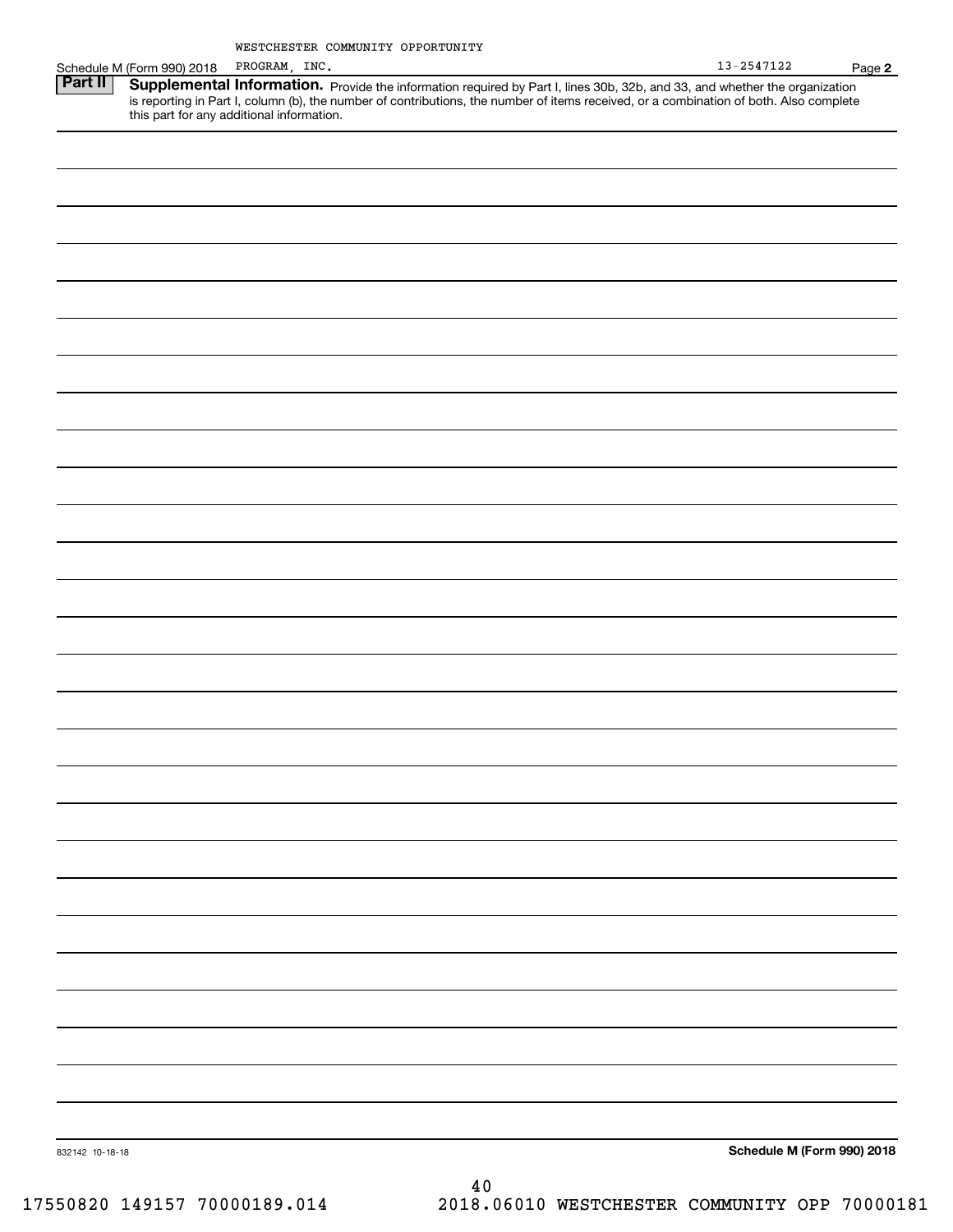WESTCHESTER COMMUNITY OPPORTUNITY PROGRAM, INC.

13-2547122

## Part II Supplemental Information.

Provide the information required by Part I, lines 30b, 32b, and 33, and whether the organization is reporting in Part I, column (b), the number of contributions, the number of items received, or a combination of both. Also complete this part for any additional information.

832142 10-18-18

Schedule M (Form 990) 2018

17550820 149157 70000189.014 2018.06010 WESTCHESTER COMMUNITY OPP 70000181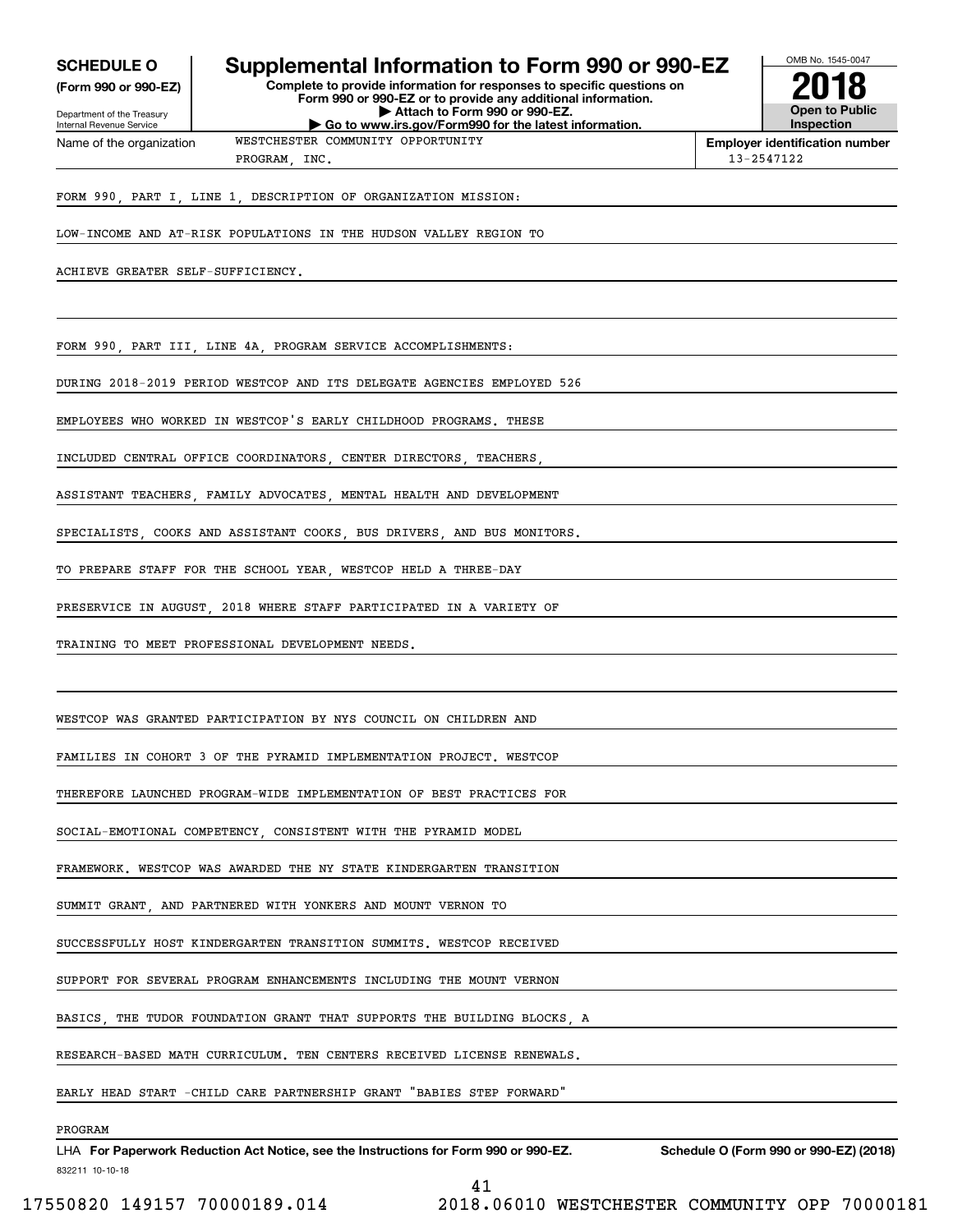**SCHEDULE O**
**(Form 990 or 990-EZ)**

Department of the Treasury
Internal Revenue Service

# Supplemental Information to Form 990 or 990-EZ

**Complete to provide information for responses to specific questions on Form 990 or 990-EZ or to provide any additional information.**
**▶ Attach to Form 990 or 990-EZ.**
**▶ Go to www.irs.gov/Form990 for the latest information.**

OMB No. 1545-0047

**2018**

**Open to Public Inspection**

Name of the organization: WESTCHESTER COMMUNITY OPPORTUNITY PROGRAM, INC.

**Employer identification number**: 13-2547122

FORM 990, PART I, LINE 1, DESCRIPTION OF ORGANIZATION MISSION:

LOW-INCOME AND AT-RISK POPULATIONS IN THE HUDSON VALLEY REGION TO ACHIEVE GREATER SELF-SUFFICIENCY.

FORM 990, PART III, LINE 4A, PROGRAM SERVICE ACCOMPLISHMENTS:

DURING 2018-2019 PERIOD WESTCOP AND ITS DELEGATE AGENCIES EMPLOYED 526 EMPLOYEES WHO WORKED IN WESTCOP'S EARLY CHILDHOOD PROGRAMS. THESE INCLUDED CENTRAL OFFICE COORDINATORS, CENTER DIRECTORS, TEACHERS, ASSISTANT TEACHERS, FAMILY ADVOCATES, MENTAL HEALTH AND DEVELOPMENT SPECIALISTS, COOKS AND ASSISTANT COOKS, BUS DRIVERS, AND BUS MONITORS. TO PREPARE STAFF FOR THE SCHOOL YEAR, WESTCOP HELD A THREE-DAY PRESERVICE IN AUGUST, 2018 WHERE STAFF PARTICIPATED IN A VARIETY OF TRAINING TO MEET PROFESSIONAL DEVELOPMENT NEEDS.

WESTCOP WAS GRANTED PARTICIPATION BY NYS COUNCIL ON CHILDREN AND FAMILIES IN COHORT 3 OF THE PYRAMID IMPLEMENTATION PROJECT. WESTCOP THEREFORE LAUNCHED PROGRAM-WIDE IMPLEMENTATION OF BEST PRACTICES FOR SOCIAL-EMOTIONAL COMPETENCY, CONSISTENT WITH THE PYRAMID MODEL FRAMEWORK. WESTCOP WAS AWARDED THE NY STATE KINDERGARTEN TRANSITION SUMMIT GRANT, AND PARTNERED WITH YONKERS AND MOUNT VERNON TO SUCCESSFULLY HOST KINDERGARTEN TRANSITION SUMMITS. WESTCOP RECEIVED SUPPORT FOR SEVERAL PROGRAM ENHANCEMENTS INCLUDING THE MOUNT VERNON BASICS, THE TUDOR FOUNDATION GRANT THAT SUPPORTS THE BUILDING BLOCKS, A RESEARCH-BASED MATH CURRICULUM. TEN CENTERS RECEIVED LICENSE RENEWALS. EARLY HEAD START -CHILD CARE PARTNERSHIP GRANT "BABIES STEP FORWARD" PROGRAM

LHA **For Paperwork Reduction Act Notice, see the Instructions for Form 990 or 990-EZ.** **Schedule O (Form 990 or 990-EZ) (2018)**

832211 10-10-18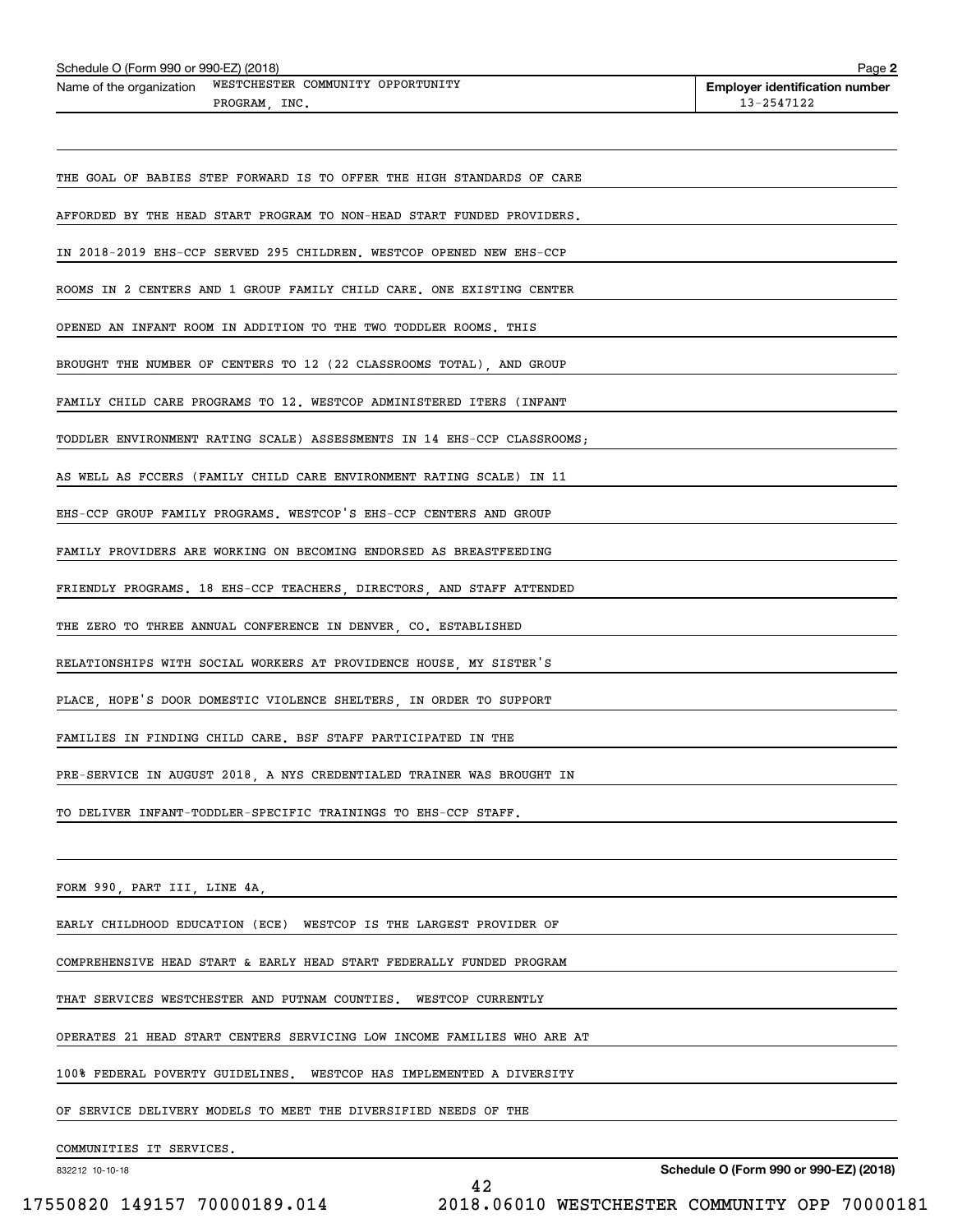Schedule O (Form 990 or 990-EZ) (2018) Page 2

Name of the organization WESTCHESTER COMMUNITY OPPORTUNITY PROGRAM, INC.

Employer identification number 13-2547122

THE GOAL OF BABIES STEP FORWARD IS TO OFFER THE HIGH STANDARDS OF CARE AFFORDED BY THE HEAD START PROGRAM TO NON-HEAD START FUNDED PROVIDERS. IN 2018-2019 EHS-CCP SERVED 295 CHILDREN. WESTCOP OPENED NEW EHS-CCP ROOMS IN 2 CENTERS AND 1 GROUP FAMILY CHILD CARE. ONE EXISTING CENTER OPENED AN INFANT ROOM IN ADDITION TO THE TWO TODDLER ROOMS. THIS BROUGHT THE NUMBER OF CENTERS TO 12 (22 CLASSROOMS TOTAL), AND GROUP FAMILY CHILD CARE PROGRAMS TO 12. WESTCOP ADMINISTERED ITERS (INFANT TODDLER ENVIRONMENT RATING SCALE) ASSESSMENTS IN 14 EHS-CCP CLASSROOMS; AS WELL AS FCCERS (FAMILY CHILD CARE ENVIRONMENT RATING SCALE) IN 11 EHS-CCP GROUP FAMILY PROGRAMS. WESTCOP'S EHS-CCP CENTERS AND GROUP FAMILY PROVIDERS ARE WORKING ON BECOMING ENDORSED AS BREASTFEEDING FRIENDLY PROGRAMS. 18 EHS-CCP TEACHERS, DIRECTORS, AND STAFF ATTENDED THE ZERO TO THREE ANNUAL CONFERENCE IN DENVER, CO. ESTABLISHED RELATIONSHIPS WITH SOCIAL WORKERS AT PROVIDENCE HOUSE, MY SISTER'S PLACE, HOPE'S DOOR DOMESTIC VIOLENCE SHELTERS, IN ORDER TO SUPPORT FAMILIES IN FINDING CHILD CARE. BSF STAFF PARTICIPATED IN THE PRE-SERVICE IN AUGUST 2018, A NYS CREDENTIALED TRAINER WAS BROUGHT IN TO DELIVER INFANT-TODDLER-SPECIFIC TRAININGS TO EHS-CCP STAFF.

FORM 990, PART III, LINE 4A,

EARLY CHILDHOOD EDUCATION (ECE) WESTCOP IS THE LARGEST PROVIDER OF COMPREHENSIVE HEAD START & EARLY HEAD START FEDERALLY FUNDED PROGRAM THAT SERVICES WESTCHESTER AND PUTNAM COUNTIES. WESTCOP CURRENTLY OPERATES 21 HEAD START CENTERS SERVICING LOW INCOME FAMILIES WHO ARE AT 100% FEDERAL POVERTY GUIDELINES. WESTCOP HAS IMPLEMENTED A DIVERSITY OF SERVICE DELIVERY MODELS TO MEET THE DIVERSIFIED NEEDS OF THE COMMUNITIES IT SERVICES.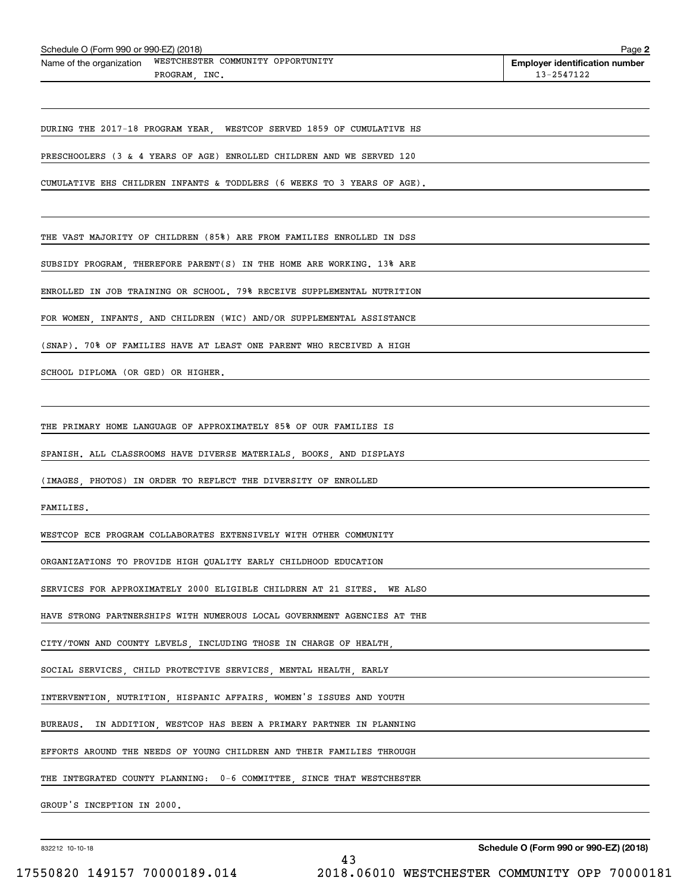Schedule O (Form 990 or 990-EZ) (2018)

Name of the organization WESTCHESTER COMMUNITY OPPORTUNITY PROGRAM, INC.

**Employer identification number** 13-2547122

DURING THE 2017-18 PROGRAM YEAR, WESTCOP SERVED 1859 OF CUMULATIVE HS PRESCHOOLERS (3 & 4 YEARS OF AGE) ENROLLED CHILDREN AND WE SERVED 120 CUMULATIVE EHS CHILDREN INFANTS & TODDLERS (6 WEEKS TO 3 YEARS OF AGE).

THE VAST MAJORITY OF CHILDREN (85%) ARE FROM FAMILIES ENROLLED IN DSS SUBSIDY PROGRAM, THEREFORE PARENT(S) IN THE HOME ARE WORKING. 13% ARE ENROLLED IN JOB TRAINING OR SCHOOL. 79% RECEIVE SUPPLEMENTAL NUTRITION FOR WOMEN, INFANTS, AND CHILDREN (WIC) AND/OR SUPPLEMENTAL ASSISTANCE (SNAP). 70% OF FAMILIES HAVE AT LEAST ONE PARENT WHO RECEIVED A HIGH SCHOOL DIPLOMA (OR GED) OR HIGHER.

THE PRIMARY HOME LANGUAGE OF APPROXIMATELY 85% OF OUR FAMILIES IS SPANISH. ALL CLASSROOMS HAVE DIVERSE MATERIALS, BOOKS, AND DISPLAYS (IMAGES, PHOTOS) IN ORDER TO REFLECT THE DIVERSITY OF ENROLLED FAMILIES.

WESTCOP ECE PROGRAM COLLABORATES EXTENSIVELY WITH OTHER COMMUNITY ORGANIZATIONS TO PROVIDE HIGH QUALITY EARLY CHILDHOOD EDUCATION SERVICES FOR APPROXIMATELY 2000 ELIGIBLE CHILDREN AT 21 SITES. WE ALSO HAVE STRONG PARTNERSHIPS WITH NUMEROUS LOCAL GOVERNMENT AGENCIES AT THE CITY/TOWN AND COUNTY LEVELS, INCLUDING THOSE IN CHARGE OF HEALTH, SOCIAL SERVICES, CHILD PROTECTIVE SERVICES, MENTAL HEALTH, EARLY INTERVENTION, NUTRITION, HISPANIC AFFAIRS, WOMEN'S ISSUES AND YOUTH BUREAUS. IN ADDITION, WESTCOP HAS BEEN A PRIMARY PARTNER IN PLANNING EFFORTS AROUND THE NEEDS OF YOUNG CHILDREN AND THEIR FAMILIES THROUGH THE INTEGRATED COUNTY PLANNING: 0-6 COMMITTEE, SINCE THAT WESTCHESTER GROUP'S INCEPTION IN 2000.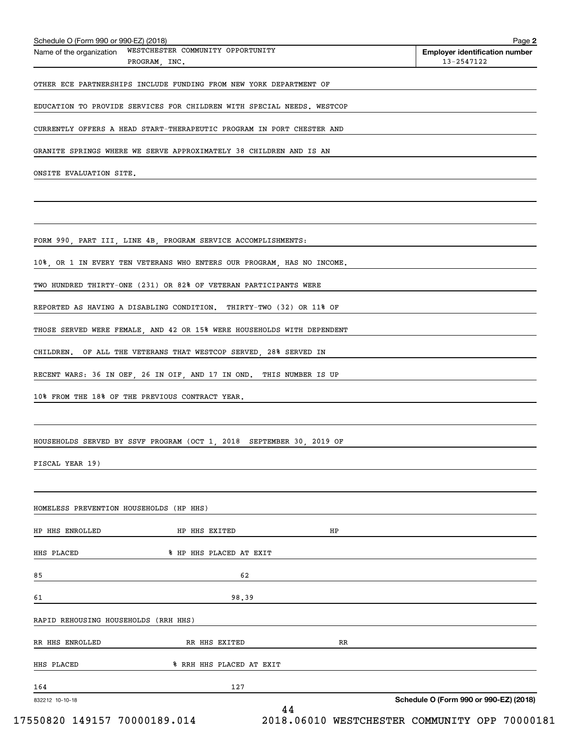Schedule O (Form 990 or 990-EZ) (2018)

Name of the organization WESTCHESTER COMMUNITY OPPORTUNITY PROGRAM, INC.

Employer identification number 13-2547122

OTHER ECE PARTNERSHIPS INCLUDE FUNDING FROM NEW YORK DEPARTMENT OF EDUCATION TO PROVIDE SERVICES FOR CHILDREN WITH SPECIAL NEEDS. WESTCOP CURRENTLY OFFERS A HEAD START-THERAPEUTIC PROGRAM IN PORT CHESTER AND GRANITE SPRINGS WHERE WE SERVE APPROXIMATELY 38 CHILDREN AND IS AN ONSITE EVALUATION SITE.

FORM 990, PART III, LINE 4B, PROGRAM SERVICE ACCOMPLISHMENTS:

10%, OR 1 IN EVERY TEN VETERANS WHO ENTERS OUR PROGRAM, HAS NO INCOME. TWO HUNDRED THIRTY-ONE (231) OR 82% OF VETERAN PARTICIPANTS WERE REPORTED AS HAVING A DISABLING CONDITION. THIRTY-TWO (32) OR 11% OF THOSE SERVED WERE FEMALE, AND 42 OR 15% WERE HOUSEHOLDS WITH DEPENDENT CHILDREN. OF ALL THE VETERANS THAT WESTCOP SERVED, 28% SERVED IN RECENT WARS: 36 IN OEF, 26 IN OIF, AND 17 IN OND. THIS NUMBER IS UP 10% FROM THE 18% OF THE PREVIOUS CONTRACT YEAR.

HOUSEHOLDS SERVED BY SSVF PROGRAM (OCT 1, 2018 SEPTEMBER 30, 2019 OF FISCAL YEAR 19)

HOMELESS PREVENTION HOUSEHOLDS (HP HHS)

| HP HHS ENROLLED | HP HHS EXITED | HP HHS PLACED | % HP HHS PLACED AT EXIT |
|---|---|---|---|
| 85 | 62 | 61 | 98.39 |

RAPID REHOUSING HOUSEHOLDS (RRH HHS)

| RR HHS ENROLLED | RR HHS EXITED | RR HHS PLACED | % RRH HHS PLACED AT EXIT |
|---|---|---|---|
| 164 | 127 | | |

Schedule O (Form 990 or 990-EZ) (2018)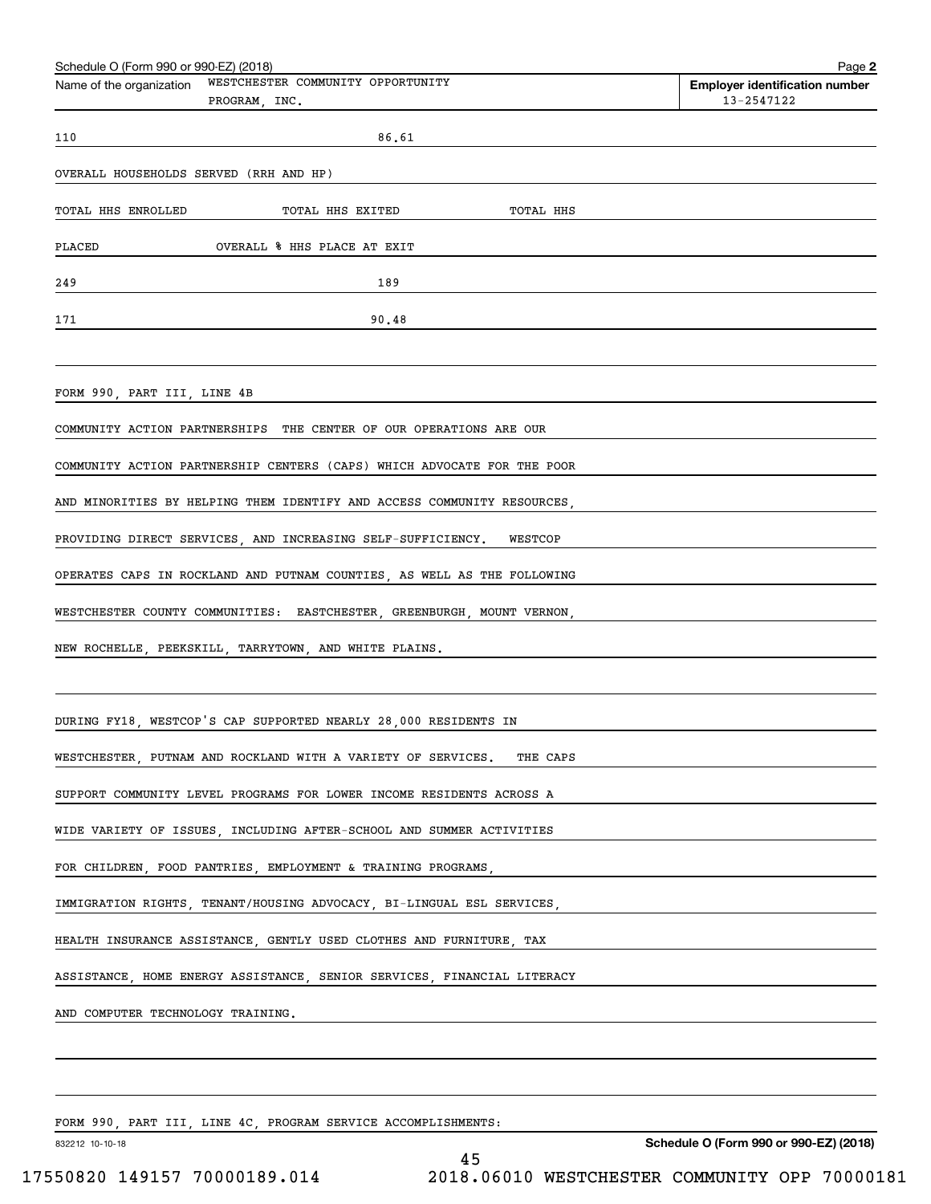Schedule O (Form 990 or 990-EZ) (2018)

Name of the organization: WESTCHESTER COMMUNITY OPPORTUNITY PROGRAM, INC.

Employer identification number: 13-2547122

110 86.61

OVERALL HOUSEHOLDS SERVED (RRH AND HP)

TOTAL HHS ENROLLED TOTAL HHS EXITED TOTAL HHS

PLACED OVERALL % HHS PLACE AT EXIT

249 189

171 90.48

FORM 990, PART III, LINE 4B

COMMUNITY ACTION PARTNERSHIPS THE CENTER OF OUR OPERATIONS ARE OUR COMMUNITY ACTION PARTNERSHIP CENTERS (CAPS) WHICH ADVOCATE FOR THE POOR AND MINORITIES BY HELPING THEM IDENTIFY AND ACCESS COMMUNITY RESOURCES, PROVIDING DIRECT SERVICES, AND INCREASING SELF-SUFFICIENCY. WESTCOP OPERATES CAPS IN ROCKLAND AND PUTNAM COUNTIES, AS WELL AS THE FOLLOWING WESTCHESTER COUNTY COMMUNITIES: EASTCHESTER, GREENBURGH, MOUNT VERNON, NEW ROCHELLE, PEEKSKILL, TARRYTOWN, AND WHITE PLAINS.

DURING FY18, WESTCOP'S CAP SUPPORTED NEARLY 28,000 RESIDENTS IN WESTCHESTER, PUTNAM AND ROCKLAND WITH A VARIETY OF SERVICES. THE CAPS SUPPORT COMMUNITY LEVEL PROGRAMS FOR LOWER INCOME RESIDENTS ACROSS A WIDE VARIETY OF ISSUES, INCLUDING AFTER-SCHOOL AND SUMMER ACTIVITIES FOR CHILDREN, FOOD PANTRIES, EMPLOYMENT & TRAINING PROGRAMS, IMMIGRATION RIGHTS, TENANT/HOUSING ADVOCACY, BI-LINGUAL ESL SERVICES, HEALTH INSURANCE ASSISTANCE, GENTLY USED CLOTHES AND FURNITURE, TAX ASSISTANCE, HOME ENERGY ASSISTANCE, SENIOR SERVICES, FINANCIAL LITERACY AND COMPUTER TECHNOLOGY TRAINING.

FORM 990, PART III, LINE 4C, PROGRAM SERVICE ACCOMPLISHMENTS: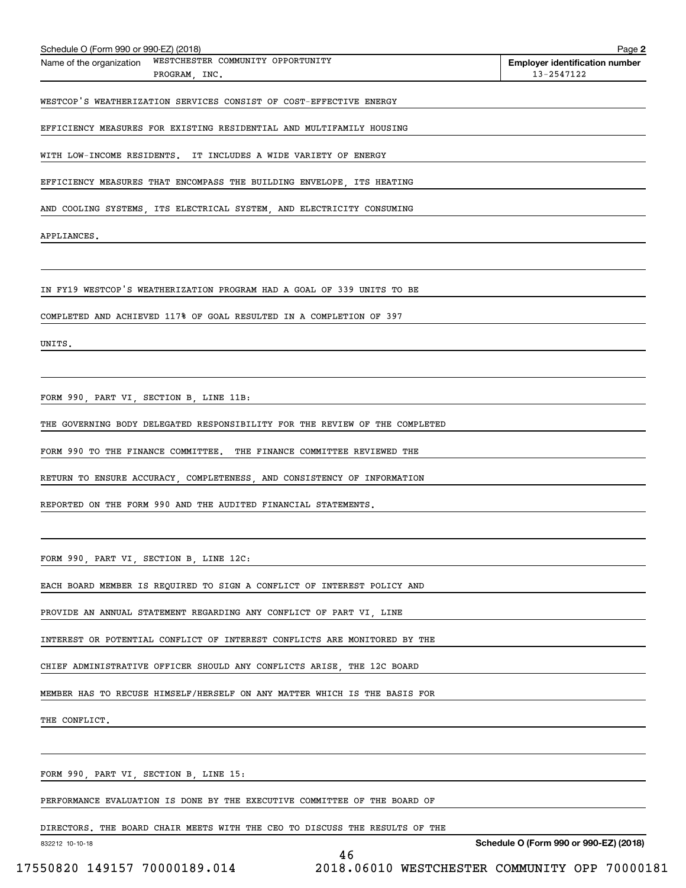Schedule O (Form 990 or 990-EZ) (2018)

Name of the organization: WESTCHESTER COMMUNITY OPPORTUNITY PROGRAM, INC.

**Employer identification number** 13-2547122

WESTCOP'S WEATHERIZATION SERVICES CONSIST OF COST-EFFECTIVE ENERGY EFFICIENCY MEASURES FOR EXISTING RESIDENTIAL AND MULTIFAMILY HOUSING WITH LOW-INCOME RESIDENTS. IT INCLUDES A WIDE VARIETY OF ENERGY EFFICIENCY MEASURES THAT ENCOMPASS THE BUILDING ENVELOPE, ITS HEATING AND COOLING SYSTEMS, ITS ELECTRICAL SYSTEM, AND ELECTRICITY CONSUMING APPLIANCES.

IN FY19 WESTCOP'S WEATHERIZATION PROGRAM HAD A GOAL OF 339 UNITS TO BE COMPLETED AND ACHIEVED 117% OF GOAL RESULTED IN A COMPLETION OF 397 UNITS.

FORM 990, PART VI, SECTION B, LINE 11B:

THE GOVERNING BODY DELEGATED RESPONSIBILITY FOR THE REVIEW OF THE COMPLETED FORM 990 TO THE FINANCE COMMITTEE. THE FINANCE COMMITTEE REVIEWED THE RETURN TO ENSURE ACCURACY, COMPLETENESS, AND CONSISTENCY OF INFORMATION REPORTED ON THE FORM 990 AND THE AUDITED FINANCIAL STATEMENTS.

FORM 990, PART VI, SECTION B, LINE 12C:

EACH BOARD MEMBER IS REQUIRED TO SIGN A CONFLICT OF INTEREST POLICY AND PROVIDE AN ANNUAL STATEMENT REGARDING ANY CONFLICT OF PART VI, LINE INTEREST OR POTENTIAL CONFLICT OF INTEREST CONFLICTS ARE MONITORED BY THE CHIEF ADMINISTRATIVE OFFICER SHOULD ANY CONFLICTS ARISE, THE 12C BOARD MEMBER HAS TO RECUSE HIMSELF/HERSELF ON ANY MATTER WHICH IS THE BASIS FOR THE CONFLICT.

FORM 990, PART VI, SECTION B, LINE 15:

PERFORMANCE EVALUATION IS DONE BY THE EXECUTIVE COMMITTEE OF THE BOARD OF DIRECTORS. THE BOARD CHAIR MEETS WITH THE CEO TO DISCUSS THE RESULTS OF THE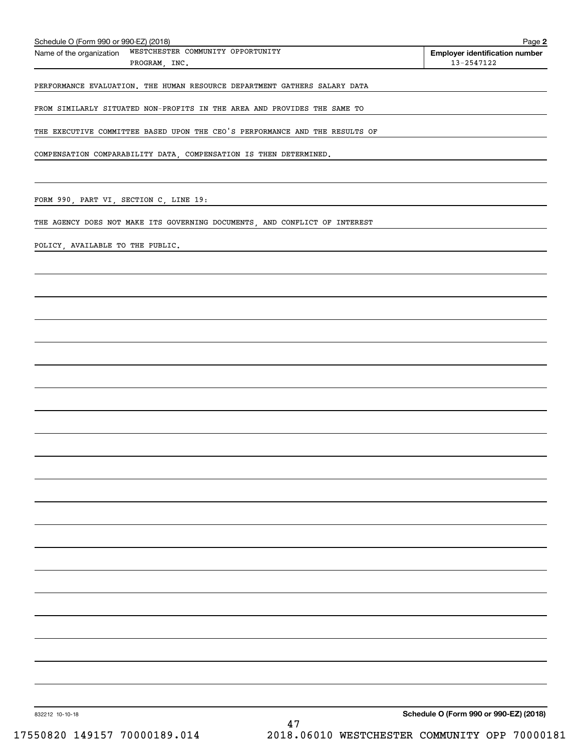Schedule O (Form 990 or 990-EZ) (2018)

Name of the organization WESTCHESTER COMMUNITY OPPORTUNITY PROGRAM, INC.

**Employer identification number** 13-2547122

PERFORMANCE EVALUATION. THE HUMAN RESOURCE DEPARTMENT GATHERS SALARY DATA FROM SIMILARLY SITUATED NON-PROFITS IN THE AREA AND PROVIDES THE SAME TO THE EXECUTIVE COMMITTEE BASED UPON THE CEO'S PERFORMANCE AND THE RESULTS OF COMPENSATION COMPARABILITY DATA, COMPENSATION IS THEN DETERMINED.

FORM 990, PART VI, SECTION C, LINE 19:

THE AGENCY DOES NOT MAKE ITS GOVERNING DOCUMENTS, AND CONFLICT OF INTEREST POLICY, AVAILABLE TO THE PUBLIC.

832212 10-10-18

**Schedule O (Form 990 or 990-EZ) (2018)**

17550820 149157 70000189.014 2018.06010 WESTCHESTER COMMUNITY OPP 70000181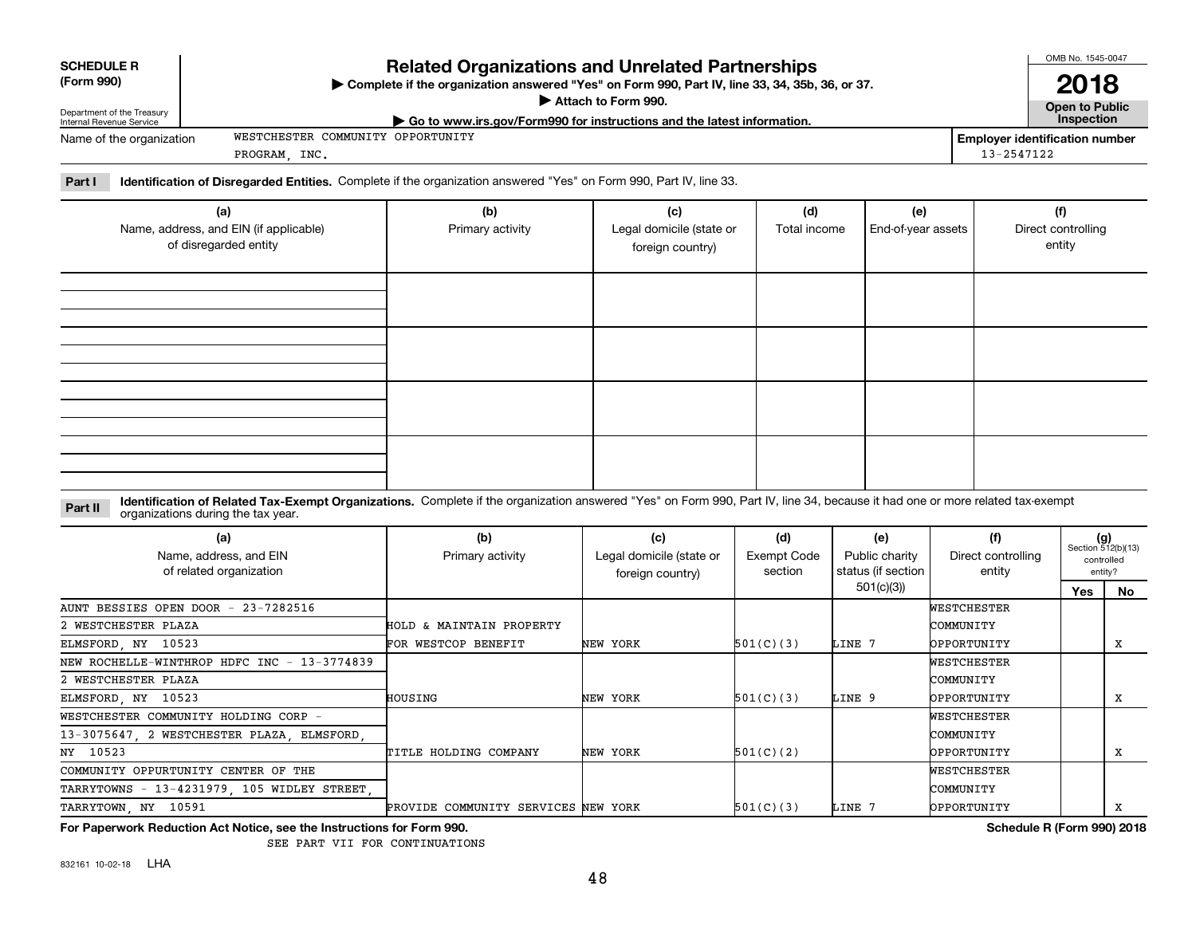**SCHEDULE R (Form 990)**

Department of the Treasury
Internal Revenue Service

# Related Organizations and Unrelated Partnerships

▶ Complete if the organization answered "Yes" on Form 990, Part IV, line 33, 34, 35b, 36, or 37.
▶ Attach to Form 990.
▶ Go to www.irs.gov/Form990 for instructions and the latest information.

OMB No. 1545-0047
**2018**
**Open to Public Inspection**

Name of the organization: WESTCHESTER COMMUNITY OPPORTUNITY PROGRAM, INC.

Employer identification number: 13-2547122

**Part I Identification of Disregarded Entities.** Complete if the organization answered "Yes" on Form 990, Part IV, line 33.

| (a) Name, address, and EIN (if applicable) of disregarded entity | (b) Primary activity | (c) Legal domicile (state or foreign country) | (d) Total income | (e) End-of-year assets | (f) Direct controlling entity |
|---|---|---|---|---|---|
| | | | | | |
| | | | | | |
| | | | | | |
| | | | | | |

**Part II Identification of Related Tax-Exempt Organizations.** Complete if the organization answered "Yes" on Form 990, Part IV, line 34, because it had one or more related tax-exempt organizations during the tax year.

| (a) Name, address, and EIN of related organization | (b) Primary activity | (c) Legal domicile (state or foreign country) | (d) Exempt Code section | (e) Public charity status (if section 501(c)(3)) | (f) Direct controlling entity | (g) Section 512(b)(13) controlled entity? Yes | No |
|---|---|---|---|---|---|---|---|
| AUNT BESSIES OPEN DOOR - 23-7282516, 2 WESTCHESTER PLAZA, ELMSFORD, NY 10523 | HOLD & MAINTAIN PROPERTY FOR WESTCOP BENEFIT | NEW YORK | 501(C)(3) | LINE 7 | WESTCHESTER COMMUNITY OPPORTUNITY | | X |
| NEW ROCHELLE-WINTHROP HDFC INC - 13-3774839, 2 WESTCHESTER PLAZA, ELMSFORD, NY 10523 | HOUSING | NEW YORK | 501(C)(3) | LINE 9 | WESTCHESTER COMMUNITY OPPORTUNITY | | X |
| WESTCHESTER COMMUNITY HOLDING CORP - 13-3075647, 2 WESTCHESTER PLAZA, ELMSFORD, NY 10523 | TITLE HOLDING COMPANY | NEW YORK | 501(C)(2) | | WESTCHESTER COMMUNITY OPPORTUNITY | | X |
| COMMUNITY OPPURTUNITY CENTER OF THE TARRYTOWNS - 13-4231979, 105 WIDLEY STREET, TARRYTOWN, NY 10591 | PROVIDE COMMUNITY SERVICES | NEW YORK | 501(C)(3) | LINE 7 | WESTCHESTER COMMUNITY OPPORTUNITY | | X |

**For Paperwork Reduction Act Notice, see the Instructions for Form 990.** **Schedule R (Form 990) 2018**

SEE PART VII FOR CONTINUATIONS

832161 10-02-18 LHA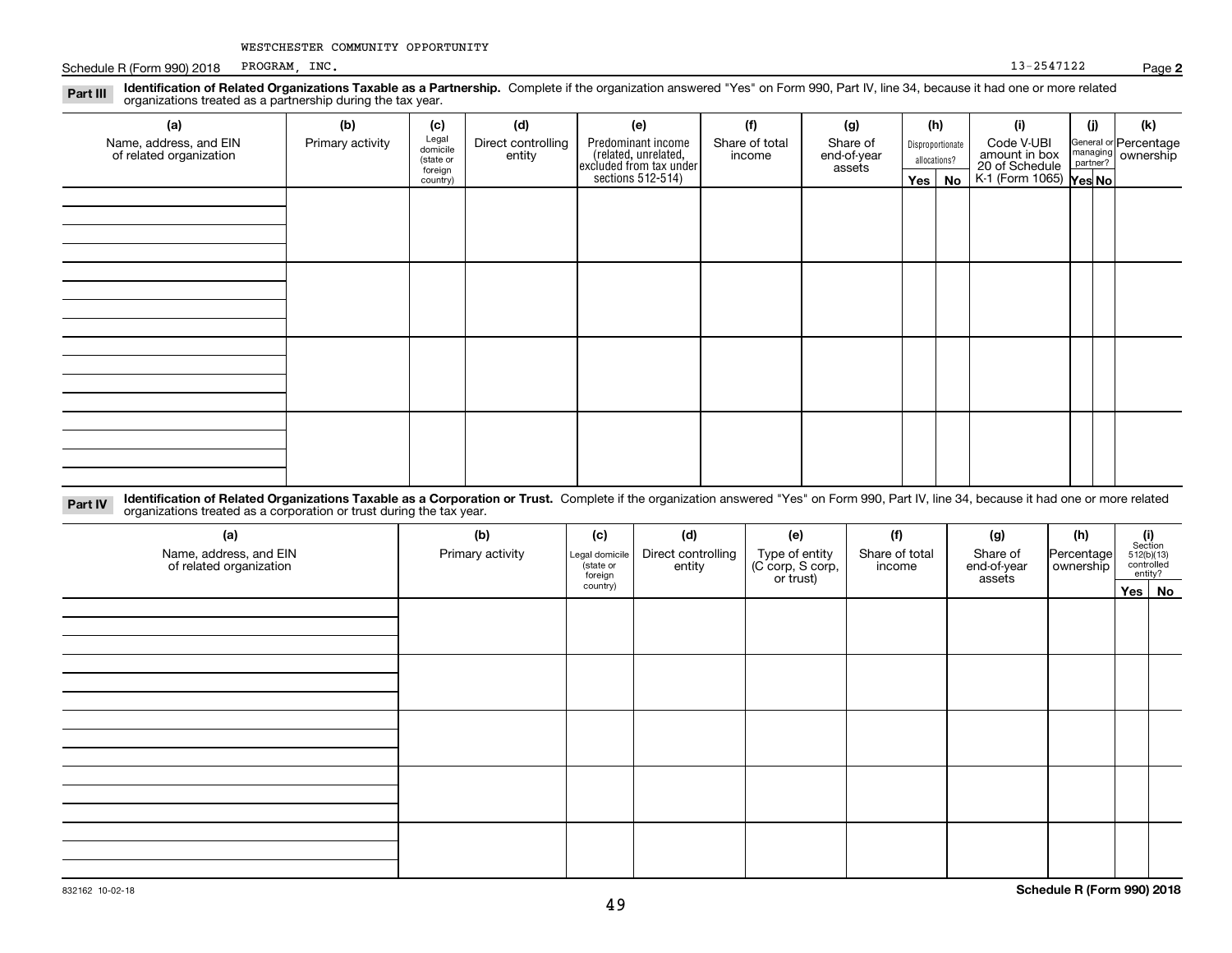WESTCHESTER COMMUNITY OPPORTUNITY

Schedule R (Form 990) 2018 PROGRAM, INC. 13-2547122 Page **2**

**Part III** **Identification of Related Organizations Taxable as a Partnership.** Complete if the organization answered "Yes" on Form 990, Part IV, line 34, because it had one or more related organizations treated as a partnership during the tax year.

| (a) Name, address, and EIN of related organization | (b) Primary activity | (c) Legal domicile (state or foreign country) | (d) Direct controlling entity | (e) Predominant income (related, unrelated, excluded from tax under sections 512-514) | (f) Share of total income | (g) Share of end-of-year assets | (h) Disproportionate allocations? Yes | No | (i) Code V-UBI amount in box 20 of Schedule K-1 (Form 1065) | (j) General or managing partner? Yes | No | (k) Percentage ownership |
|---|---|---|---|---|---|---|---|---|---|---|---|---|
| | | | | | | | | | | | | |
| | | | | | | | | | | | | |
| | | | | | | | | | | | | |
| | | | | | | | | | | | | |

**Part IV** **Identification of Related Organizations Taxable as a Corporation or Trust.** Complete if the organization answered "Yes" on Form 990, Part IV, line 34, because it had one or more related organizations treated as a corporation or trust during the tax year.

| (a) Name, address, and EIN of related organization | (b) Primary activity | (c) Legal domicile (state or foreign country) | (d) Direct controlling entity | (e) Type of entity (C corp, S corp, or trust) | (f) Share of total income | (g) Share of end-of-year assets | (h) Percentage ownership | (i) Section 512(b)(13) controlled entity? Yes | No |
|---|---|---|---|---|---|---|---|---|---|
| | | | | | | | | | |
| | | | | | | | | | |
| | | | | | | | | | |
| | | | | | | | | | |
| | | | | | | | | | |

832162 10-02-18 **Schedule R (Form 990) 2018**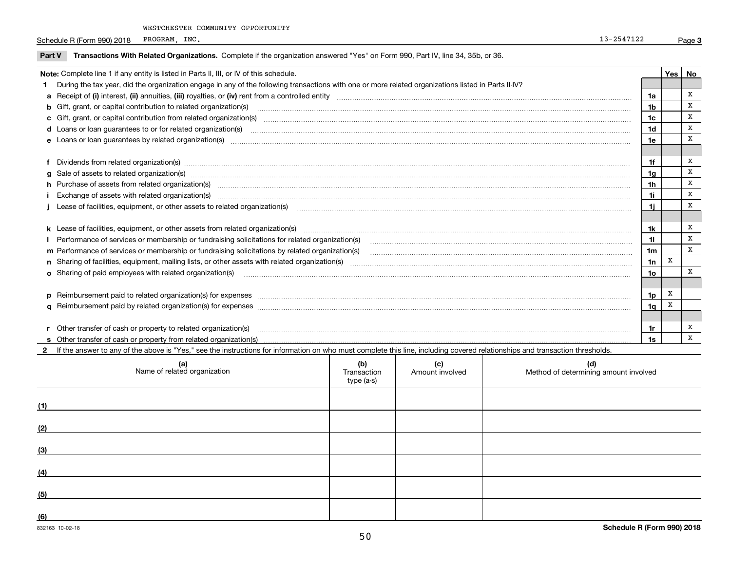WESTCHESTER COMMUNITY OPPORTUNITY

Schedule R (Form 990) 2018 PROGRAM, INC. 13-2547122 Page 3

**Part V Transactions With Related Organizations.** Complete if the organization answered "Yes" on Form 990, Part IV, line 34, 35b, or 36.

| **Note:** Complete line 1 if any entity is listed in Parts II, III, or IV of this schedule. | | Yes | No |
|---|---|---|---|
| **1** During the tax year, did the organization engage in any of the following transactions with one or more related organizations listed in Parts II-IV? | | | |
| **a** Receipt of **(i)** interest, **(ii)** annuities, **(iii)** royalties, or **(iv)** rent from a controlled entity | 1a | | X |
| **b** Gift, grant, or capital contribution to related organization(s) | 1b | | X |
| **c** Gift, grant, or capital contribution from related organization(s) | 1c | | X |
| **d** Loans or loan guarantees to or for related organization(s) | 1d | | X |
| **e** Loans or loan guarantees by related organization(s) | 1e | | X |
| **f** Dividends from related organization(s) | 1f | | X |
| **g** Sale of assets to related organization(s) | 1g | | X |
| **h** Purchase of assets from related organization(s) | 1h | | X |
| **i** Exchange of assets with related organization(s) | 1i | | X |
| **j** Lease of facilities, equipment, or other assets to related organization(s) | 1j | | X |
| **k** Lease of facilities, equipment, or other assets from related organization(s) | 1k | | X |
| **l** Performance of services or membership or fundraising solicitations for related organization(s) | 1l | | X |
| **m** Performance of services or membership or fundraising solicitations by related organization(s) | 1m | | X |
| **n** Sharing of facilities, equipment, mailing lists, or other assets with related organization(s) | 1n | X | |
| **o** Sharing of paid employees with related organization(s) | 1o | | X |
| **p** Reimbursement paid to related organization(s) for expenses | 1p | X | |
| **q** Reimbursement paid by related organization(s) for expenses | 1q | X | |
| **r** Other transfer of cash or property to related organization(s) | 1r | | X |
| **s** Other transfer of cash or property from related organization(s) | 1s | | X |

**2** If the answer to any of the above is "Yes," see the instructions for information on who must complete this line, including covered relationships and transaction thresholds.

| | (a) Name of related organization | (b) Transaction type (a-s) | (c) Amount involved | (d) Method of determining amount involved |
|---|---|---|---|---|
| (1) | | | | |
| (2) | | | | |
| (3) | | | | |
| (4) | | | | |
| (5) | | | | |
| (6) | | | | |

832163 10-02-18 Schedule R (Form 990) 2018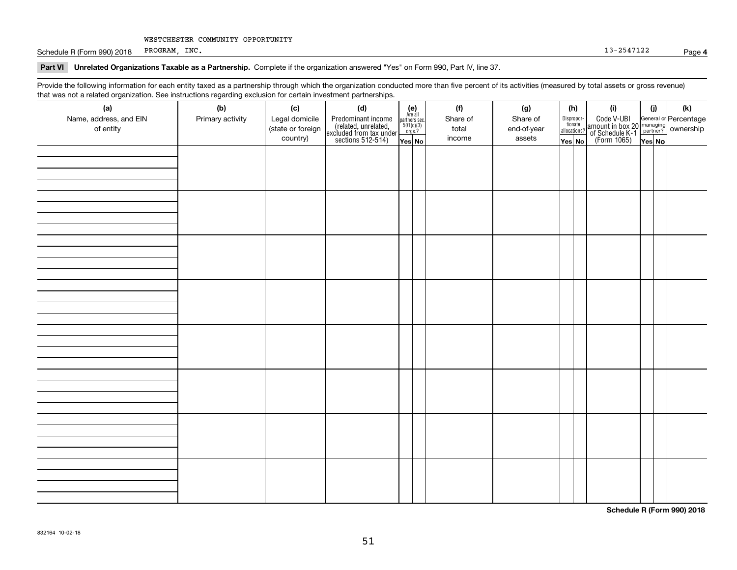WESTCHESTER COMMUNITY OPPORTUNITY PROGRAM, INC. 13-2547122

Schedule R (Form 990) 2018 Page **4**

**Part VI Unrelated Organizations Taxable as a Partnership.** Complete if the organization answered "Yes" on Form 990, Part IV, line 37.

Provide the following information for each entity taxed as a partnership through which the organization conducted more than five percent of its activities (measured by total assets or gross revenue) that was not a related organization. See instructions regarding exclusion for certain investment partnerships.

| (a) Name, address, and EIN of entity | (b) Primary activity | (c) Legal domicile (state or foreign country) | (d) Predominant income (related, unrelated, excluded from tax under sections 512-514) | (e) Are all partners sec. 501(c)(3) orgs.? Yes | (e) No | (f) Share of total income | (g) Share of end-of-year assets | (h) Disproportionate allocations? Yes | (h) No | (i) Code V-UBI amount in box 20 of Schedule K-1 (Form 1065) | (j) General or managing partner? Yes | (j) No | (k) Percentage ownership |
|---|---|---|---|---|---|---|---|---|---|---|---|---|---|
| | | | | | | | | | | | | | |
| | | | | | | | | | | | | | |
| | | | | | | | | | | | | | |
| | | | | | | | | | | | | | |
| | | | | | | | | | | | | | |
| | | | | | | | | | | | | | |
| | | | | | | | | | | | | | |
| | | | | | | | | | | | | | |

**Schedule R (Form 990) 2018**

832164 10-02-18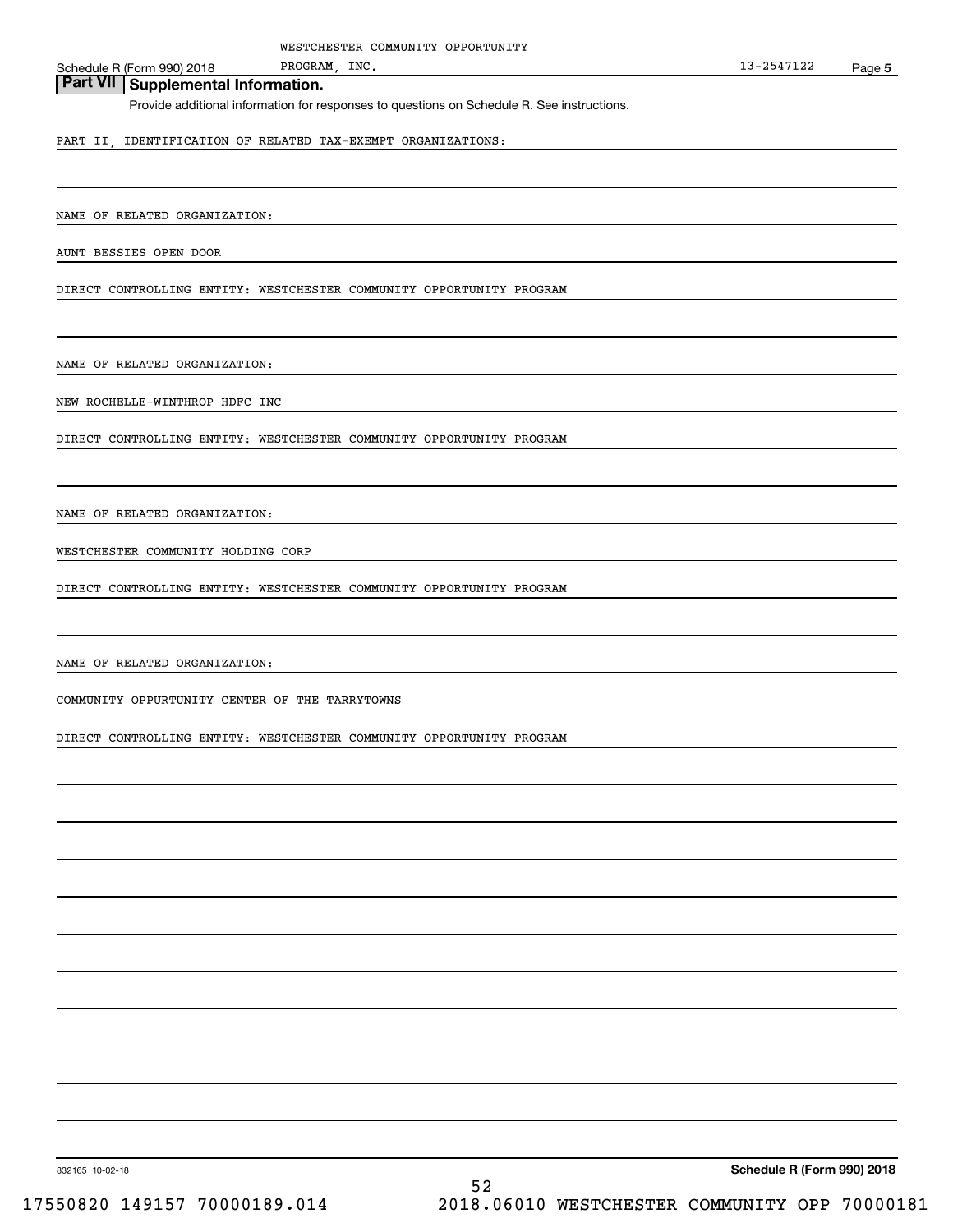## Part VII Supplemental Information.

Provide additional information for responses to questions on Schedule R. See instructions.

PART II, IDENTIFICATION OF RELATED TAX-EXEMPT ORGANIZATIONS:

NAME OF RELATED ORGANIZATION:

AUNT BESSIES OPEN DOOR

DIRECT CONTROLLING ENTITY: WESTCHESTER COMMUNITY OPPORTUNITY PROGRAM

NAME OF RELATED ORGANIZATION:

NEW ROCHELLE-WINTHROP HDFC INC

DIRECT CONTROLLING ENTITY: WESTCHESTER COMMUNITY OPPORTUNITY PROGRAM

NAME OF RELATED ORGANIZATION:

WESTCHESTER COMMUNITY HOLDING CORP

DIRECT CONTROLLING ENTITY: WESTCHESTER COMMUNITY OPPORTUNITY PROGRAM

NAME OF RELATED ORGANIZATION:

COMMUNITY OPPURTUNITY CENTER OF THE TARRYTOWNS

DIRECT CONTROLLING ENTITY: WESTCHESTER COMMUNITY OPPORTUNITY PROGRAM